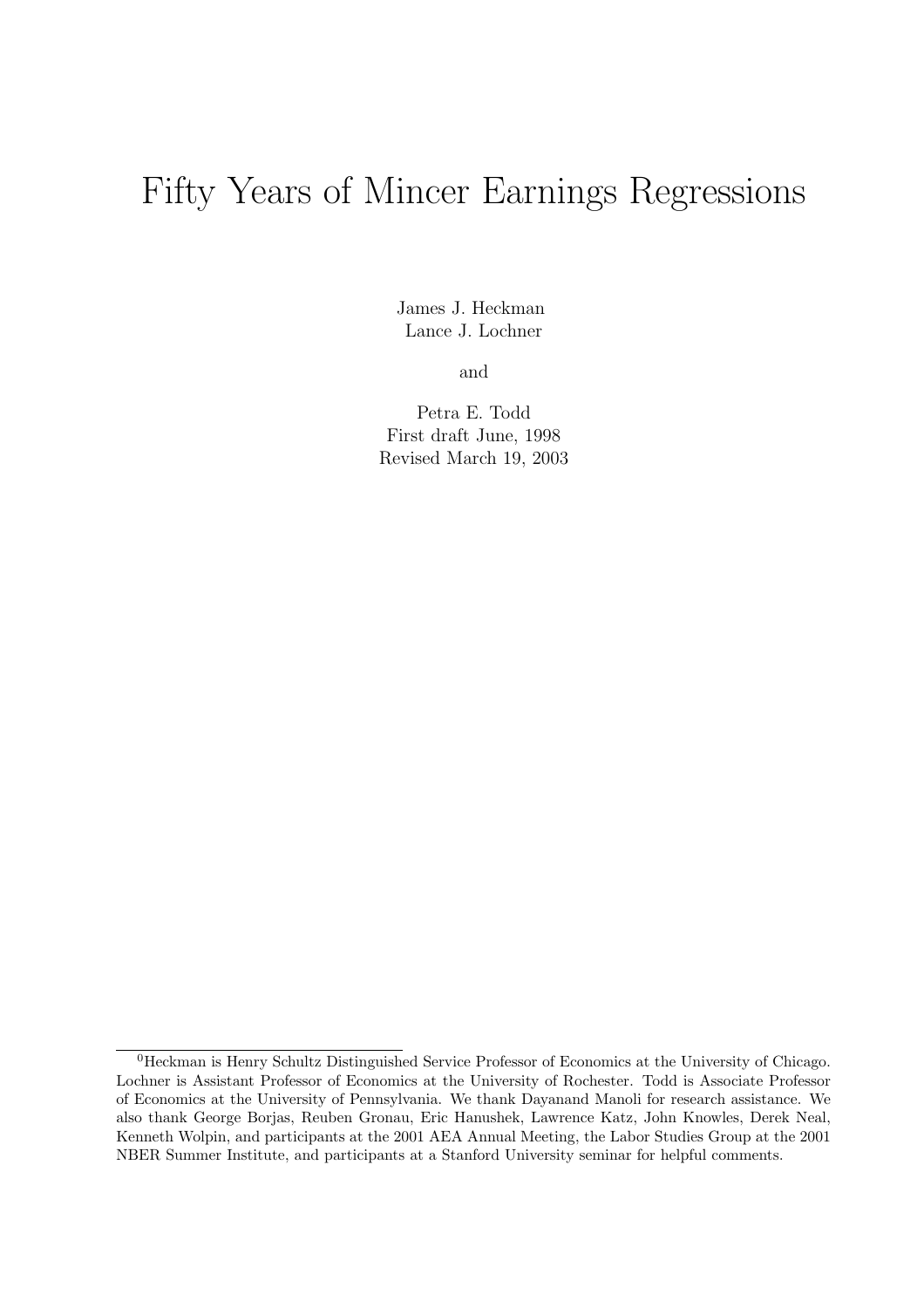# Fifty Years of Mincer Earnings Regressions

James J. Heckman
Lance J. Lochner

and

Petra E. Todd
First draft June, 1998
Revised March 19, 2003

[0] Heckman is Henry Schultz Distinguished Service Professor of Economics at the University of Chicago. Lochner is Assistant Professor of Economics at the University of Rochester. Todd is Associate Professor of Economics at the University of Pennsylvania. We thank Dayanand Manoli for research assistance. We also thank George Borjas, Reuben Gronau, Eric Hanushek, Lawrence Katz, John Knowles, Derek Neal, Kenneth Wolpin, and participants at the 2001 AEA Annual Meeting, the Labor Studies Group at the 2001 NBER Summer Institute, and participants at a Stanford University seminar for helpful comments.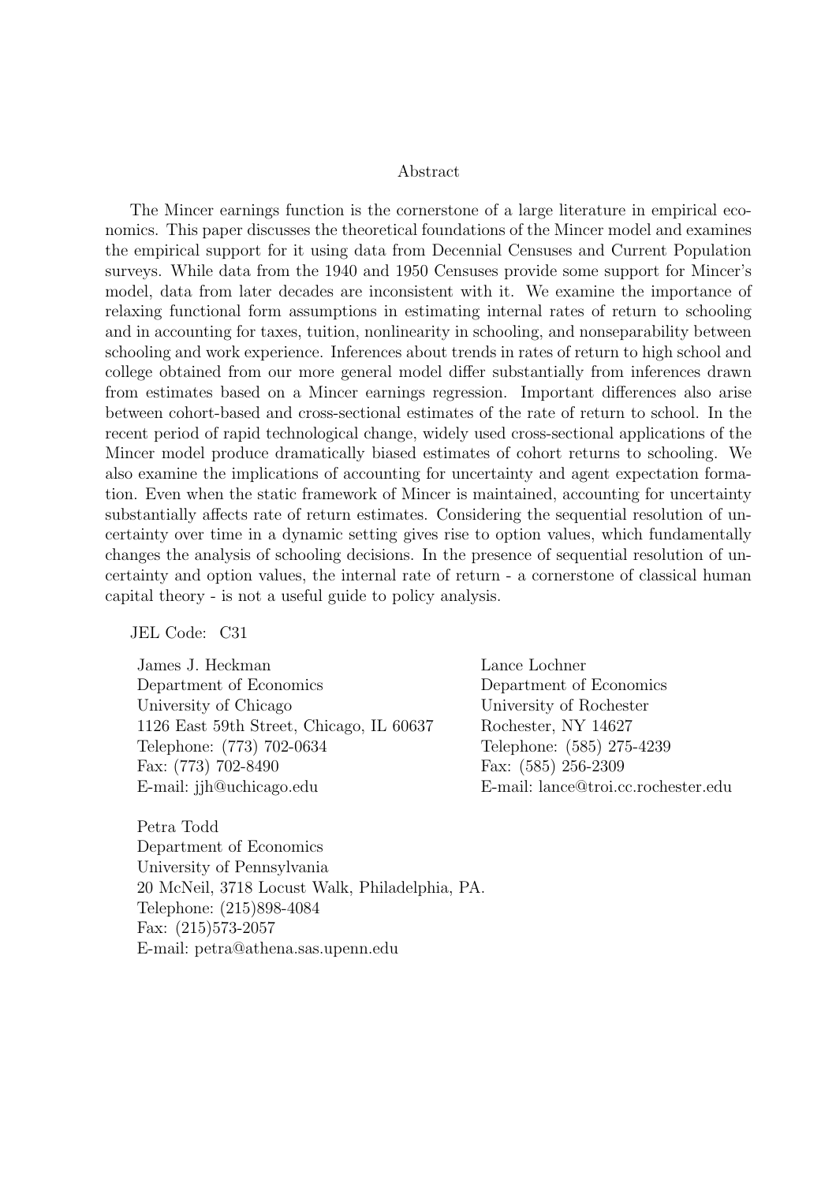## Abstract

The Mincer earnings function is the cornerstone of a large literature in empirical economics. This paper discusses the theoretical foundations of the Mincer model and examines the empirical support for it using data from Decennial Censuses and Current Population surveys. While data from the 1940 and 1950 Censuses provide some support for Mincer's model, data from later decades are inconsistent with it. We examine the importance of relaxing functional form assumptions in estimating internal rates of return to schooling and in accounting for taxes, tuition, nonlinearity in schooling, and nonseparability between schooling and work experience. Inferences about trends in rates of return to high school and college obtained from our more general model differ substantially from inferences drawn from estimates based on a Mincer earnings regression. Important differences also arise between cohort-based and cross-sectional estimates of the rate of return to school. In the recent period of rapid technological change, widely used cross-sectional applications of the Mincer model produce dramatically biased estimates of cohort returns to schooling. We also examine the implications of accounting for uncertainty and agent expectation formation. Even when the static framework of Mincer is maintained, accounting for uncertainty substantially affects rate of return estimates. Considering the sequential resolution of uncertainty over time in a dynamic setting gives rise to option values, which fundamentally changes the analysis of schooling decisions. In the presence of sequential resolution of uncertainty and option values, the internal rate of return - a cornerstone of classical human capital theory - is not a useful guide to policy analysis.

JEL Code: C31

James J. Heckman
Department of Economics
University of Chicago
1126 East 59th Street, Chicago, IL 60637
Telephone: (773) 702-0634
Fax: (773) 702-8490
E-mail: jjh@uchicago.edu

Lance Lochner
Department of Economics
University of Rochester
Rochester, NY 14627
Telephone: (585) 275-4239
Fax: (585) 256-2309
E-mail: lance@troi.cc.rochester.edu

Petra Todd
Department of Economics
University of Pennsylvania
20 McNeil, 3718 Locust Walk, Philadelphia, PA.
Telephone: (215)898-4084
Fax: (215)573-2057
E-mail: petra@athena.sas.upenn.edu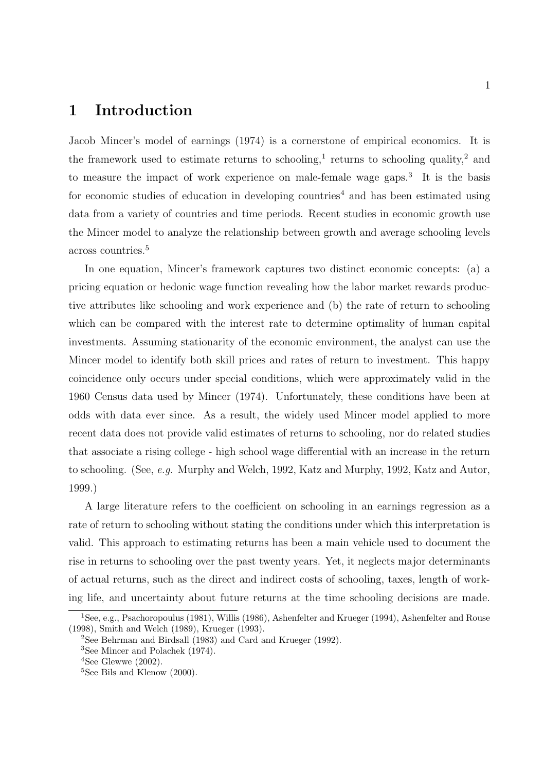# 1 Introduction

Jacob Mincer's model of earnings (1974) is a cornerstone of empirical economics. It is the framework used to estimate returns to schooling,[1] returns to schooling quality,[2] and to measure the impact of work experience on male-female wage gaps.[3] It is the basis for economic studies of education in developing countries[4] and has been estimated using data from a variety of countries and time periods. Recent studies in economic growth use the Mincer model to analyze the relationship between growth and average schooling levels across countries.[5]

In one equation, Mincer's framework captures two distinct economic concepts: (a) a pricing equation or hedonic wage function revealing how the labor market rewards productive attributes like schooling and work experience and (b) the rate of return to schooling which can be compared with the interest rate to determine optimality of human capital investments. Assuming stationarity of the economic environment, the analyst can use the Mincer model to identify both skill prices and rates of return to investment. This happy coincidence only occurs under special conditions, which were approximately valid in the 1960 Census data used by Mincer (1974). Unfortunately, these conditions have been at odds with data ever since. As a result, the widely used Mincer model applied to more recent data does not provide valid estimates of returns to schooling, nor do related studies that associate a rising college - high school wage differential with an increase in the return to schooling. (See, *e.g.* Murphy and Welch, 1992, Katz and Murphy, 1992, Katz and Autor, 1999.)

A large literature refers to the coefficient on schooling in an earnings regression as a rate of return to schooling without stating the conditions under which this interpretation is valid. This approach to estimating returns has been a main vehicle used to document the rise in returns to schooling over the past twenty years. Yet, it neglects major determinants of actual returns, such as the direct and indirect costs of schooling, taxes, length of working life, and uncertainty about future returns at the time schooling decisions are made.

[1] See, e.g., Psachoropoulus (1981), Willis (1986), Ashenfelter and Krueger (1994), Ashenfelter and Rouse (1998), Smith and Welch (1989), Krueger (1993).

[2] See Behrman and Birdsall (1983) and Card and Krueger (1992).

[3] See Mincer and Polachek (1974).

[4] See Glewwe (2002).

[5] See Bils and Klenow (2000).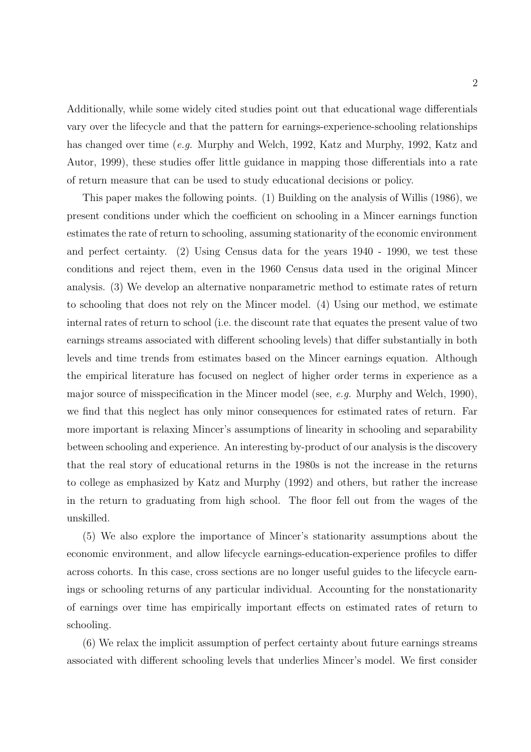Additionally, while some widely cited studies point out that educational wage differentials vary over the lifecycle and that the pattern for earnings-experience-schooling relationships has changed over time (*e.g.* Murphy and Welch, 1992, Katz and Murphy, 1992, Katz and Autor, 1999), these studies offer little guidance in mapping those differentials into a rate of return measure that can be used to study educational decisions or policy.

This paper makes the following points. (1) Building on the analysis of Willis (1986), we present conditions under which the coefficient on schooling in a Mincer earnings function estimates the rate of return to schooling, assuming stationarity of the economic environment and perfect certainty. (2) Using Census data for the years 1940 - 1990, we test these conditions and reject them, even in the 1960 Census data used in the original Mincer analysis. (3) We develop an alternative nonparametric method to estimate rates of return to schooling that does not rely on the Mincer model. (4) Using our method, we estimate internal rates of return to school (i.e. the discount rate that equates the present value of two earnings streams associated with different schooling levels) that differ substantially in both levels and time trends from estimates based on the Mincer earnings equation. Although the empirical literature has focused on neglect of higher order terms in experience as a major source of misspecification in the Mincer model (see, *e.g.* Murphy and Welch, 1990), we find that this neglect has only minor consequences for estimated rates of return. Far more important is relaxing Mincer's assumptions of linearity in schooling and separability between schooling and experience. An interesting by-product of our analysis is the discovery that the real story of educational returns in the 1980s is not the increase in the returns to college as emphasized by Katz and Murphy (1992) and others, but rather the increase in the return to graduating from high school. The floor fell out from the wages of the unskilled.

(5) We also explore the importance of Mincer's stationarity assumptions about the economic environment, and allow lifecycle earnings-education-experience profiles to differ across cohorts. In this case, cross sections are no longer useful guides to the lifecycle earnings or schooling returns of any particular individual. Accounting for the nonstationarity of earnings over time has empirically important effects on estimated rates of return to schooling.

(6) We relax the implicit assumption of perfect certainty about future earnings streams associated with different schooling levels that underlies Mincer's model. We first consider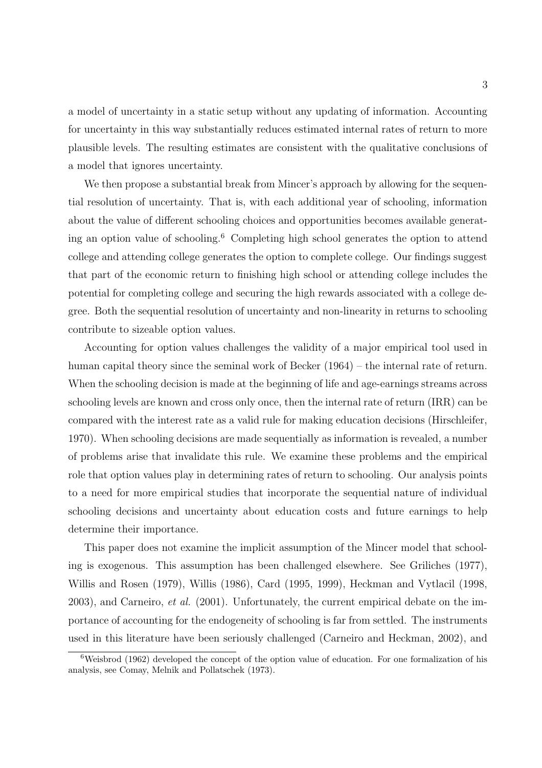a model of uncertainty in a static setup without any updating of information. Accounting for uncertainty in this way substantially reduces estimated internal rates of return to more plausible levels. The resulting estimates are consistent with the qualitative conclusions of a model that ignores uncertainty.

We then propose a substantial break from Mincer's approach by allowing for the sequential resolution of uncertainty. That is, with each additional year of schooling, information about the value of different schooling choices and opportunities becomes available generating an option value of schooling.[6] Completing high school generates the option to attend college and attending college generates the option to complete college. Our findings suggest that part of the economic return to finishing high school or attending college includes the potential for completing college and securing the high rewards associated with a college degree. Both the sequential resolution of uncertainty and non-linearity in returns to schooling contribute to sizeable option values.

Accounting for option values challenges the validity of a major empirical tool used in human capital theory since the seminal work of Becker (1964) – the internal rate of return. When the schooling decision is made at the beginning of life and age-earnings streams across schooling levels are known and cross only once, then the internal rate of return (IRR) can be compared with the interest rate as a valid rule for making education decisions (Hirschleifer, 1970). When schooling decisions are made sequentially as information is revealed, a number of problems arise that invalidate this rule. We examine these problems and the empirical role that option values play in determining rates of return to schooling. Our analysis points to a need for more empirical studies that incorporate the sequential nature of individual schooling decisions and uncertainty about education costs and future earnings to help determine their importance.

This paper does not examine the implicit assumption of the Mincer model that schooling is exogenous. This assumption has been challenged elsewhere. See Griliches (1977), Willis and Rosen (1979), Willis (1986), Card (1995, 1999), Heckman and Vytlacil (1998, 2003), and Carneiro, *et al.* (2001). Unfortunately, the current empirical debate on the importance of accounting for the endogeneity of schooling is far from settled. The instruments used in this literature have been seriously challenged (Carneiro and Heckman, 2002), and

[6] Weisbrod (1962) developed the concept of the option value of education. For one formalization of his analysis, see Comay, Melnik and Pollatschek (1973).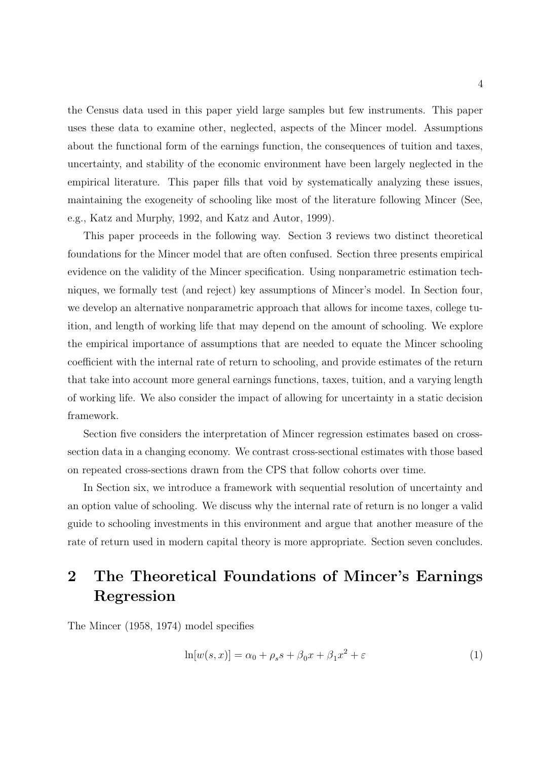the Census data used in this paper yield large samples but few instruments. This paper uses these data to examine other, neglected, aspects of the Mincer model. Assumptions about the functional form of the earnings function, the consequences of tuition and taxes, uncertainty, and stability of the economic environment have been largely neglected in the empirical literature. This paper fills that void by systematically analyzing these issues, maintaining the exogeneity of schooling like most of the literature following Mincer (See, e.g., Katz and Murphy, 1992, and Katz and Autor, 1999).

This paper proceeds in the following way. Section 3 reviews two distinct theoretical foundations for the Mincer model that are often confused. Section three presents empirical evidence on the validity of the Mincer specification. Using nonparametric estimation techniques, we formally test (and reject) key assumptions of Mincer's model. In Section four, we develop an alternative nonparametric approach that allows for income taxes, college tuition, and length of working life that may depend on the amount of schooling. We explore the empirical importance of assumptions that are needed to equate the Mincer schooling coefficient with the internal rate of return to schooling, and provide estimates of the return that take into account more general earnings functions, taxes, tuition, and a varying length of working life. We also consider the impact of allowing for uncertainty in a static decision framework.

Section five considers the interpretation of Mincer regression estimates based on cross-section data in a changing economy. We contrast cross-sectional estimates with those based on repeated cross-sections drawn from the CPS that follow cohorts over time.

In Section six, we introduce a framework with sequential resolution of uncertainty and an option value of schooling. We discuss why the internal rate of return is no longer a valid guide to schooling investments in this environment and argue that another measure of the rate of return used in modern capital theory is more appropriate. Section seven concludes.

# 2 The Theoretical Foundations of Mincer's Earnings Regression

The Mincer (1958, 1974) model specifies

$$\ln[w(s,x)] = \alpha_0 + \rho_s s + \beta_0 x + \beta_1 x^2 + \varepsilon \tag{1}$$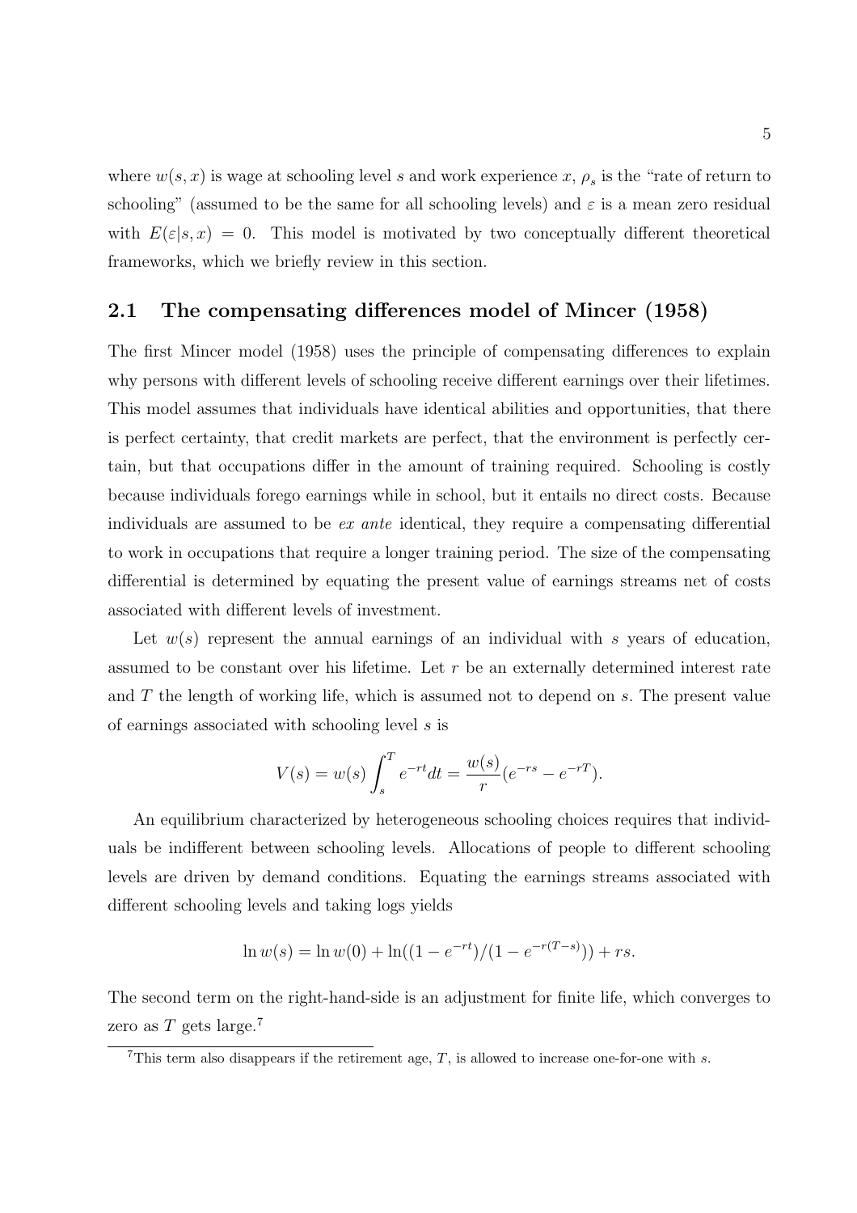where $w(s, x)$ is wage at schooling level $s$ and work experience $x$, $\rho_s$ is the "rate of return to schooling" (assumed to be the same for all schooling levels) and $\varepsilon$ is a mean zero residual with $E(\varepsilon|s, x) = 0$. This model is motivated by two conceptually different theoretical frameworks, which we briefly review in this section.

## 2.1 The compensating differences model of Mincer (1958)

The first Mincer model (1958) uses the principle of compensating differences to explain why persons with different levels of schooling receive different earnings over their lifetimes. This model assumes that individuals have identical abilities and opportunities, that there is perfect certainty, that credit markets are perfect, that the environment is perfectly certain, but that occupations differ in the amount of training required. Schooling is costly because individuals forego earnings while in school, but it entails no direct costs. Because individuals are assumed to be *ex ante* identical, they require a compensating differential to work in occupations that require a longer training period. The size of the compensating differential is determined by equating the present value of earnings streams net of costs associated with different levels of investment.

Let $w(s)$ represent the annual earnings of an individual with $s$ years of education, assumed to be constant over his lifetime. Let $r$ be an externally determined interest rate and $T$ the length of working life, which is assumed not to depend on $s$. The present value of earnings associated with schooling level $s$ is

$$V(s) = w(s) \int_s^T e^{-rt} dt = \frac{w(s)}{r}(e^{-rs} - e^{-rT}).$$

An equilibrium characterized by heterogeneous schooling choices requires that individuals be indifferent between schooling levels. Allocations of people to different schooling levels are driven by demand conditions. Equating the earnings streams associated with different schooling levels and taking logs yields

$$\ln w(s) = \ln w(0) + \ln((1 - e^{-rt})/(1 - e^{-r(T-s)})) + rs.$$

The second term on the right-hand-side is an adjustment for finite life, which converges to zero as $T$ gets large.[7]

[7]This term also disappears if the retirement age, $T$, is allowed to increase one-for-one with $s$.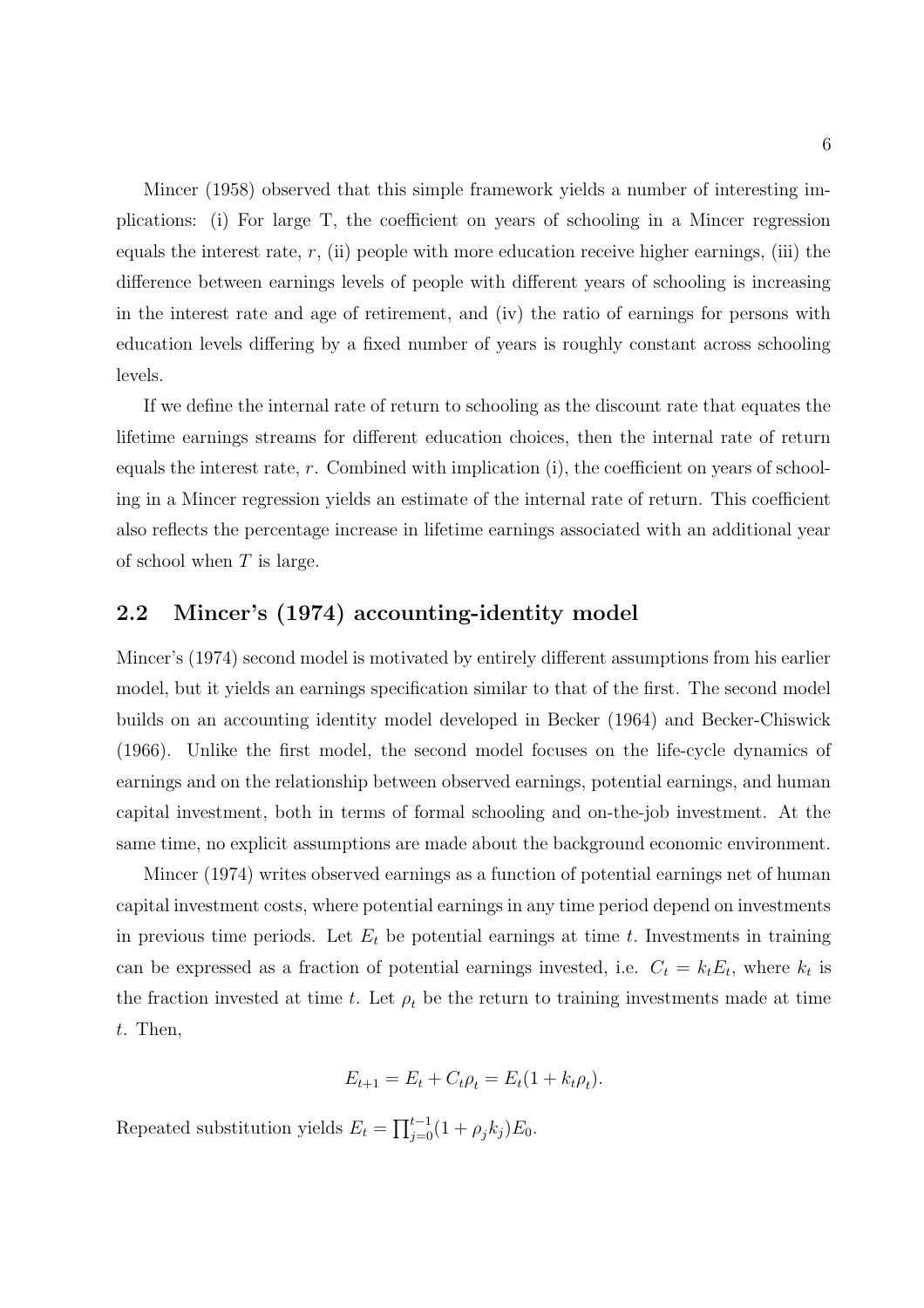Mincer (1958) observed that this simple framework yields a number of interesting implications: (i) For large T, the coefficient on years of schooling in a Mincer regression equals the interest rate, $r$, (ii) people with more education receive higher earnings, (iii) the difference between earnings levels of people with different years of schooling is increasing in the interest rate and age of retirement, and (iv) the ratio of earnings for persons with education levels differing by a fixed number of years is roughly constant across schooling levels.

If we define the internal rate of return to schooling as the discount rate that equates the lifetime earnings streams for different education choices, then the internal rate of return equals the interest rate, $r$. Combined with implication (i), the coefficient on years of schooling in a Mincer regression yields an estimate of the internal rate of return. This coefficient also reflects the percentage increase in lifetime earnings associated with an additional year of school when $T$ is large.

## 2.2 Mincer's (1974) accounting-identity model

Mincer's (1974) second model is motivated by entirely different assumptions from his earlier model, but it yields an earnings specification similar to that of the first. The second model builds on an accounting identity model developed in Becker (1964) and Becker-Chiswick (1966). Unlike the first model, the second model focuses on the life-cycle dynamics of earnings and on the relationship between observed earnings, potential earnings, and human capital investment, both in terms of formal schooling and on-the-job investment. At the same time, no explicit assumptions are made about the background economic environment.

Mincer (1974) writes observed earnings as a function of potential earnings net of human capital investment costs, where potential earnings in any time period depend on investments in previous time periods. Let $E_t$ be potential earnings at time $t$. Investments in training can be expressed as a fraction of potential earnings invested, i.e. $C_t = k_t E_t$, where $k_t$ is the fraction invested at time $t$. Let $\rho_t$ be the return to training investments made at time $t$. Then,

$$E_{t+1} = E_t + C_t \rho_t = E_t(1 + k_t \rho_t).$$

Repeated substitution yields $E_t = \prod_{j=0}^{t-1}(1 + \rho_j k_j)E_0$.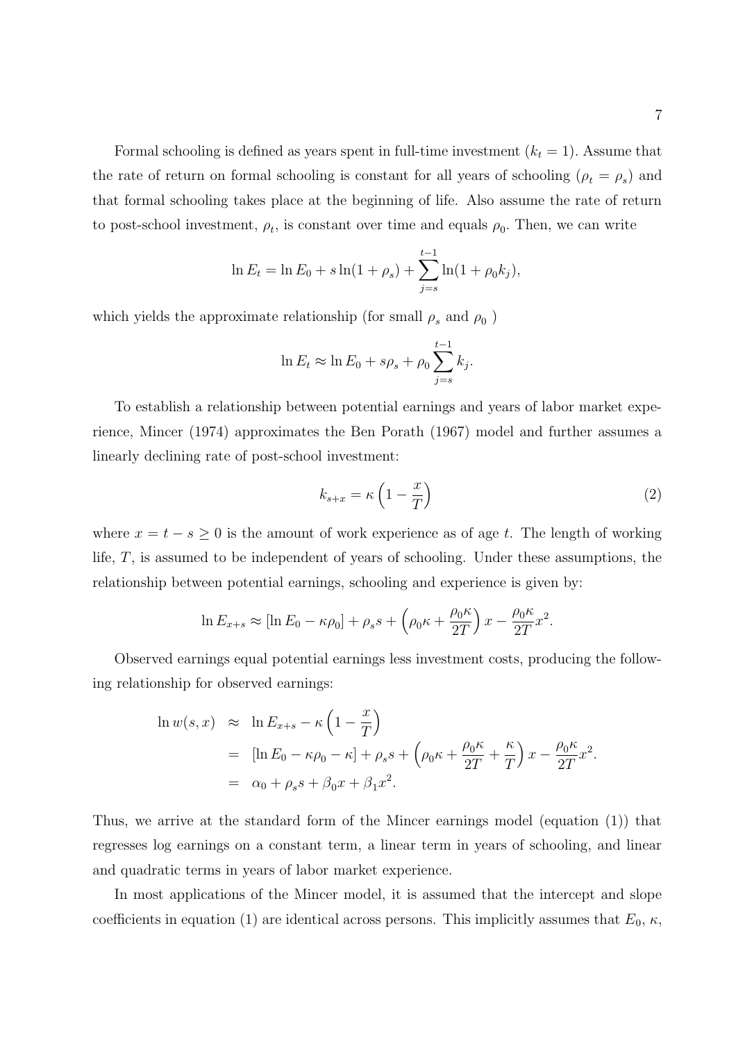Formal schooling is defined as years spent in full-time investment ($k_t = 1$). Assume that the rate of return on formal schooling is constant for all years of schooling ($\rho_t = \rho_s$) and that formal schooling takes place at the beginning of life. Also assume the rate of return to post-school investment, $\rho_t$, is constant over time and equals $\rho_0$. Then, we can write

$$\ln E_t = \ln E_0 + s \ln(1 + \rho_s) + \sum_{j=s}^{t-1} \ln(1 + \rho_0 k_j),$$

which yields the approximate relationship (for small $\rho_s$ and $\rho_0$ )

$$\ln E_t \approx \ln E_0 + s\rho_s + \rho_0 \sum_{j=s}^{t-1} k_j.$$

To establish a relationship between potential earnings and years of labor market experience, Mincer (1974) approximates the Ben Porath (1967) model and further assumes a linearly declining rate of post-school investment:

$$k_{s+x} = \kappa \left(1 - \frac{x}{T}\right) \tag{2}$$

where $x = t - s \geq 0$ is the amount of work experience as of age $t$. The length of working life, $T$, is assumed to be independent of years of schooling. Under these assumptions, the relationship between potential earnings, schooling and experience is given by:

$$\ln E_{x+s} \approx [\ln E_0 - \kappa\rho_0] + \rho_s s + \left(\rho_0\kappa + \frac{\rho_0\kappa}{2T}\right) x - \frac{\rho_0\kappa}{2T} x^2.$$

Observed earnings equal potential earnings less investment costs, producing the following relationship for observed earnings:

$$\begin{aligned}
\ln w(s, x) &\approx \ln E_{x+s} - \kappa \left(1 - \frac{x}{T}\right) \\
&= [\ln E_0 - \kappa\rho_0 - \kappa] + \rho_s s + \left(\rho_0\kappa + \frac{\rho_0\kappa}{2T} + \frac{\kappa}{T}\right) x - \frac{\rho_0\kappa}{2T} x^2. \\
&= \alpha_0 + \rho_s s + \beta_0 x + \beta_1 x^2.
\end{aligned}$$

Thus, we arrive at the standard form of the Mincer earnings model (equation (1)) that regresses log earnings on a constant term, a linear term in years of schooling, and linear and quadratic terms in years of labor market experience.

In most applications of the Mincer model, it is assumed that the intercept and slope coefficients in equation (1) are identical across persons. This implicitly assumes that $E_0$, $\kappa$,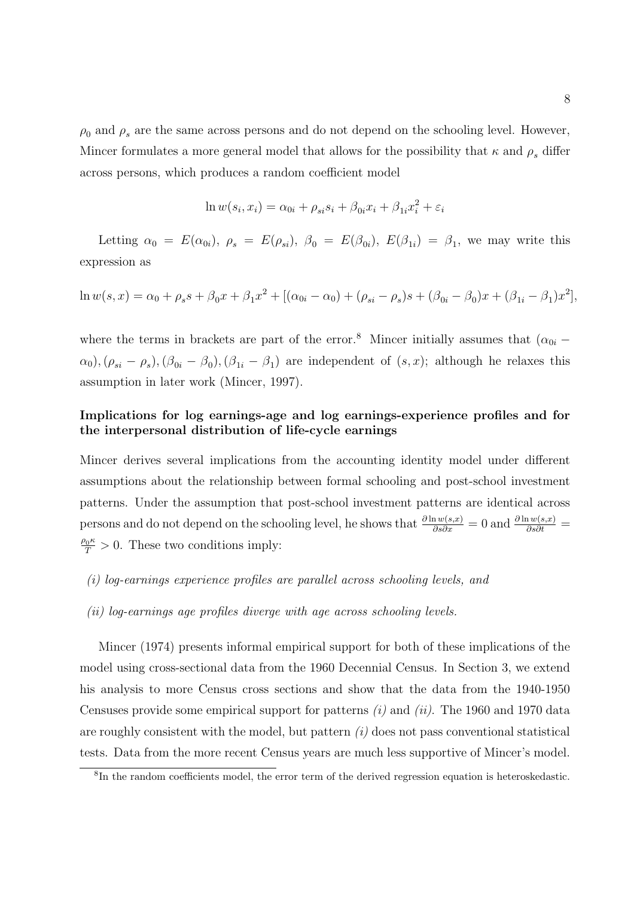$\rho_0$ and $\rho_s$ are the same across persons and do not depend on the schooling level. However, Mincer formulates a more general model that allows for the possibility that $\kappa$ and $\rho_s$ differ across persons, which produces a random coefficient model

$$\ln w(s_i, x_i) = \alpha_{0i} + \rho_{si} s_i + \beta_{0i} x_i + \beta_{1i} x_i^2 + \varepsilon_i$$

Letting $\alpha_0 = E(\alpha_{0i})$, $\rho_s = E(\rho_{si})$, $\beta_0 = E(\beta_{0i})$, $E(\beta_{1i}) = \beta_1$, we may write this expression as

$$\ln w(s,x) = \alpha_0 + \rho_s s + \beta_0 x + \beta_1 x^2 + [(\alpha_{0i} - \alpha_0) + (\rho_{si} - \rho_s)s + (\beta_{0i} - \beta_0)x + (\beta_{1i} - \beta_1)x^2],$$

where the terms in brackets are part of the error.[8] Mincer initially assumes that $(\alpha_{0i} - \alpha_0), (\rho_{si} - \rho_s), (\beta_{0i} - \beta_0), (\beta_{1i} - \beta_1)$ are independent of $(s, x)$; although he relaxes this assumption in later work (Mincer, 1997).

**Implications for log earnings-age and log earnings-experience profiles and for the interpersonal distribution of life-cycle earnings**

Mincer derives several implications from the accounting identity model under different assumptions about the relationship between formal schooling and post-school investment patterns. Under the assumption that post-school investment patterns are identical across persons and do not depend on the schooling level, he shows that $\frac{\partial \ln w(s,x)}{\partial s \partial x} = 0$ and $\frac{\partial \ln w(s,x)}{\partial s \partial t} = \frac{\rho_0 \kappa}{T} > 0$. These two conditions imply:

*(i) log-earnings experience profiles are parallel across schooling levels, and*

*(ii) log-earnings age profiles diverge with age across schooling levels.*

Mincer (1974) presents informal empirical support for both of these implications of the model using cross-sectional data from the 1960 Decennial Census. In Section 3, we extend his analysis to more Census cross sections and show that the data from the 1940-1950 Censuses provide some empirical support for patterns *(i)* and *(ii)*. The 1960 and 1970 data are roughly consistent with the model, but pattern *(i)* does not pass conventional statistical tests. Data from the more recent Census years are much less supportive of Mincer's model.

[8]In the random coefficients model, the error term of the derived regression equation is heteroskedastic.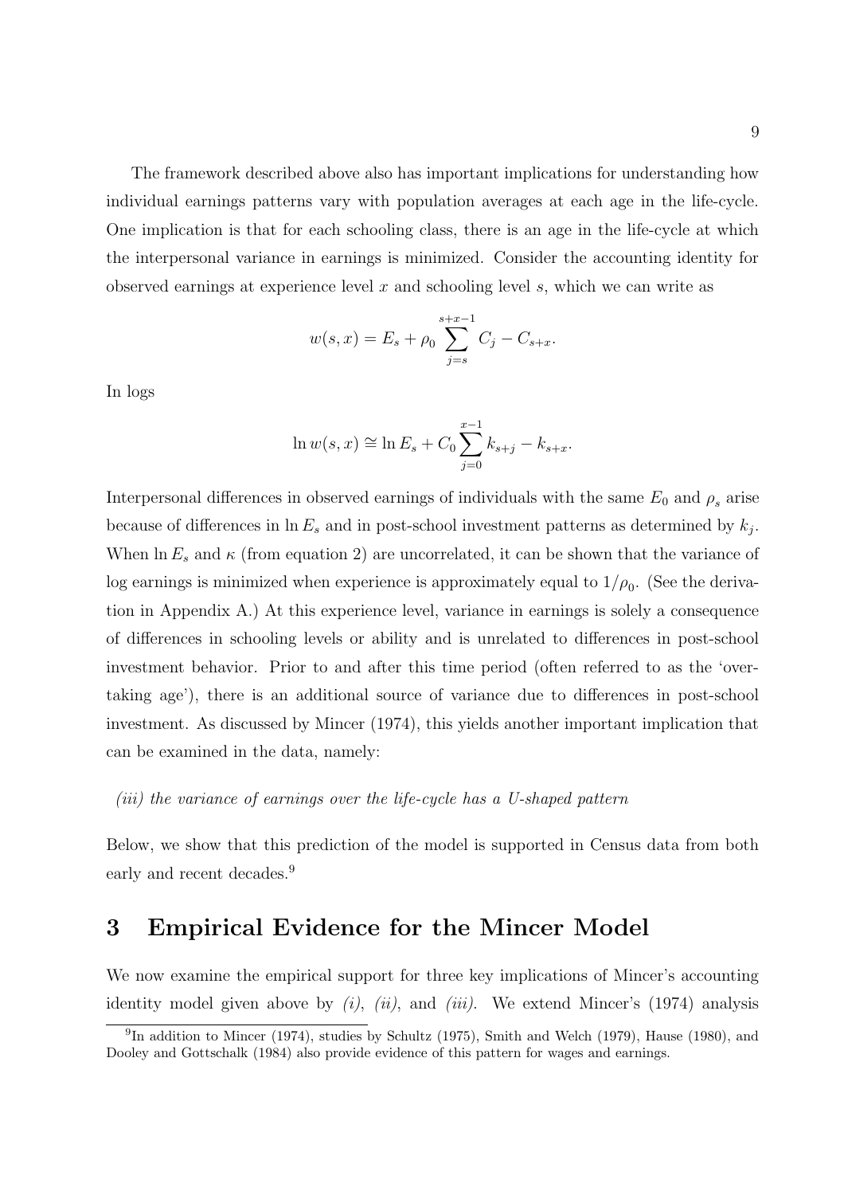The framework described above also has important implications for understanding how individual earnings patterns vary with population averages at each age in the life-cycle. One implication is that for each schooling class, there is an age in the life-cycle at which the interpersonal variance in earnings is minimized. Consider the accounting identity for observed earnings at experience level $x$ and schooling level $s$, which we can write as

$$w(s,x) = E_s + \rho_0 \sum_{j=s}^{s+x-1} C_j - C_{s+x}.$$

In logs

$$\ln w(s,x) \cong \ln E_s + C_0 \sum_{j=0}^{x-1} k_{s+j} - k_{s+x}.$$

Interpersonal differences in observed earnings of individuals with the same $E_0$ and $\rho_s$ arise because of differences in $\ln E_s$ and in post-school investment patterns as determined by $k_j$. When $\ln E_s$ and $\kappa$ (from equation 2) are uncorrelated, it can be shown that the variance of log earnings is minimized when experience is approximately equal to $1/\rho_0$. (See the derivation in Appendix A.) At this experience level, variance in earnings is solely a consequence of differences in schooling levels or ability and is unrelated to differences in post-school investment behavior. Prior to and after this time period (often referred to as the 'overtaking age'), there is an additional source of variance due to differences in post-school investment. As discussed by Mincer (1974), this yields another important implication that can be examined in the data, namely:

*(iii) the variance of earnings over the life-cycle has a U-shaped pattern*

Below, we show that this prediction of the model is supported in Census data from both early and recent decades.[9]

# 3 Empirical Evidence for the Mincer Model

We now examine the empirical support for three key implications of Mincer's accounting identity model given above by *(i)*, *(ii)*, and *(iii)*. We extend Mincer's (1974) analysis

[9] In addition to Mincer (1974), studies by Schultz (1975), Smith and Welch (1979), Hause (1980), and Dooley and Gottschalk (1984) also provide evidence of this pattern for wages and earnings.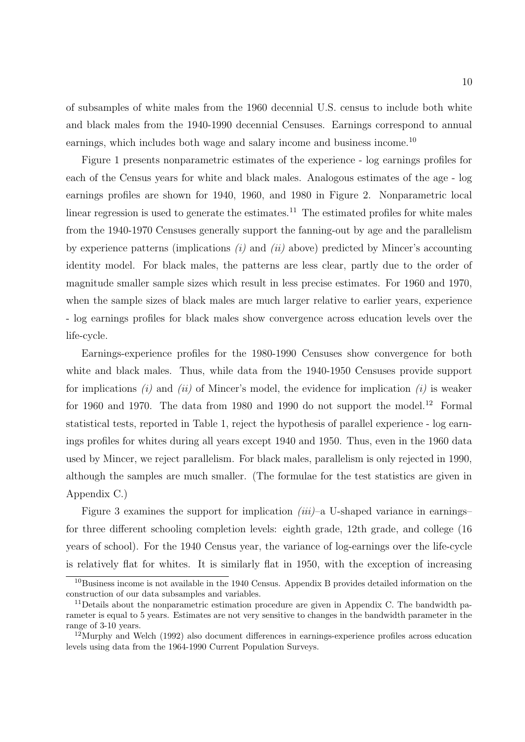of subsamples of white males from the 1960 decennial U.S. census to include both white and black males from the 1940-1990 decennial Censuses. Earnings correspond to annual earnings, which includes both wage and salary income and business income.[10]

Figure 1 presents nonparametric estimates of the experience - log earnings profiles for each of the Census years for white and black males. Analogous estimates of the age - log earnings profiles are shown for 1940, 1960, and 1980 in Figure 2. Nonparametric local linear regression is used to generate the estimates.[11] The estimated profiles for white males from the 1940-1970 Censuses generally support the fanning-out by age and the parallelism by experience patterns (implications *(i)* and *(ii)* above) predicted by Mincer's accounting identity model. For black males, the patterns are less clear, partly due to the order of magnitude smaller sample sizes which result in less precise estimates. For 1960 and 1970, when the sample sizes of black males are much larger relative to earlier years, experience - log earnings profiles for black males show convergence across education levels over the life-cycle.

Earnings-experience profiles for the 1980-1990 Censuses show convergence for both white and black males. Thus, while data from the 1940-1950 Censuses provide support for implications *(i)* and *(ii)* of Mincer's model, the evidence for implication *(i)* is weaker for 1960 and 1970. The data from 1980 and 1990 do not support the model.[12] Formal statistical tests, reported in Table 1, reject the hypothesis of parallel experience - log earnings profiles for whites during all years except 1940 and 1950. Thus, even in the 1960 data used by Mincer, we reject parallelism. For black males, parallelism is only rejected in 1990, although the samples are much smaller. (The formulae for the test statistics are given in Appendix C.)

Figure 3 examines the support for implication *(iii)*–a U-shaped variance in earnings– for three different schooling completion levels: eighth grade, 12th grade, and college (16 years of school). For the 1940 Census year, the variance of log-earnings over the life-cycle is relatively flat for whites. It is similarly flat in 1950, with the exception of increasing

[10]Business income is not available in the 1940 Census. Appendix B provides detailed information on the construction of our data subsamples and variables.

[11]Details about the nonparametric estimation procedure are given in Appendix C. The bandwidth parameter is equal to 5 years. Estimates are not very sensitive to changes in the bandwidth parameter in the range of 3-10 years.

[12]Murphy and Welch (1992) also document differences in earnings-experience profiles across education levels using data from the 1964-1990 Current Population Surveys.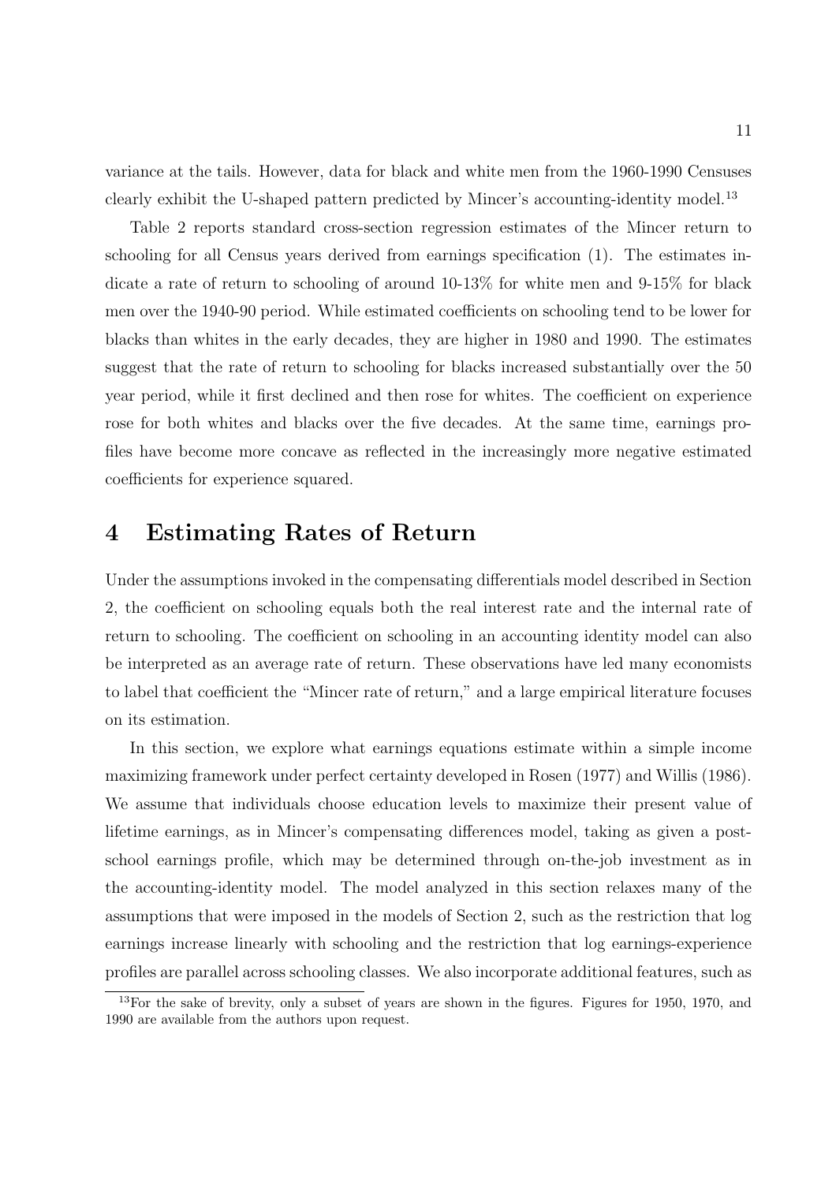variance at the tails. However, data for black and white men from the 1960-1990 Censuses clearly exhibit the U-shaped pattern predicted by Mincer's accounting-identity model.[13]

Table 2 reports standard cross-section regression estimates of the Mincer return to schooling for all Census years derived from earnings specification (1). The estimates indicate a rate of return to schooling of around 10-13% for white men and 9-15% for black men over the 1940-90 period. While estimated coefficients on schooling tend to be lower for blacks than whites in the early decades, they are higher in 1980 and 1990. The estimates suggest that the rate of return to schooling for blacks increased substantially over the 50 year period, while it first declined and then rose for whites. The coefficient on experience rose for both whites and blacks over the five decades. At the same time, earnings profiles have become more concave as reflected in the increasingly more negative estimated coefficients for experience squared.

# 4 Estimating Rates of Return

Under the assumptions invoked in the compensating differentials model described in Section 2, the coefficient on schooling equals both the real interest rate and the internal rate of return to schooling. The coefficient on schooling in an accounting identity model can also be interpreted as an average rate of return. These observations have led many economists to label that coefficient the "Mincer rate of return," and a large empirical literature focuses on its estimation.

In this section, we explore what earnings equations estimate within a simple income maximizing framework under perfect certainty developed in Rosen (1977) and Willis (1986). We assume that individuals choose education levels to maximize their present value of lifetime earnings, as in Mincer's compensating differences model, taking as given a post-school earnings profile, which may be determined through on-the-job investment as in the accounting-identity model. The model analyzed in this section relaxes many of the assumptions that were imposed in the models of Section 2, such as the restriction that log earnings increase linearly with schooling and the restriction that log earnings-experience profiles are parallel across schooling classes. We also incorporate additional features, such as

[13] For the sake of brevity, only a subset of years are shown in the figures. Figures for 1950, 1970, and 1990 are available from the authors upon request.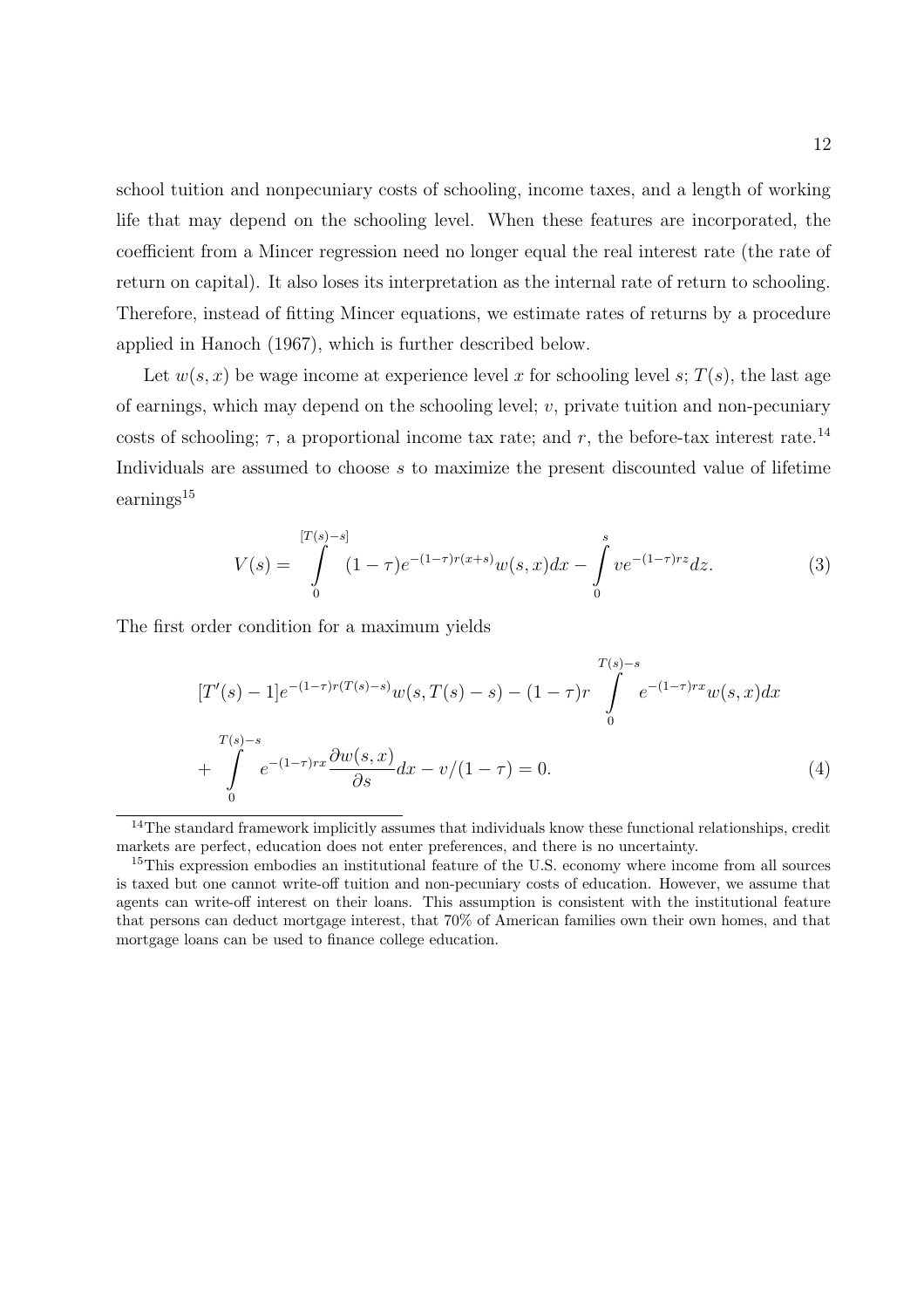school tuition and nonpecuniary costs of schooling, income taxes, and a length of working life that may depend on the schooling level. When these features are incorporated, the coefficient from a Mincer regression need no longer equal the real interest rate (the rate of return on capital). It also loses its interpretation as the internal rate of return to schooling. Therefore, instead of fitting Mincer equations, we estimate rates of returns by a procedure applied in Hanoch (1967), which is further described below.

Let $w(s, x)$ be wage income at experience level $x$ for schooling level $s$; $T(s)$, the last age of earnings, which may depend on the schooling level; $v$, private tuition and non-pecuniary costs of schooling; $\tau$, a proportional income tax rate; and $r$, the before-tax interest rate.[14] Individuals are assumed to choose $s$ to maximize the present discounted value of lifetime earnings[15]

$$V(s) = \int_{0}^{[T(s)-s]} (1-\tau)e^{-(1-\tau)r(x+s)} w(s,x)dx - \int_{0}^{s} ve^{-(1-\tau)rz}dz. \tag{3}$$

The first order condition for a maximum yields

$$[T'(s)-1]e^{-(1-\tau)r(T(s)-s)}w(s,T(s)-s) - (1-\tau)r \int_{0}^{T(s)-s} e^{-(1-\tau)rx} w(s,x)dx$$
$$+ \int_{0}^{T(s)-s} e^{-(1-\tau)rx} \frac{\partial w(s,x)}{\partial s} dx - v/(1-\tau) = 0. \tag{4}$$

[14] The standard framework implicitly assumes that individuals know these functional relationships, credit markets are perfect, education does not enter preferences, and there is no uncertainty.

[15] This expression embodies an institutional feature of the U.S. economy where income from all sources is taxed but one cannot write-off tuition and non-pecuniary costs of education. However, we assume that agents can write-off interest on their loans. This assumption is consistent with the institutional feature that persons can deduct mortgage interest, that 70% of American families own their own homes, and that mortgage loans can be used to finance college education.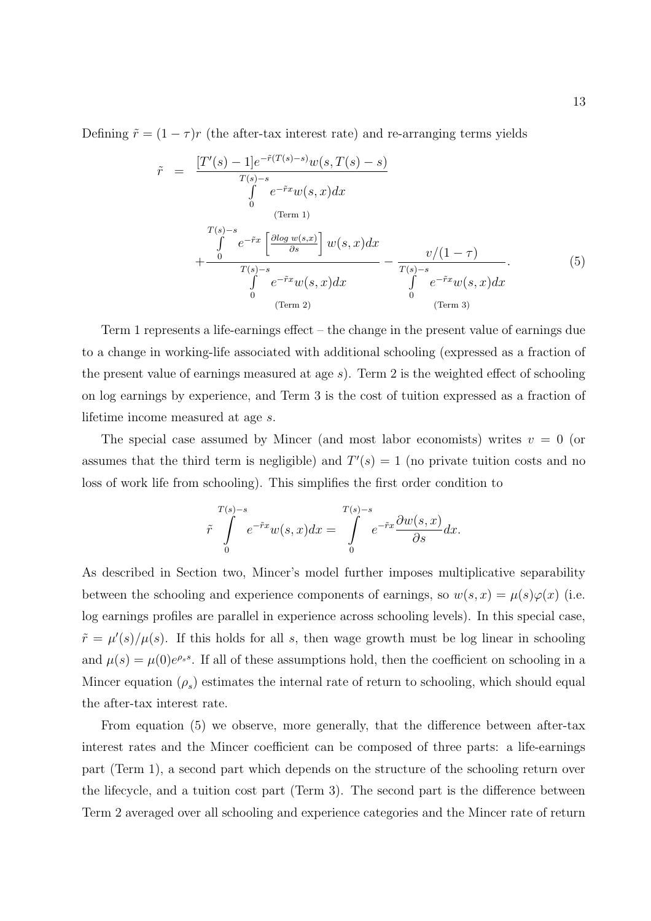Defining $\tilde{r} = (1-\tau)r$ (the after-tax interest rate) and re-arranging terms yields

$$
\begin{aligned}
\tilde{r} \;=\; & \underbrace{\frac{[T'(s)-1]e^{-\tilde{r}(T(s)-s)}w(s,T(s)-s)}{\int_0^{T(s)-s} e^{-\tilde{r}x}w(s,x)dx}}_{\text{(Term 1)}} \\
& + \underbrace{\frac{\int_0^{T(s)-s} e^{-\tilde{r}x}\left[\frac{\partial \log w(s,x)}{\partial s}\right]w(s,x)dx}{\int_0^{T(s)-s} e^{-\tilde{r}x}w(s,x)dx}}_{\text{(Term 2)}} - \underbrace{\frac{v/(1-\tau)}{\int_0^{T(s)-s} e^{-\tilde{r}x}w(s,x)dx}}_{\text{(Term 3)}}. \qquad (5)
\end{aligned}
$$

Term 1 represents a life-earnings effect – the change in the present value of earnings due to a change in working-life associated with additional schooling (expressed as a fraction of the present value of earnings measured at age $s$). Term 2 is the weighted effect of schooling on log earnings by experience, and Term 3 is the cost of tuition expressed as a fraction of lifetime income measured at age $s$.

The special case assumed by Mincer (and most labor economists) writes $v = 0$ (or assumes that the third term is negligible) and $T'(s) = 1$ (no private tuition costs and no loss of work life from schooling). This simplifies the first order condition to

$$
\tilde{r}\int_0^{T(s)-s} e^{-\tilde{r}x}w(s,x)dx = \int_0^{T(s)-s} e^{-\tilde{r}x}\frac{\partial w(s,x)}{\partial s}dx.
$$

As described in Section two, Mincer's model further imposes multiplicative separability between the schooling and experience components of earnings, so $w(s,x) = \mu(s)\varphi(x)$ (i.e. log earnings profiles are parallel in experience across schooling levels). In this special case, $\tilde{r} = \mu'(s)/\mu(s)$. If this holds for all $s$, then wage growth must be log linear in schooling and $\mu(s) = \mu(0)e^{\rho_s s}$. If all of these assumptions hold, then the coefficient on schooling in a Mincer equation ($\rho_s$) estimates the internal rate of return to schooling, which should equal the after-tax interest rate.

From equation (5) we observe, more generally, that the difference between after-tax interest rates and the Mincer coefficient can be composed of three parts: a life-earnings part (Term 1), a second part which depends on the structure of the schooling return over the lifecycle, and a tuition cost part (Term 3). The second part is the difference between Term 2 averaged over all schooling and experience categories and the Mincer rate of return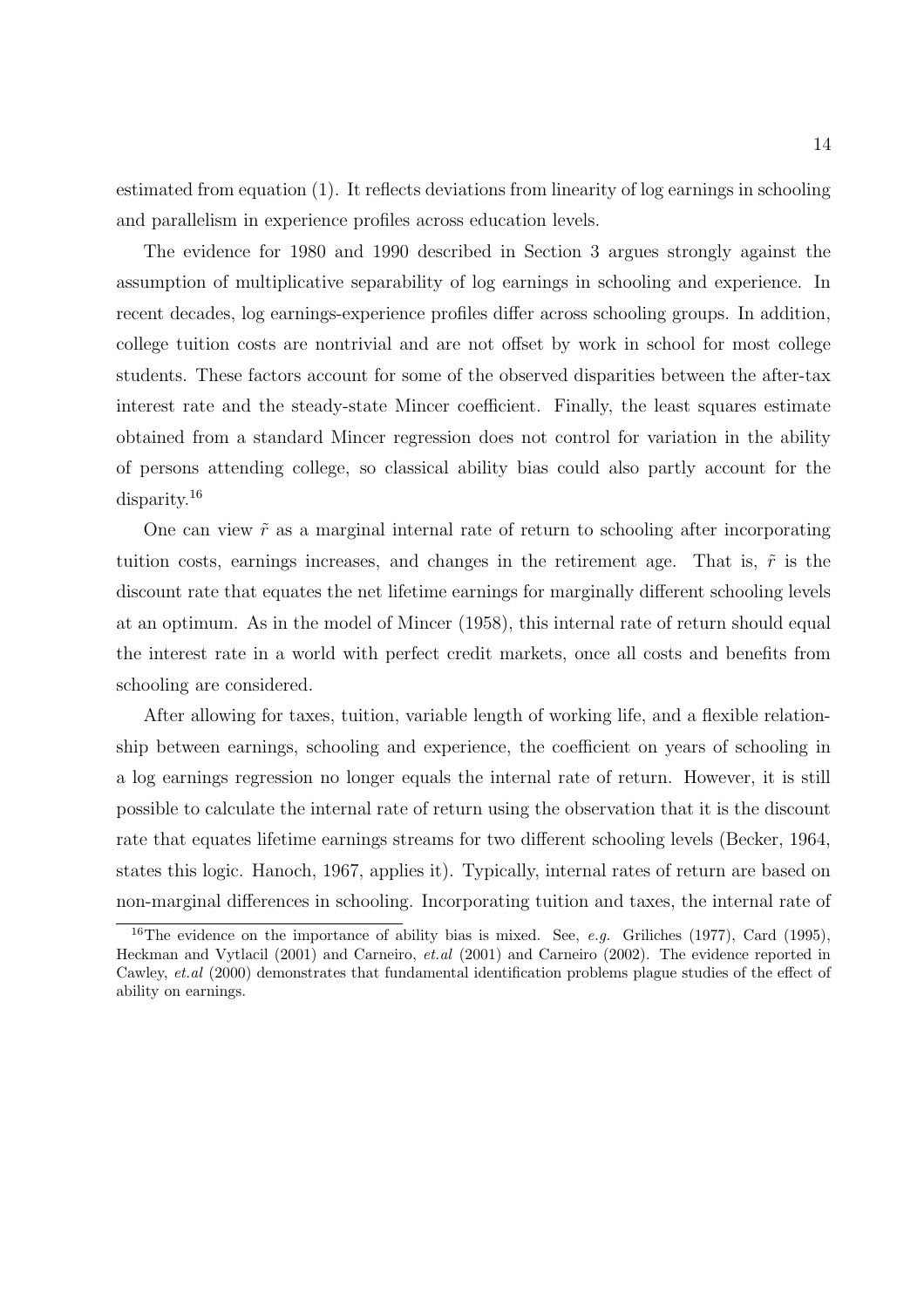estimated from equation (1). It reflects deviations from linearity of log earnings in schooling and parallelism in experience profiles across education levels.

The evidence for 1980 and 1990 described in Section 3 argues strongly against the assumption of multiplicative separability of log earnings in schooling and experience. In recent decades, log earnings-experience profiles differ across schooling groups. In addition, college tuition costs are nontrivial and are not offset by work in school for most college students. These factors account for some of the observed disparities between the after-tax interest rate and the steady-state Mincer coefficient. Finally, the least squares estimate obtained from a standard Mincer regression does not control for variation in the ability of persons attending college, so classical ability bias could also partly account for the disparity.[16]

One can view $\tilde{r}$ as a marginal internal rate of return to schooling after incorporating tuition costs, earnings increases, and changes in the retirement age. That is, $\tilde{r}$ is the discount rate that equates the net lifetime earnings for marginally different schooling levels at an optimum. As in the model of Mincer (1958), this internal rate of return should equal the interest rate in a world with perfect credit markets, once all costs and benefits from schooling are considered.

After allowing for taxes, tuition, variable length of working life, and a flexible relationship between earnings, schooling and experience, the coefficient on years of schooling in a log earnings regression no longer equals the internal rate of return. However, it is still possible to calculate the internal rate of return using the observation that it is the discount rate that equates lifetime earnings streams for two different schooling levels (Becker, 1964, states this logic. Hanoch, 1967, applies it). Typically, internal rates of return are based on non-marginal differences in schooling. Incorporating tuition and taxes, the internal rate of

[16]The evidence on the importance of ability bias is mixed. See, *e.g.* Griliches (1977), Card (1995), Heckman and Vytlacil (2001) and Carneiro, *et.al* (2001) and Carneiro (2002). The evidence reported in Cawley, *et.al* (2000) demonstrates that fundamental identification problems plague studies of the effect of ability on earnings.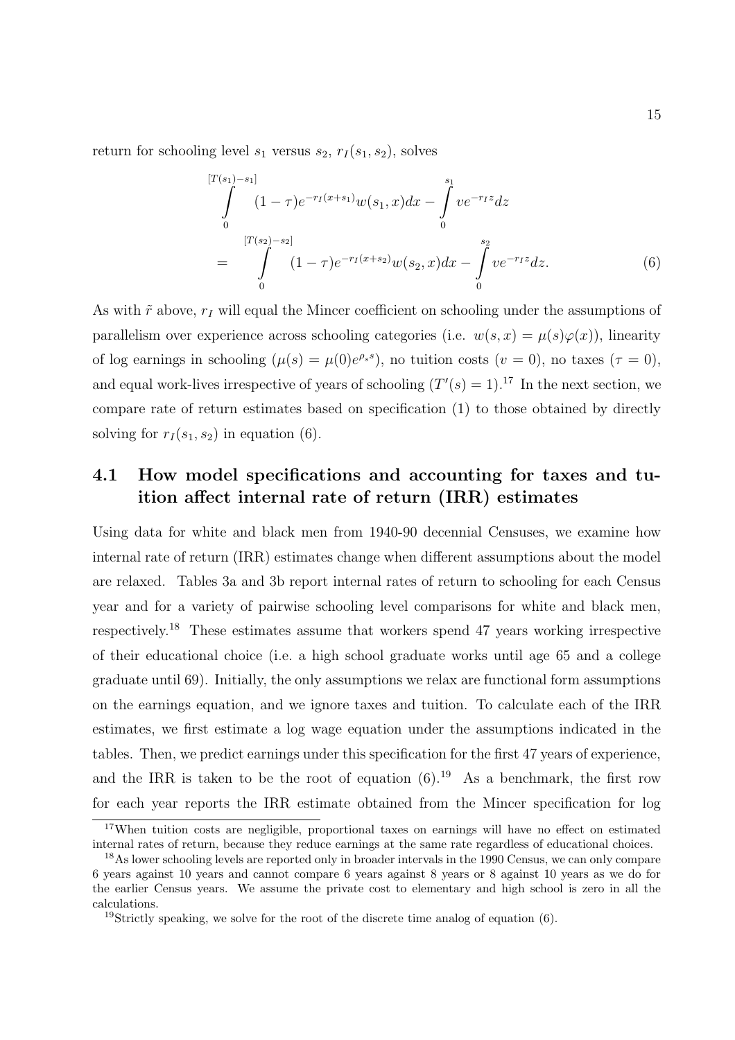return for schooling level $s_1$ versus $s_2$, $r_I(s_1, s_2)$, solves

$$
\begin{aligned}
&\int_0^{[T(s_1)-s_1]} (1-\tau)e^{-r_I(x+s_1)}w(s_1,x)dx - \int_0^{s_1} ve^{-r_I z}dz \\
= &\int_0^{[T(s_2)-s_2]} (1-\tau)e^{-r_I(x+s_2)}w(s_2,x)dx - \int_0^{s_2} ve^{-r_I z}dz. \qquad (6)
\end{aligned}
$$

As with $\tilde{r}$ above, $r_I$ will equal the Mincer coefficient on schooling under the assumptions of parallelism over experience across schooling categories (i.e. $w(s,x) = \mu(s)\varphi(x)$), linearity of log earnings in schooling ($\mu(s) = \mu(0)e^{\rho_s s}$), no tuition costs ($v = 0$), no taxes ($\tau = 0$), and equal work-lives irrespective of years of schooling ($T'(s) = 1$).[17] In the next section, we compare rate of return estimates based on specification (1) to those obtained by directly solving for $r_I(s_1, s_2)$ in equation (6).

## 4.1 How model specifications and accounting for taxes and tuition affect internal rate of return (IRR) estimates

Using data for white and black men from 1940-90 decennial Censuses, we examine how internal rate of return (IRR) estimates change when different assumptions about the model are relaxed. Tables 3a and 3b report internal rates of return to schooling for each Census year and for a variety of pairwise schooling level comparisons for white and black men, respectively.[18] These estimates assume that workers spend 47 years working irrespective of their educational choice (i.e. a high school graduate works until age 65 and a college graduate until 69). Initially, the only assumptions we relax are functional form assumptions on the earnings equation, and we ignore taxes and tuition. To calculate each of the IRR estimates, we first estimate a log wage equation under the assumptions indicated in the tables. Then, we predict earnings under this specification for the first 47 years of experience, and the IRR is taken to be the root of equation (6).[19] As a benchmark, the first row for each year reports the IRR estimate obtained from the Mincer specification for log

---

[17] When tuition costs are negligible, proportional taxes on earnings will have no effect on estimated internal rates of return, because they reduce earnings at the same rate regardless of educational choices.

[18] As lower schooling levels are reported only in broader intervals in the 1990 Census, we can only compare 6 years against 10 years and cannot compare 6 years against 8 years or 8 against 10 years as we do for the earlier Census years. We assume the private cost to elementary and high school is zero in all the calculations.

[19] Strictly speaking, we solve for the root of the discrete time analog of equation (6).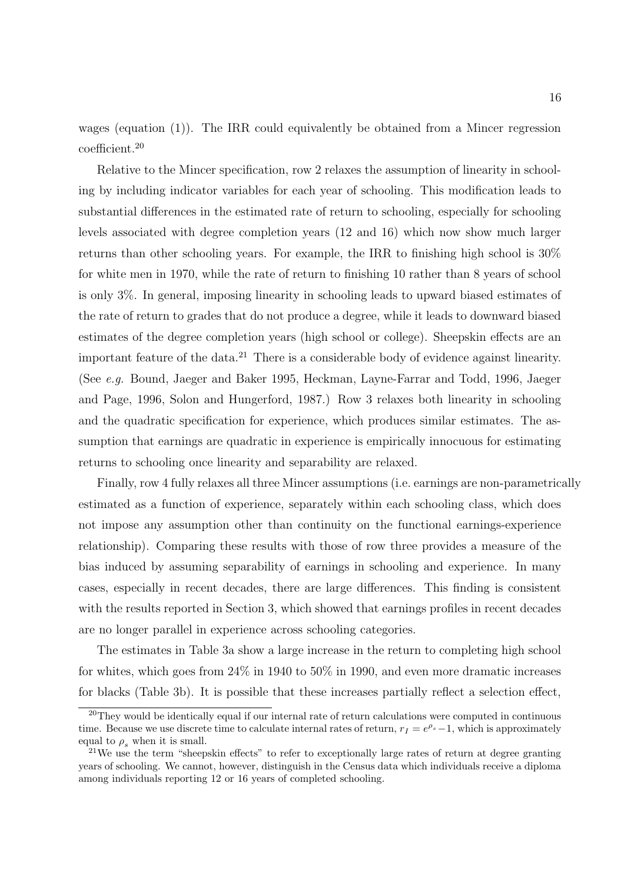wages (equation (1)). The IRR could equivalently be obtained from a Mincer regression coefficient.[20]

Relative to the Mincer specification, row 2 relaxes the assumption of linearity in schooling by including indicator variables for each year of schooling. This modification leads to substantial differences in the estimated rate of return to schooling, especially for schooling levels associated with degree completion years (12 and 16) which now show much larger returns than other schooling years. For example, the IRR to finishing high school is 30% for white men in 1970, while the rate of return to finishing 10 rather than 8 years of school is only 3%. In general, imposing linearity in schooling leads to upward biased estimates of the rate of return to grades that do not produce a degree, while it leads to downward biased estimates of the degree completion years (high school or college). Sheepskin effects are an important feature of the data.[21] There is a considerable body of evidence against linearity. (See *e.g.* Bound, Jaeger and Baker 1995, Heckman, Layne-Farrar and Todd, 1996, Jaeger and Page, 1996, Solon and Hungerford, 1987.) Row 3 relaxes both linearity in schooling and the quadratic specification for experience, which produces similar estimates. The assumption that earnings are quadratic in experience is empirically innocuous for estimating returns to schooling once linearity and separability are relaxed.

Finally, row 4 fully relaxes all three Mincer assumptions (i.e. earnings are non-parametrically estimated as a function of experience, separately within each schooling class, which does not impose any assumption other than continuity on the functional earnings-experience relationship). Comparing these results with those of row three provides a measure of the bias induced by assuming separability of earnings in schooling and experience. In many cases, especially in recent decades, there are large differences. This finding is consistent with the results reported in Section 3, which showed that earnings profiles in recent decades are no longer parallel in experience across schooling categories.

The estimates in Table 3a show a large increase in the return to completing high school for whites, which goes from 24% in 1940 to 50% in 1990, and even more dramatic increases for blacks (Table 3b). It is possible that these increases partially reflect a selection effect,

---

[20] They would be identically equal if our internal rate of return calculations were computed in continuous time. Because we use discrete time to calculate internal rates of return, $r_I = e^{\rho_s} - 1$, which is approximately equal to $\rho_s$ when it is small.

[21] We use the term "sheepskin effects" to refer to exceptionally large rates of return at degree granting years of schooling. We cannot, however, distinguish in the Census data which individuals receive a diploma among individuals reporting 12 or 16 years of completed schooling.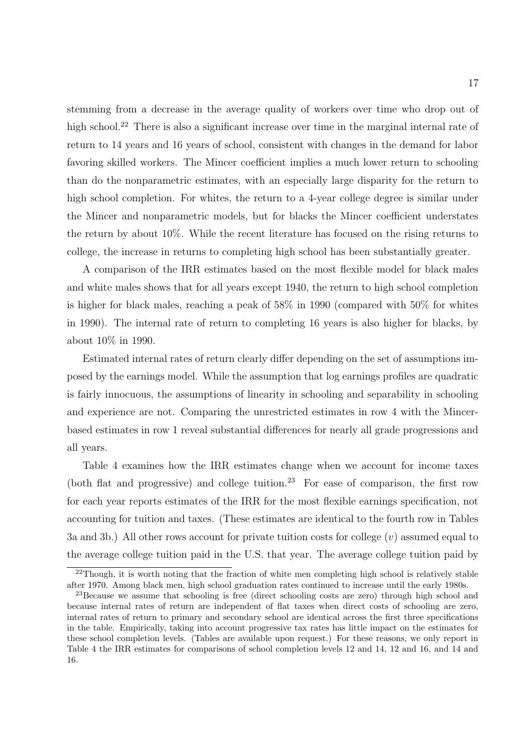stemming from a decrease in the average quality of workers over time who drop out of high school.[22] There is also a significant increase over time in the marginal internal rate of return to 14 years and 16 years of school, consistent with changes in the demand for labor favoring skilled workers. The Mincer coefficient implies a much lower return to schooling than do the nonparametric estimates, with an especially large disparity for the return to high school completion. For whites, the return to a 4-year college degree is similar under the Mincer and nonparametric models, but for blacks the Mincer coefficient understates the return by about 10%. While the recent literature has focused on the rising returns to college, the increase in returns to completing high school has been substantially greater.

A comparison of the IRR estimates based on the most flexible model for black males and white males shows that for all years except 1940, the return to high school completion is higher for black males, reaching a peak of 58% in 1990 (compared with 50% for whites in 1990). The internal rate of return to completing 16 years is also higher for blacks, by about 10% in 1990.

Estimated internal rates of return clearly differ depending on the set of assumptions imposed by the earnings model. While the assumption that log earnings profiles are quadratic is fairly innocuous, the assumptions of linearity in schooling and separability in schooling and experience are not. Comparing the unrestricted estimates in row 4 with the Mincer-based estimates in row 1 reveal substantial differences for nearly all grade progressions and all years.

Table 4 examines how the IRR estimates change when we account for income taxes (both flat and progressive) and college tuition.[23] For ease of comparison, the first row for each year reports estimates of the IRR for the most flexible earnings specification, not accounting for tuition and taxes. (These estimates are identical to the fourth row in Tables 3a and 3b.) All other rows account for private tuition costs for college ($v$) assumed equal to the average college tuition paid in the U.S. that year. The average college tuition paid by

---

[22] Though, it is worth noting that the fraction of white men completing high school is relatively stable after 1970. Among black men, high school graduation rates continued to increase until the early 1980s.

[23] Because we assume that schooling is free (direct schooling costs are zero) through high school and because internal rates of return are independent of flat taxes when direct costs of schooling are zero, internal rates of return to primary and secondary school are identical across the first three specifications in the table. Empirically, taking into account progressive tax rates has little impact on the estimates for these school completion levels. (Tables are available upon request.) For these reasons, we only report in Table 4 the IRR estimates for comparisons of school completion levels 12 and 14, 12 and 16, and 14 and 16.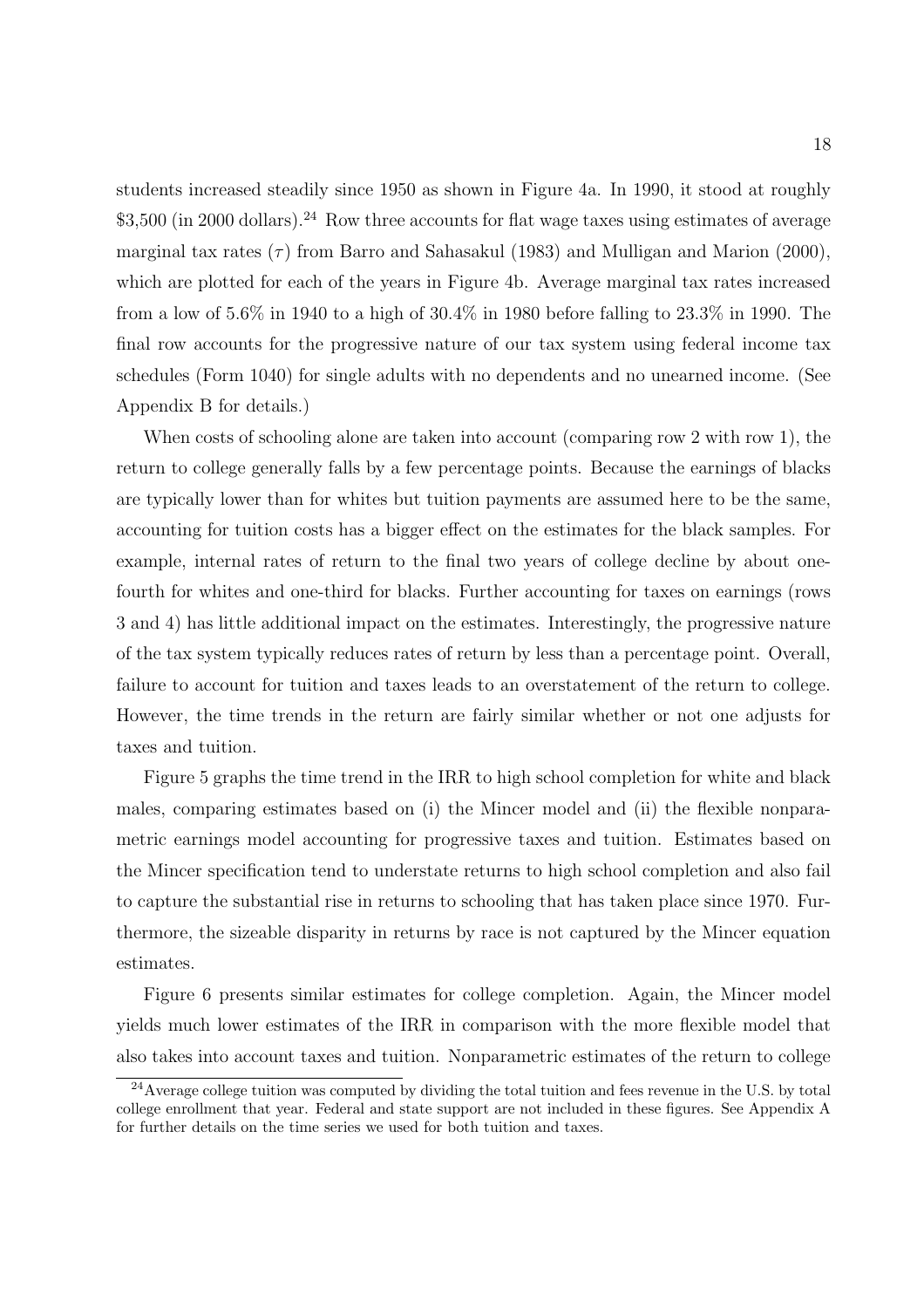students increased steadily since 1950 as shown in Figure 4a. In 1990, it stood at roughly \$3,500 (in 2000 dollars).[24] Row three accounts for flat wage taxes using estimates of average marginal tax rates ($\tau$) from Barro and Sahasakul (1983) and Mulligan and Marion (2000), which are plotted for each of the years in Figure 4b. Average marginal tax rates increased from a low of 5.6% in 1940 to a high of 30.4% in 1980 before falling to 23.3% in 1990. The final row accounts for the progressive nature of our tax system using federal income tax schedules (Form 1040) for single adults with no dependents and no unearned income. (See Appendix B for details.)

When costs of schooling alone are taken into account (comparing row 2 with row 1), the return to college generally falls by a few percentage points. Because the earnings of blacks are typically lower than for whites but tuition payments are assumed here to be the same, accounting for tuition costs has a bigger effect on the estimates for the black samples. For example, internal rates of return to the final two years of college decline by about one-fourth for whites and one-third for blacks. Further accounting for taxes on earnings (rows 3 and 4) has little additional impact on the estimates. Interestingly, the progressive nature of the tax system typically reduces rates of return by less than a percentage point. Overall, failure to account for tuition and taxes leads to an overstatement of the return to college. However, the time trends in the return are fairly similar whether or not one adjusts for taxes and tuition.

Figure 5 graphs the time trend in the IRR to high school completion for white and black males, comparing estimates based on (i) the Mincer model and (ii) the flexible nonparametric earnings model accounting for progressive taxes and tuition. Estimates based on the Mincer specification tend to understate returns to high school completion and also fail to capture the substantial rise in returns to schooling that has taken place since 1970. Furthermore, the sizeable disparity in returns by race is not captured by the Mincer equation estimates.

Figure 6 presents similar estimates for college completion. Again, the Mincer model yields much lower estimates of the IRR in comparison with the more flexible model that also takes into account taxes and tuition. Nonparametric estimates of the return to college

[24] Average college tuition was computed by dividing the total tuition and fees revenue in the U.S. by total college enrollment that year. Federal and state support are not included in these figures. See Appendix A for further details on the time series we used for both tuition and taxes.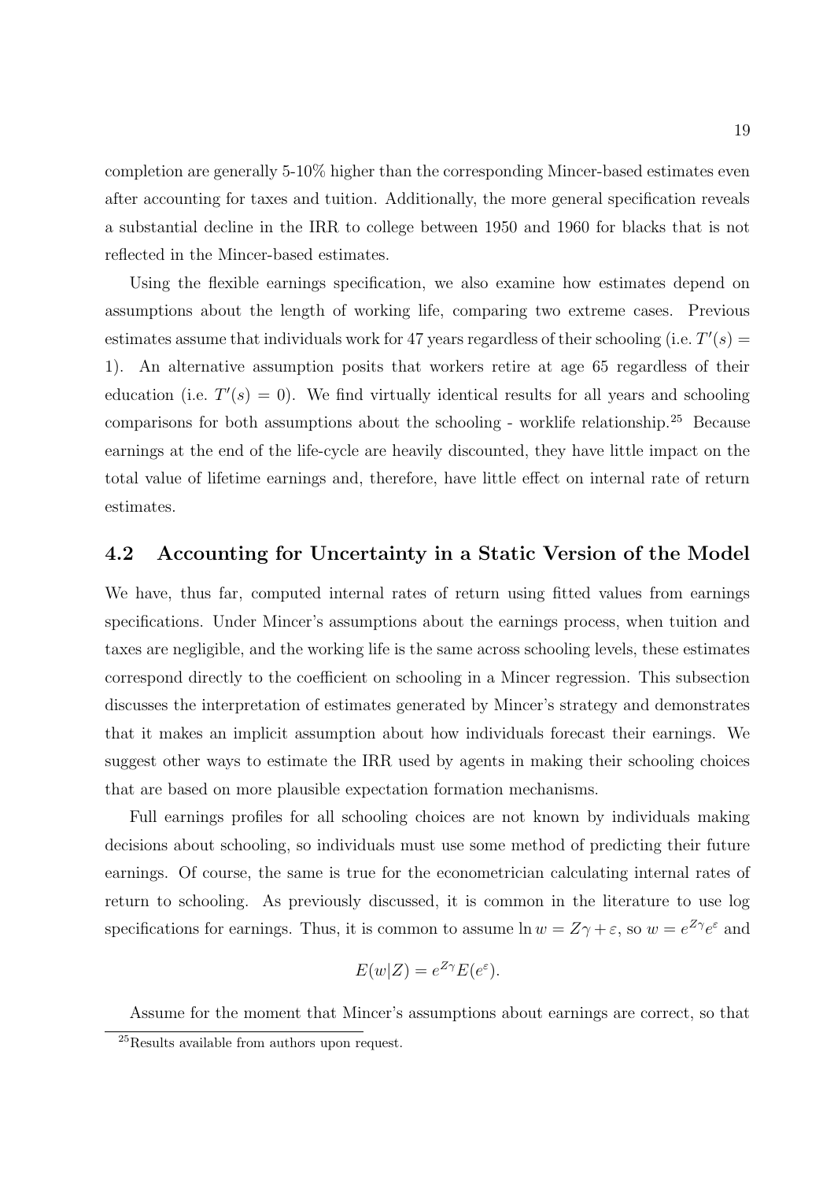completion are generally 5-10% higher than the corresponding Mincer-based estimates even after accounting for taxes and tuition. Additionally, the more general specification reveals a substantial decline in the IRR to college between 1950 and 1960 for blacks that is not reflected in the Mincer-based estimates.

Using the flexible earnings specification, we also examine how estimates depend on assumptions about the length of working life, comparing two extreme cases. Previous estimates assume that individuals work for 47 years regardless of their schooling (i.e. $T'(s) = 1$). An alternative assumption posits that workers retire at age 65 regardless of their education (i.e. $T'(s) = 0$). We find virtually identical results for all years and schooling comparisons for both assumptions about the schooling - worklife relationship.[25] Because earnings at the end of the life-cycle are heavily discounted, they have little impact on the total value of lifetime earnings and, therefore, have little effect on internal rate of return estimates.

## 4.2 Accounting for Uncertainty in a Static Version of the Model

We have, thus far, computed internal rates of return using fitted values from earnings specifications. Under Mincer's assumptions about the earnings process, when tuition and taxes are negligible, and the working life is the same across schooling levels, these estimates correspond directly to the coefficient on schooling in a Mincer regression. This subsection discusses the interpretation of estimates generated by Mincer's strategy and demonstrates that it makes an implicit assumption about how individuals forecast their earnings. We suggest other ways to estimate the IRR used by agents in making their schooling choices that are based on more plausible expectation formation mechanisms.

Full earnings profiles for all schooling choices are not known by individuals making decisions about schooling, so individuals must use some method of predicting their future earnings. Of course, the same is true for the econometrician calculating internal rates of return to schooling. As previously discussed, it is common in the literature to use log specifications for earnings. Thus, it is common to assume $\ln w = Z\gamma + \varepsilon$, so $w = e^{Z\gamma}e^{\varepsilon}$ and

$$E(w|Z) = e^{Z\gamma}E(e^{\varepsilon}).$$

Assume for the moment that Mincer's assumptions about earnings are correct, so that

[25] Results available from authors upon request.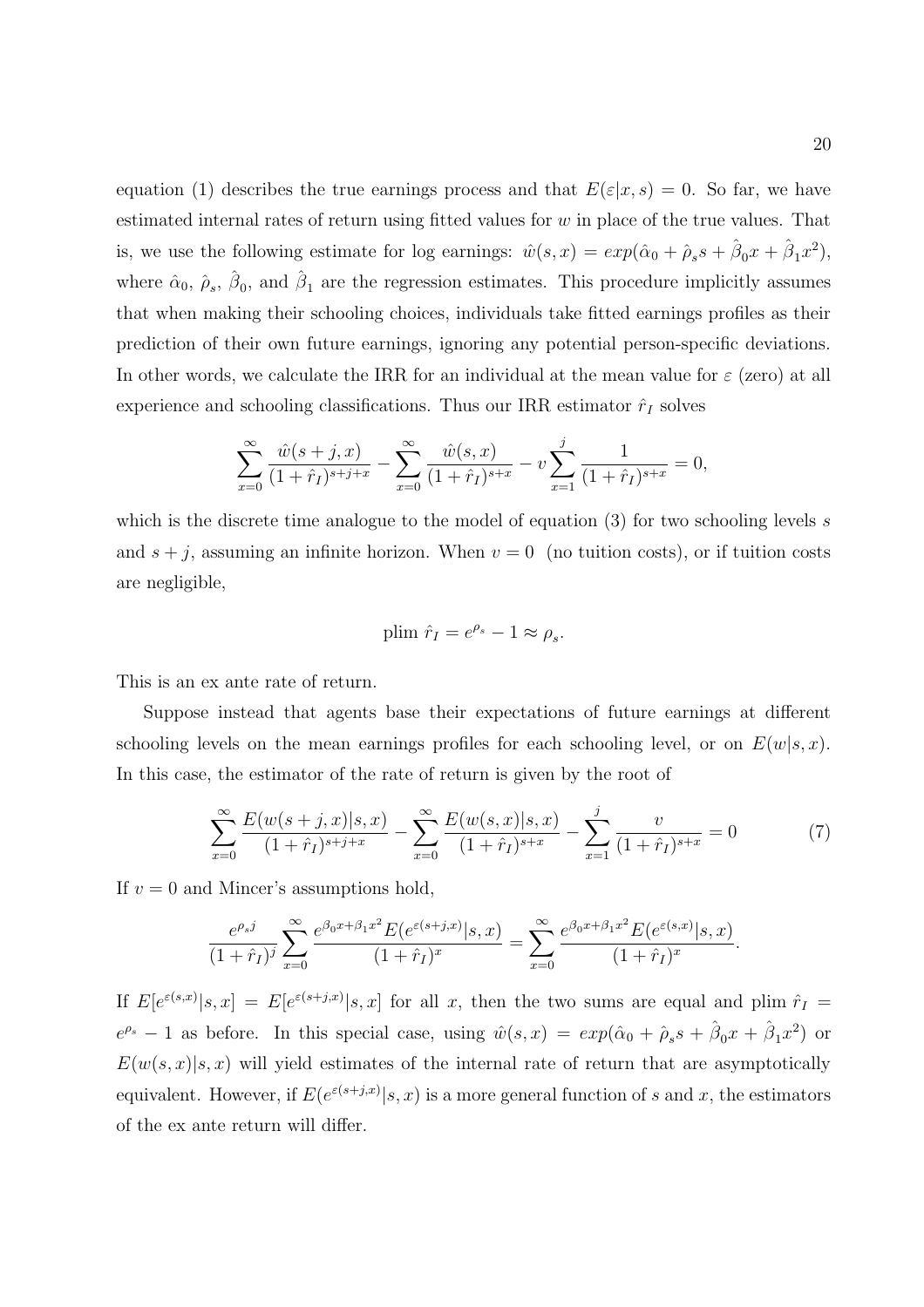equation (1) describes the true earnings process and that $E(\varepsilon|x, s) = 0$. So far, we have estimated internal rates of return using fitted values for $w$ in place of the true values. That is, we use the following estimate for log earnings: $\hat{w}(s, x) = exp(\hat{\alpha}_0 + \hat{\rho}_s s + \hat{\beta}_0 x + \hat{\beta}_1 x^2)$, where $\hat{\alpha}_0$, $\hat{\rho}_s$, $\hat{\beta}_0$, and $\hat{\beta}_1$ are the regression estimates. This procedure implicitly assumes that when making their schooling choices, individuals take fitted earnings profiles as their prediction of their own future earnings, ignoring any potential person-specific deviations. In other words, we calculate the IRR for an individual at the mean value for $\varepsilon$ (zero) at all experience and schooling classifications. Thus our IRR estimator $\hat{r}_I$ solves

$$\sum_{x=0}^{\infty} \frac{\hat{w}(s+j, x)}{(1+\hat{r}_I)^{s+j+x}} - \sum_{x=0}^{\infty} \frac{\hat{w}(s, x)}{(1+\hat{r}_I)^{s+x}} - v \sum_{x=1}^{j} \frac{1}{(1+\hat{r}_I)^{s+x}} = 0,$$

which is the discrete time analogue to the model of equation (3) for two schooling levels $s$ and $s + j$, assuming an infinite horizon. When $v = 0$ (no tuition costs), or if tuition costs are negligible,

$$\text{plim } \hat{r}_I = e^{\rho_s} - 1 \approx \rho_s.$$

This is an ex ante rate of return.

Suppose instead that agents base their expectations of future earnings at different schooling levels on the mean earnings profiles for each schooling level, or on $E(w|s, x)$. In this case, the estimator of the rate of return is given by the root of

$$\sum_{x=0}^{\infty} \frac{E(w(s+j, x)|s, x)}{(1+\hat{r}_I)^{s+j+x}} - \sum_{x=0}^{\infty} \frac{E(w(s, x)|s, x)}{(1+\hat{r}_I)^{s+x}} - \sum_{x=1}^{j} \frac{v}{(1+\hat{r}_I)^{s+x}} = 0 \tag{7}$$

If $v = 0$ and Mincer's assumptions hold,

$$\frac{e^{\rho_s j}}{(1+\hat{r}_I)^j} \sum_{x=0}^{\infty} \frac{e^{\beta_0 x + \beta_1 x^2} E(e^{\varepsilon(s+j,x)}|s, x)}{(1+\hat{r}_I)^x} = \sum_{x=0}^{\infty} \frac{e^{\beta_0 x + \beta_1 x^2} E(e^{\varepsilon(s,x)}|s, x)}{(1+\hat{r}_I)^x}.$$

If $E[e^{\varepsilon(s,x)}|s, x] = E[e^{\varepsilon(s+j,x)}|s, x]$ for all $x$, then the two sums are equal and plim $\hat{r}_I = e^{\rho_s} - 1$ as before. In this special case, using $\hat{w}(s, x) = exp(\hat{\alpha}_0 + \hat{\rho}_s s + \hat{\beta}_0 x + \hat{\beta}_1 x^2)$ or $E(w(s, x)|s, x)$ will yield estimates of the internal rate of return that are asymptotically equivalent. However, if $E(e^{\varepsilon(s+j,x)}|s, x)$ is a more general function of $s$ and $x$, the estimators of the ex ante return will differ.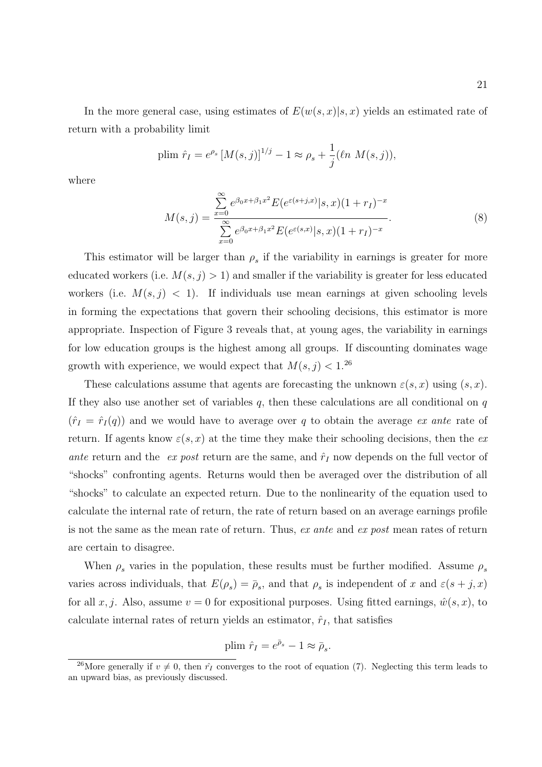In the more general case, using estimates of $E(w(s,x)|s,x)$ yields an estimated rate of return with a probability limit

$$\text{plim } \hat{r}_I = e^{\rho_s} \left[M(s,j)\right]^{1/j} - 1 \approx \rho_s + \frac{1}{j}(\ell n \; M(s,j)),$$

where

$$M(s,j) = \frac{\sum\limits_{x=0}^{\infty} e^{\beta_0 x + \beta_1 x^2} E(e^{\varepsilon(s+j,x)}|s,x)(1+r_I)^{-x}}{\sum\limits_{x=0}^{\infty} e^{\beta_0 x + \beta_1 x^2} E(e^{\varepsilon(s,x)}|s,x)(1+r_I)^{-x}}. \tag{8}$$

This estimator will be larger than $\rho_s$ if the variability in earnings is greater for more educated workers (i.e. $M(s,j) > 1$) and smaller if the variability is greater for less educated workers (i.e. $M(s,j) < 1$). If individuals use mean earnings at given schooling levels in forming the expectations that govern their schooling decisions, this estimator is more appropriate. Inspection of Figure 3 reveals that, at young ages, the variability in earnings for low education groups is the highest among all groups. If discounting dominates wage growth with experience, we would expect that $M(s,j) < 1$.[26]

These calculations assume that agents are forecasting the unknown $\varepsilon(s,x)$ using $(s,x)$. If they also use another set of variables $q$, then these calculations are all conditional on $q$ ($\hat{r}_I = \hat{r}_I(q)$) and we would have to average over $q$ to obtain the average *ex ante* rate of return. If agents know $\varepsilon(s,x)$ at the time they make their schooling decisions, then the *ex ante* return and the *ex post* return are the same, and $\hat{r}_I$ now depends on the full vector of "shocks" confronting agents. Returns would then be averaged over the distribution of all "shocks" to calculate an expected return. Due to the nonlinearity of the equation used to calculate the internal rate of return, the rate of return based on an average earnings profile is not the same as the mean rate of return. Thus, *ex ante* and *ex post* mean rates of return are certain to disagree.

When $\rho_s$ varies in the population, these results must be further modified. Assume $\rho_s$ varies across individuals, that $E(\rho_s) = \bar{\rho}_s$, and that $\rho_s$ is independent of $x$ and $\varepsilon(s+j,x)$ for all $x, j$. Also, assume $v = 0$ for expositional purposes. Using fitted earnings, $\hat{w}(s,x)$, to calculate internal rates of return yields an estimator, $\hat{r}_I$, that satisfies

$$\text{plim } \hat{r}_I = e^{\bar{\rho}_s} - 1 \approx \bar{\rho}_s.$$

[26] More generally if $v \neq 0$, then $\hat{r_I}$ converges to the root of equation (7). Neglecting this term leads to an upward bias, as previously discussed.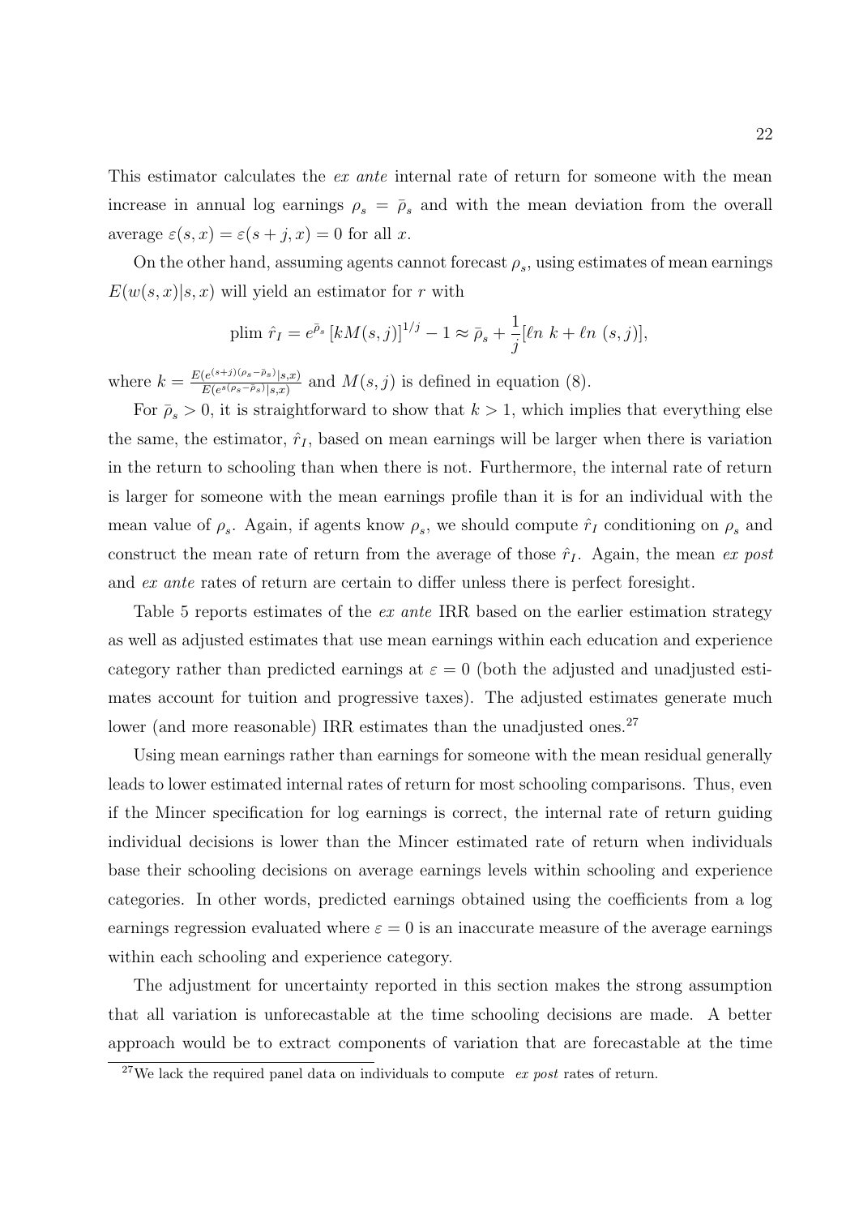This estimator calculates the *ex ante* internal rate of return for someone with the mean increase in annual log earnings $\rho_s = \bar{\rho}_s$ and with the mean deviation from the overall average $\varepsilon(s,x) = \varepsilon(s+j,x) = 0$ for all $x$.

On the other hand, assuming agents cannot forecast $\rho_s$, using estimates of mean earnings $E(w(s,x)|s,x)$ will yield an estimator for $r$ with

$$\text{plim } \hat{r}_I = e^{\bar{\rho}_s} \left[kM(s,j)\right]^{1/j} - 1 \approx \bar{\rho}_s + \frac{1}{j}[\ell n \ k + \ell n \ (s,j)],$$

where $k = \frac{E(e^{(s+j)(\rho_s - \bar{\rho}_s)}|s,x)}{E(e^{s(\rho_s - \bar{\rho}_s)}|s,x)}$ and $M(s,j)$ is defined in equation (8).

For $\bar{\rho}_s > 0$, it is straightforward to show that $k > 1$, which implies that everything else the same, the estimator, $\hat{r}_I$, based on mean earnings will be larger when there is variation in the return to schooling than when there is not. Furthermore, the internal rate of return is larger for someone with the mean earnings profile than it is for an individual with the mean value of $\rho_s$. Again, if agents know $\rho_s$, we should compute $\hat{r}_I$ conditioning on $\rho_s$ and construct the mean rate of return from the average of those $\hat{r}_I$. Again, the mean *ex post* and *ex ante* rates of return are certain to differ unless there is perfect foresight.

Table 5 reports estimates of the *ex ante* IRR based on the earlier estimation strategy as well as adjusted estimates that use mean earnings within each education and experience category rather than predicted earnings at $\varepsilon = 0$ (both the adjusted and unadjusted estimates account for tuition and progressive taxes). The adjusted estimates generate much lower (and more reasonable) IRR estimates than the unadjusted ones.[27]

Using mean earnings rather than earnings for someone with the mean residual generally leads to lower estimated internal rates of return for most schooling comparisons. Thus, even if the Mincer specification for log earnings is correct, the internal rate of return guiding individual decisions is lower than the Mincer estimated rate of return when individuals base their schooling decisions on average earnings levels within schooling and experience categories. In other words, predicted earnings obtained using the coefficients from a log earnings regression evaluated where $\varepsilon = 0$ is an inaccurate measure of the average earnings within each schooling and experience category.

The adjustment for uncertainty reported in this section makes the strong assumption that all variation is unforecastable at the time schooling decisions are made. A better approach would be to extract components of variation that are forecastable at the time

[27] We lack the required panel data on individuals to compute *ex post* rates of return.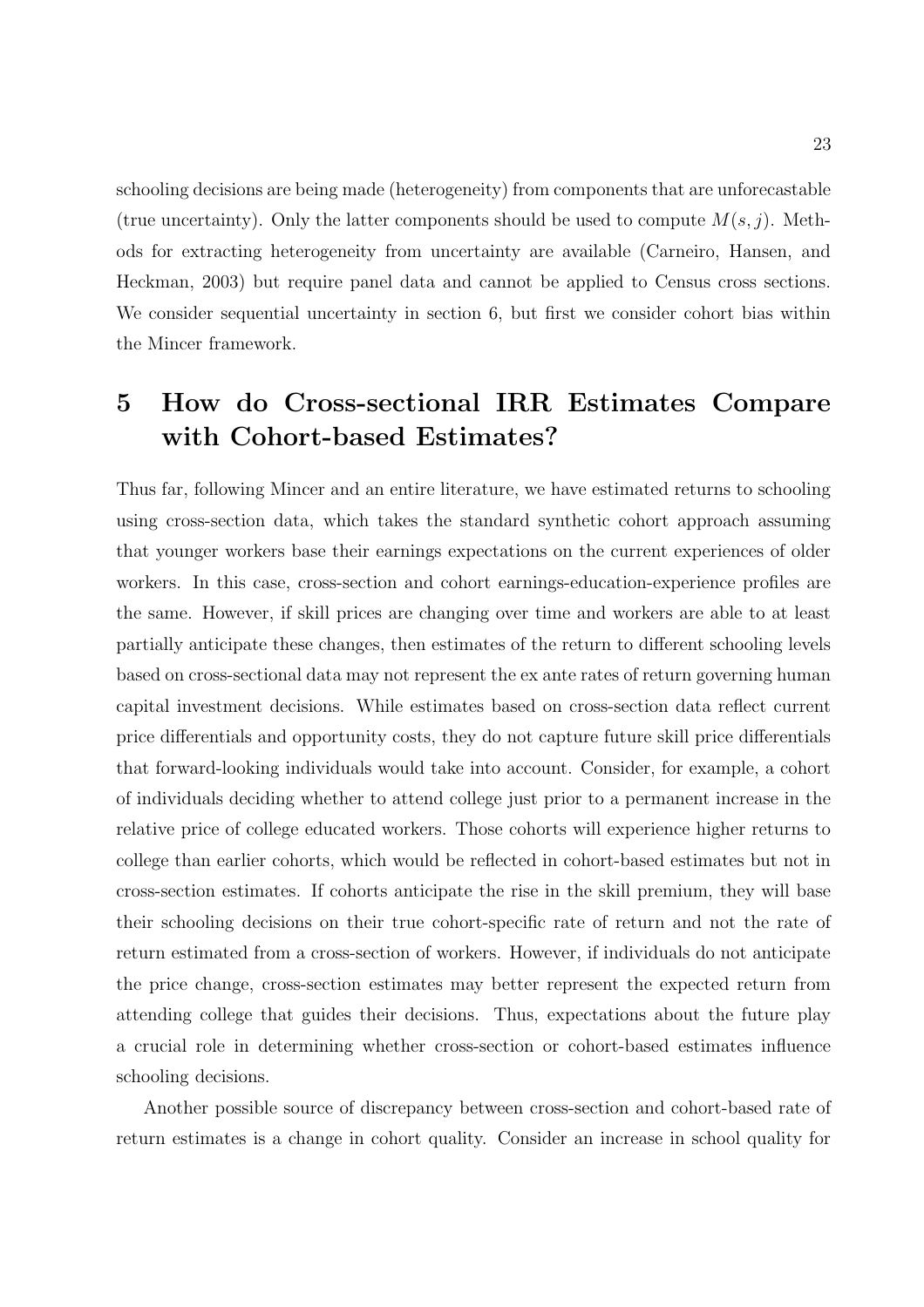schooling decisions are being made (heterogeneity) from components that are unforecastable (true uncertainty). Only the latter components should be used to compute $M(s, j)$. Methods for extracting heterogeneity from uncertainty are available (Carneiro, Hansen, and Heckman, 2003) but require panel data and cannot be applied to Census cross sections. We consider sequential uncertainty in section 6, but first we consider cohort bias within the Mincer framework.

# 5 How do Cross-sectional IRR Estimates Compare with Cohort-based Estimates?

Thus far, following Mincer and an entire literature, we have estimated returns to schooling using cross-section data, which takes the standard synthetic cohort approach assuming that younger workers base their earnings expectations on the current experiences of older workers. In this case, cross-section and cohort earnings-education-experience profiles are the same. However, if skill prices are changing over time and workers are able to at least partially anticipate these changes, then estimates of the return to different schooling levels based on cross-sectional data may not represent the ex ante rates of return governing human capital investment decisions. While estimates based on cross-section data reflect current price differentials and opportunity costs, they do not capture future skill price differentials that forward-looking individuals would take into account. Consider, for example, a cohort of individuals deciding whether to attend college just prior to a permanent increase in the relative price of college educated workers. Those cohorts will experience higher returns to college than earlier cohorts, which would be reflected in cohort-based estimates but not in cross-section estimates. If cohorts anticipate the rise in the skill premium, they will base their schooling decisions on their true cohort-specific rate of return and not the rate of return estimated from a cross-section of workers. However, if individuals do not anticipate the price change, cross-section estimates may better represent the expected return from attending college that guides their decisions. Thus, expectations about the future play a crucial role in determining whether cross-section or cohort-based estimates influence schooling decisions.

Another possible source of discrepancy between cross-section and cohort-based rate of return estimates is a change in cohort quality. Consider an increase in school quality for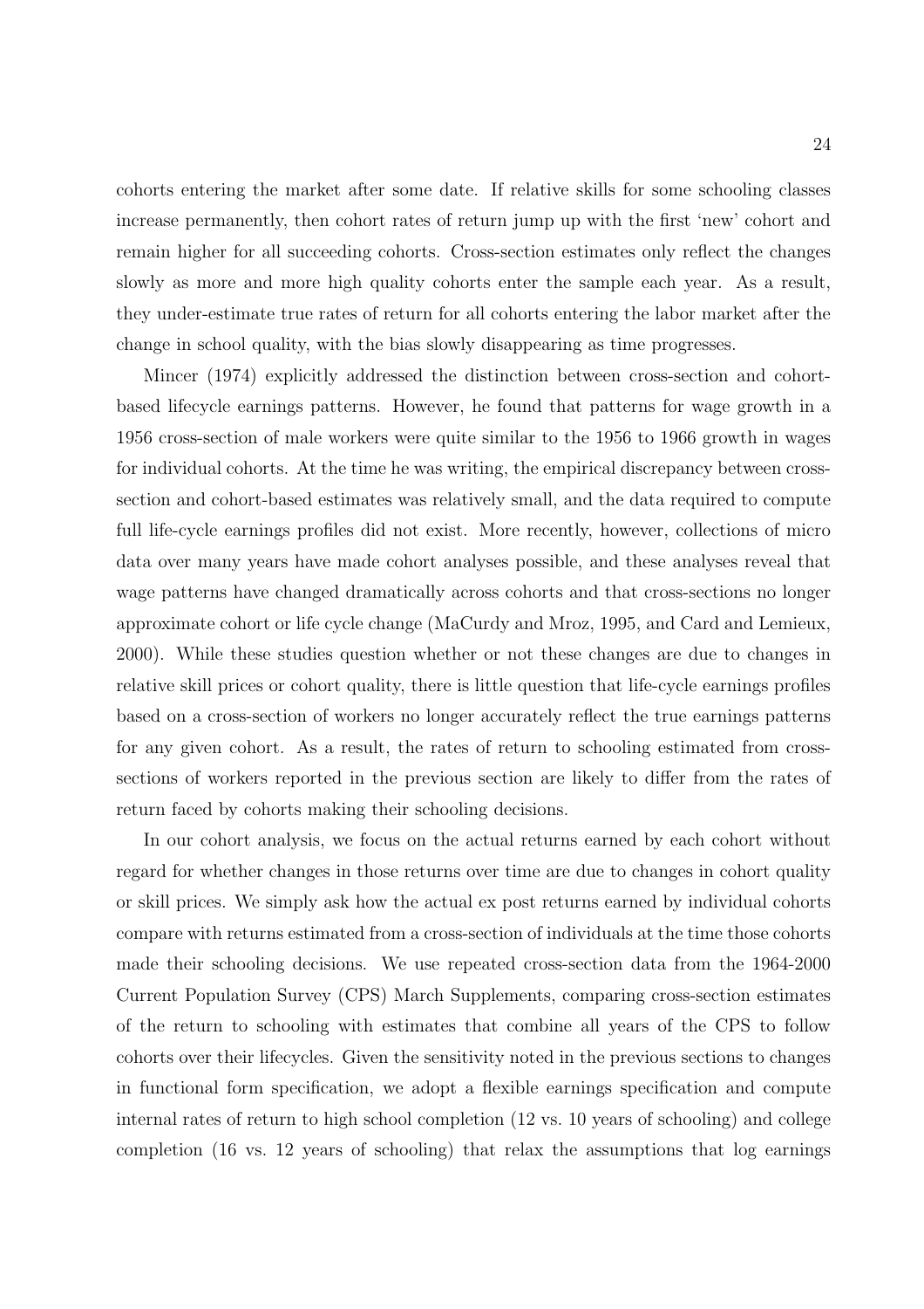cohorts entering the market after some date. If relative skills for some schooling classes increase permanently, then cohort rates of return jump up with the first 'new' cohort and remain higher for all succeeding cohorts. Cross-section estimates only reflect the changes slowly as more and more high quality cohorts enter the sample each year. As a result, they under-estimate true rates of return for all cohorts entering the labor market after the change in school quality, with the bias slowly disappearing as time progresses.

Mincer (1974) explicitly addressed the distinction between cross-section and cohort-based lifecycle earnings patterns. However, he found that patterns for wage growth in a 1956 cross-section of male workers were quite similar to the 1956 to 1966 growth in wages for individual cohorts. At the time he was writing, the empirical discrepancy between cross-section and cohort-based estimates was relatively small, and the data required to compute full life-cycle earnings profiles did not exist. More recently, however, collections of micro data over many years have made cohort analyses possible, and these analyses reveal that wage patterns have changed dramatically across cohorts and that cross-sections no longer approximate cohort or life cycle change (MaCurdy and Mroz, 1995, and Card and Lemieux, 2000). While these studies question whether or not these changes are due to changes in relative skill prices or cohort quality, there is little question that life-cycle earnings profiles based on a cross-section of workers no longer accurately reflect the true earnings patterns for any given cohort. As a result, the rates of return to schooling estimated from cross-sections of workers reported in the previous section are likely to differ from the rates of return faced by cohorts making their schooling decisions.

In our cohort analysis, we focus on the actual returns earned by each cohort without regard for whether changes in those returns over time are due to changes in cohort quality or skill prices. We simply ask how the actual ex post returns earned by individual cohorts compare with returns estimated from a cross-section of individuals at the time those cohorts made their schooling decisions. We use repeated cross-section data from the 1964-2000 Current Population Survey (CPS) March Supplements, comparing cross-section estimates of the return to schooling with estimates that combine all years of the CPS to follow cohorts over their lifecycles. Given the sensitivity noted in the previous sections to changes in functional form specification, we adopt a flexible earnings specification and compute internal rates of return to high school completion (12 vs. 10 years of schooling) and college completion (16 vs. 12 years of schooling) that relax the assumptions that log earnings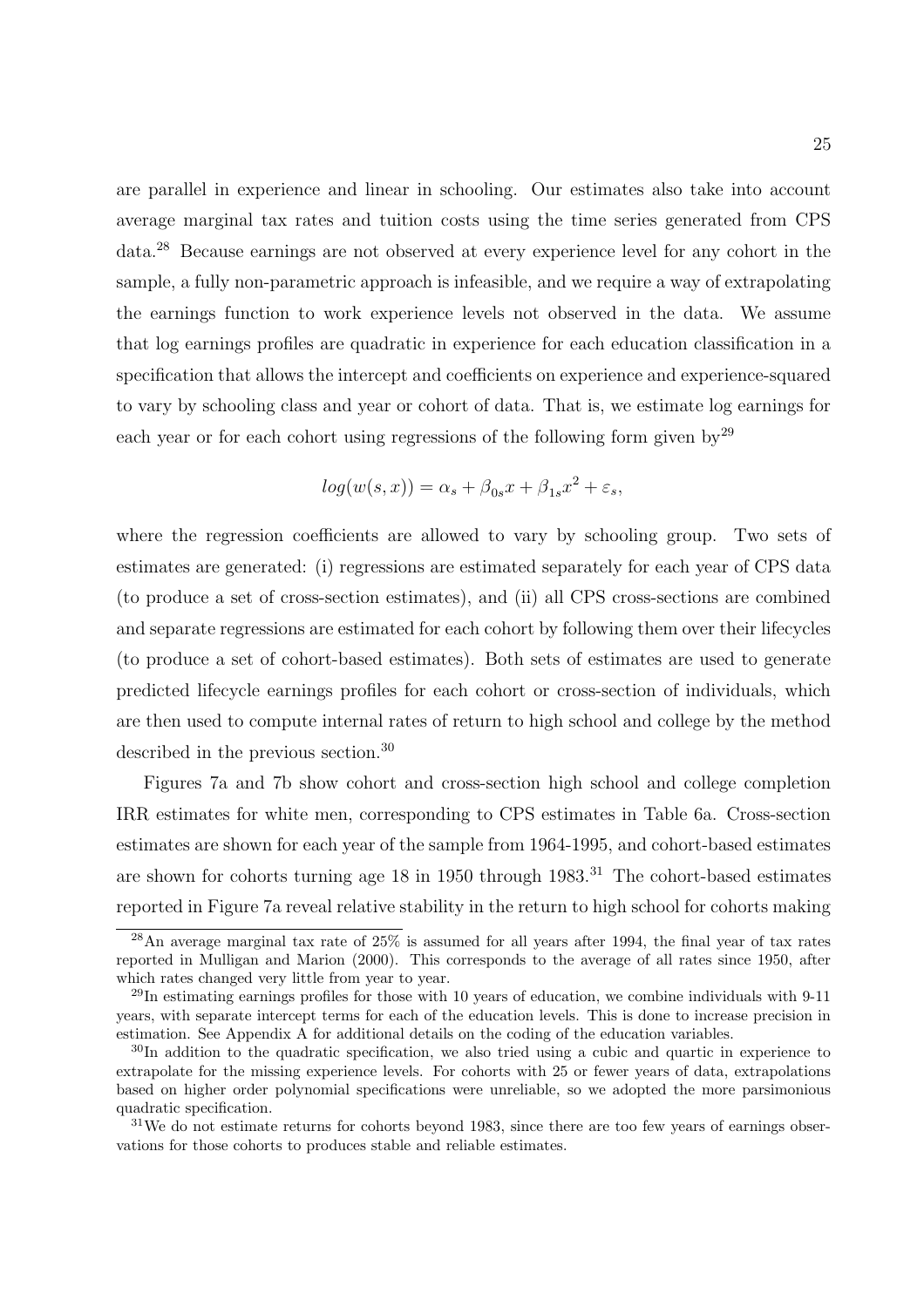are parallel in experience and linear in schooling. Our estimates also take into account average marginal tax rates and tuition costs using the time series generated from CPS data.[28] Because earnings are not observed at every experience level for any cohort in the sample, a fully non-parametric approach is infeasible, and we require a way of extrapolating the earnings function to work experience levels not observed in the data. We assume that log earnings profiles are quadratic in experience for each education classification in a specification that allows the intercept and coefficients on experience and experience-squared to vary by schooling class and year or cohort of data. That is, we estimate log earnings for each year or for each cohort using regressions of the following form given by[29]

$$log(w(s,x)) = \alpha_s + \beta_{0s}x + \beta_{1s}x^2 + \varepsilon_s,$$

where the regression coefficients are allowed to vary by schooling group. Two sets of estimates are generated: (i) regressions are estimated separately for each year of CPS data (to produce a set of cross-section estimates), and (ii) all CPS cross-sections are combined and separate regressions are estimated for each cohort by following them over their lifecycles (to produce a set of cohort-based estimates). Both sets of estimates are used to generate predicted lifecycle earnings profiles for each cohort or cross-section of individuals, which are then used to compute internal rates of return to high school and college by the method described in the previous section.[30]

Figures 7a and 7b show cohort and cross-section high school and college completion IRR estimates for white men, corresponding to CPS estimates in Table 6a. Cross-section estimates are shown for each year of the sample from 1964-1995, and cohort-based estimates are shown for cohorts turning age 18 in 1950 through 1983.[31] The cohort-based estimates reported in Figure 7a reveal relative stability in the return to high school for cohorts making

---

[28] An average marginal tax rate of 25% is assumed for all years after 1994, the final year of tax rates reported in Mulligan and Marion (2000). This corresponds to the average of all rates since 1950, after which rates changed very little from year to year.

[29] In estimating earnings profiles for those with 10 years of education, we combine individuals with 9-11 years, with separate intercept terms for each of the education levels. This is done to increase precision in estimation. See Appendix A for additional details on the coding of the education variables.

[30] In addition to the quadratic specification, we also tried using a cubic and quartic in experience to extrapolate for the missing experience levels. For cohorts with 25 or fewer years of data, extrapolations based on higher order polynomial specifications were unreliable, so we adopted the more parsimonious quadratic specification.

[31] We do not estimate returns for cohorts beyond 1983, since there are too few years of earnings observations for those cohorts to produces stable and reliable estimates.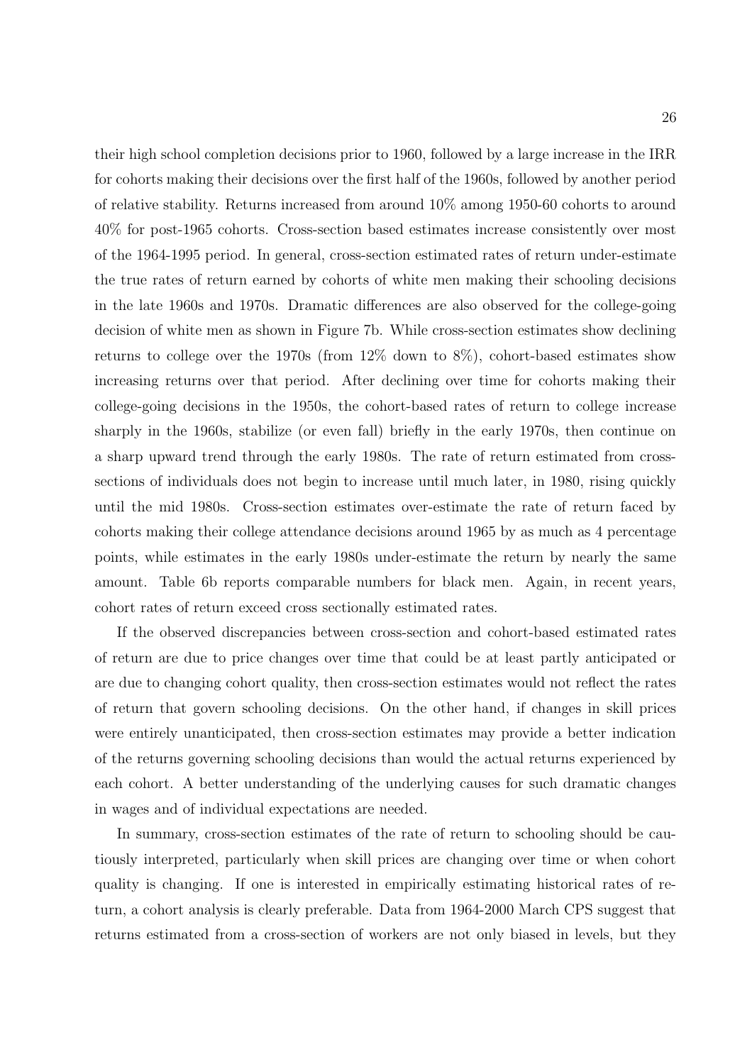their high school completion decisions prior to 1960, followed by a large increase in the IRR for cohorts making their decisions over the first half of the 1960s, followed by another period of relative stability. Returns increased from around 10% among 1950-60 cohorts to around 40% for post-1965 cohorts. Cross-section based estimates increase consistently over most of the 1964-1995 period. In general, cross-section estimated rates of return under-estimate the true rates of return earned by cohorts of white men making their schooling decisions in the late 1960s and 1970s. Dramatic differences are also observed for the college-going decision of white men as shown in Figure 7b. While cross-section estimates show declining returns to college over the 1970s (from 12% down to 8%), cohort-based estimates show increasing returns over that period. After declining over time for cohorts making their college-going decisions in the 1950s, the cohort-based rates of return to college increase sharply in the 1960s, stabilize (or even fall) briefly in the early 1970s, then continue on a sharp upward trend through the early 1980s. The rate of return estimated from cross-sections of individuals does not begin to increase until much later, in 1980, rising quickly until the mid 1980s. Cross-section estimates over-estimate the rate of return faced by cohorts making their college attendance decisions around 1965 by as much as 4 percentage points, while estimates in the early 1980s under-estimate the return by nearly the same amount. Table 6b reports comparable numbers for black men. Again, in recent years, cohort rates of return exceed cross sectionally estimated rates.

If the observed discrepancies between cross-section and cohort-based estimated rates of return are due to price changes over time that could be at least partly anticipated or are due to changing cohort quality, then cross-section estimates would not reflect the rates of return that govern schooling decisions. On the other hand, if changes in skill prices were entirely unanticipated, then cross-section estimates may provide a better indication of the returns governing schooling decisions than would the actual returns experienced by each cohort. A better understanding of the underlying causes for such dramatic changes in wages and of individual expectations are needed.

In summary, cross-section estimates of the rate of return to schooling should be cautiously interpreted, particularly when skill prices are changing over time or when cohort quality is changing. If one is interested in empirically estimating historical rates of return, a cohort analysis is clearly preferable. Data from 1964-2000 March CPS suggest that returns estimated from a cross-section of workers are not only biased in levels, but they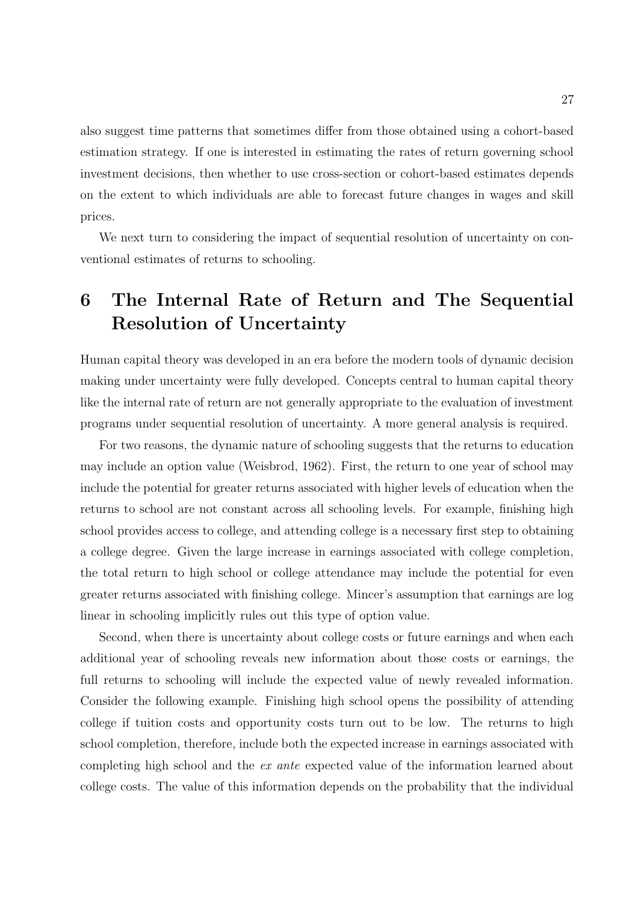also suggest time patterns that sometimes differ from those obtained using a cohort-based estimation strategy. If one is interested in estimating the rates of return governing school investment decisions, then whether to use cross-section or cohort-based estimates depends on the extent to which individuals are able to forecast future changes in wages and skill prices.

We next turn to considering the impact of sequential resolution of uncertainty on conventional estimates of returns to schooling.

# 6 The Internal Rate of Return and The Sequential Resolution of Uncertainty

Human capital theory was developed in an era before the modern tools of dynamic decision making under uncertainty were fully developed. Concepts central to human capital theory like the internal rate of return are not generally appropriate to the evaluation of investment programs under sequential resolution of uncertainty. A more general analysis is required.

For two reasons, the dynamic nature of schooling suggests that the returns to education may include an option value (Weisbrod, 1962). First, the return to one year of school may include the potential for greater returns associated with higher levels of education when the returns to school are not constant across all schooling levels. For example, finishing high school provides access to college, and attending college is a necessary first step to obtaining a college degree. Given the large increase in earnings associated with college completion, the total return to high school or college attendance may include the potential for even greater returns associated with finishing college. Mincer's assumption that earnings are log linear in schooling implicitly rules out this type of option value.

Second, when there is uncertainty about college costs or future earnings and when each additional year of schooling reveals new information about those costs or earnings, the full returns to schooling will include the expected value of newly revealed information. Consider the following example. Finishing high school opens the possibility of attending college if tuition costs and opportunity costs turn out to be low. The returns to high school completion, therefore, include both the expected increase in earnings associated with completing high school and the *ex ante* expected value of the information learned about college costs. The value of this information depends on the probability that the individual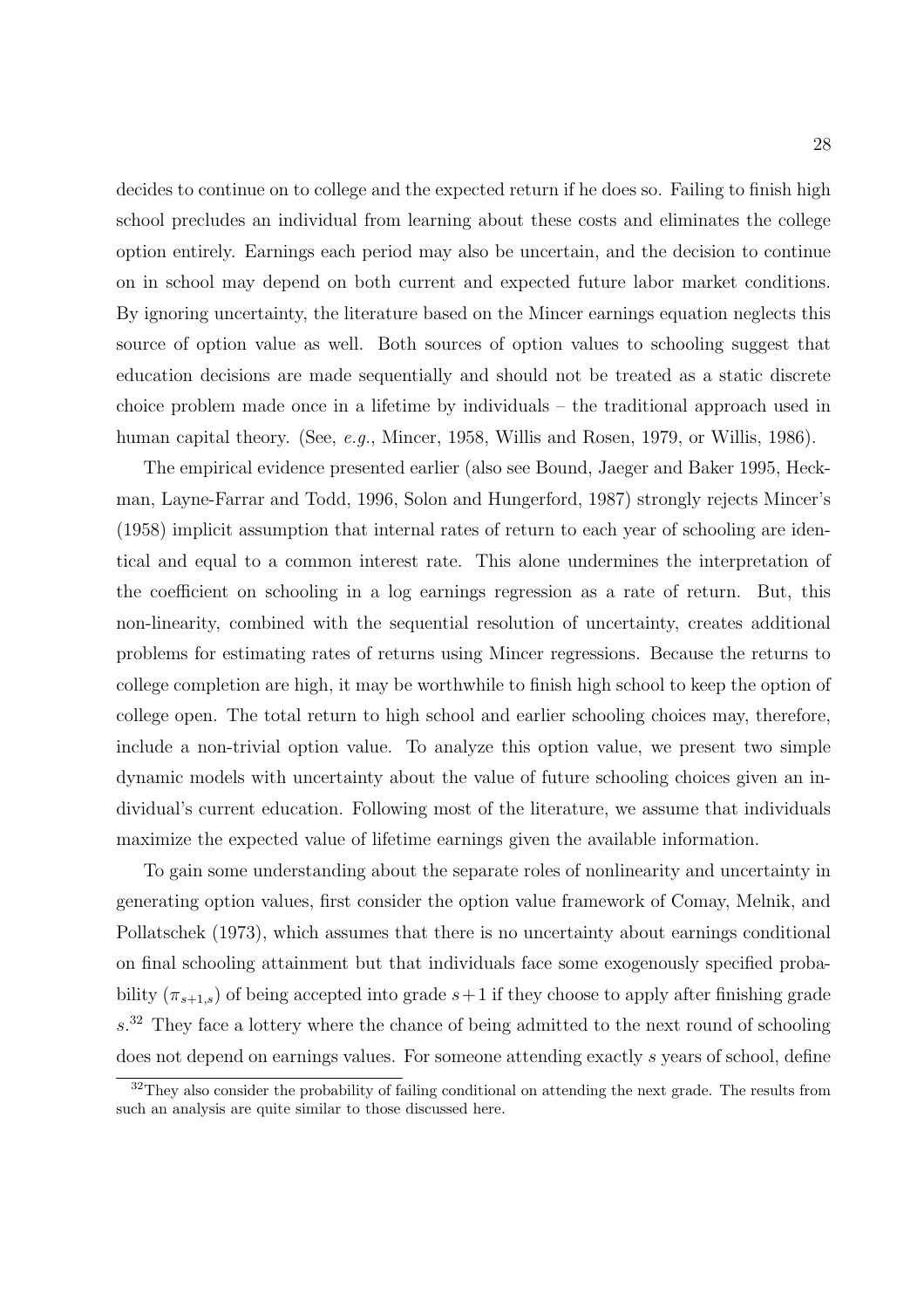decides to continue on to college and the expected return if he does so. Failing to finish high school precludes an individual from learning about these costs and eliminates the college option entirely. Earnings each period may also be uncertain, and the decision to continue on in school may depend on both current and expected future labor market conditions. By ignoring uncertainty, the literature based on the Mincer earnings equation neglects this source of option value as well. Both sources of option values to schooling suggest that education decisions are made sequentially and should not be treated as a static discrete choice problem made once in a lifetime by individuals – the traditional approach used in human capital theory. (See, *e.g.*, Mincer, 1958, Willis and Rosen, 1979, or Willis, 1986).

The empirical evidence presented earlier (also see Bound, Jaeger and Baker 1995, Heckman, Layne-Farrar and Todd, 1996, Solon and Hungerford, 1987) strongly rejects Mincer's (1958) implicit assumption that internal rates of return to each year of schooling are identical and equal to a common interest rate. This alone undermines the interpretation of the coefficient on schooling in a log earnings regression as a rate of return. But, this non-linearity, combined with the sequential resolution of uncertainty, creates additional problems for estimating rates of returns using Mincer regressions. Because the returns to college completion are high, it may be worthwhile to finish high school to keep the option of college open. The total return to high school and earlier schooling choices may, therefore, include a non-trivial option value. To analyze this option value, we present two simple dynamic models with uncertainty about the value of future schooling choices given an individual's current education. Following most of the literature, we assume that individuals maximize the expected value of lifetime earnings given the available information.

To gain some understanding about the separate roles of nonlinearity and uncertainty in generating option values, first consider the option value framework of Comay, Melnik, and Pollatschek (1973), which assumes that there is no uncertainty about earnings conditional on final schooling attainment but that individuals face some exogenously specified probability ($\pi_{s+1,s}$) of being accepted into grade $s+1$ if they choose to apply after finishing grade $s$.[32] They face a lottery where the chance of being admitted to the next round of schooling does not depend on earnings values. For someone attending exactly $s$ years of school, define

[32] They also consider the probability of failing conditional on attending the next grade. The results from such an analysis are quite similar to those discussed here.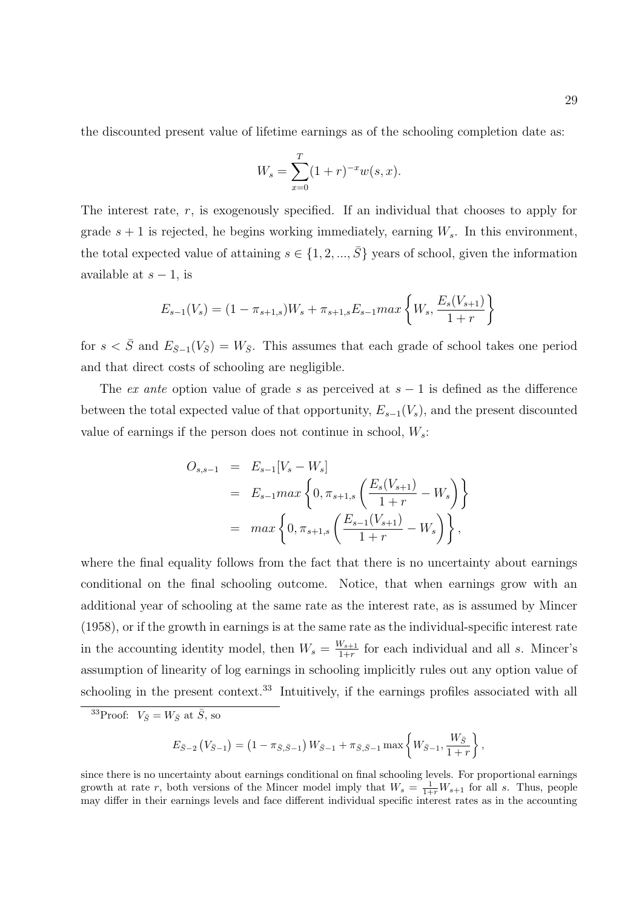the discounted present value of lifetime earnings as of the schooling completion date as:

$$W_s = \sum_{x=0}^{T} (1+r)^{-x} w(s,x).$$

The interest rate, $r$, is exogenously specified. If an individual that chooses to apply for grade $s+1$ is rejected, he begins working immediately, earning $W_s$. In this environment, the total expected value of attaining $s \in \{1, 2, ..., \bar{S}\}$ years of school, given the information available at $s-1$, is

$$E_{s-1}(V_s) = (1 - \pi_{s+1,s}) W_s + \pi_{s+1,s} E_{s-1} max \left\{ W_s, \frac{E_s(V_{s+1})}{1+r} \right\}$$

for $s < \bar{S}$ and $E_{\bar{S}-1}(V_{\bar{S}}) = W_{\bar{S}}$. This assumes that each grade of school takes one period and that direct costs of schooling are negligible.

The *ex ante* option value of grade $s$ as perceived at $s-1$ is defined as the difference between the total expected value of that opportunity, $E_{s-1}(V_s)$, and the present discounted value of earnings if the person does not continue in school, $W_s$:

$$\begin{aligned}
O_{s,s-1} &= E_{s-1}[V_s - W_s] \\
&= E_{s-1} max \left\{ 0, \pi_{s+1,s} \left( \frac{E_s(V_{s+1})}{1+r} - W_s \right) \right\} \\
&= max \left\{ 0, \pi_{s+1,s} \left( \frac{E_{s-1}(V_{s+1})}{1+r} - W_s \right) \right\},
\end{aligned}$$

where the final equality follows from the fact that there is no uncertainty about earnings conditional on the final schooling outcome. Notice, that when earnings grow with an additional year of schooling at the same rate as the interest rate, as is assumed by Mincer (1958), or if the growth in earnings is at the same rate as the individual-specific interest rate in the accounting identity model, then $W_s = \frac{W_{s+1}}{1+r}$ for each individual and all $s$. Mincer's assumption of linearity of log earnings in schooling implicitly rules out any option value of schooling in the present context.[33] Intuitively, if the earnings profiles associated with all

---

[33] Proof: $V_{\bar{S}} = W_{\bar{S}}$ at $\bar{S}$, so

$$E_{\bar{S}-2}\left(V_{\bar{S}-1}\right) = \left(1 - \pi_{\bar{S},\bar{S}-1}\right) W_{\bar{S}-1} + \pi_{\bar{S},\bar{S}-1} \max \left\{ W_{\bar{S}-1}, \frac{W_{\bar{S}}}{1+r} \right\},$$

since there is no uncertainty about earnings conditional on final schooling levels. For proportional earnings growth at rate $r$, both versions of the Mincer model imply that $W_s = \frac{1}{1+r} W_{s+1}$ for all $s$. Thus, people may differ in their earnings levels and face different individual specific interest rates as in the accounting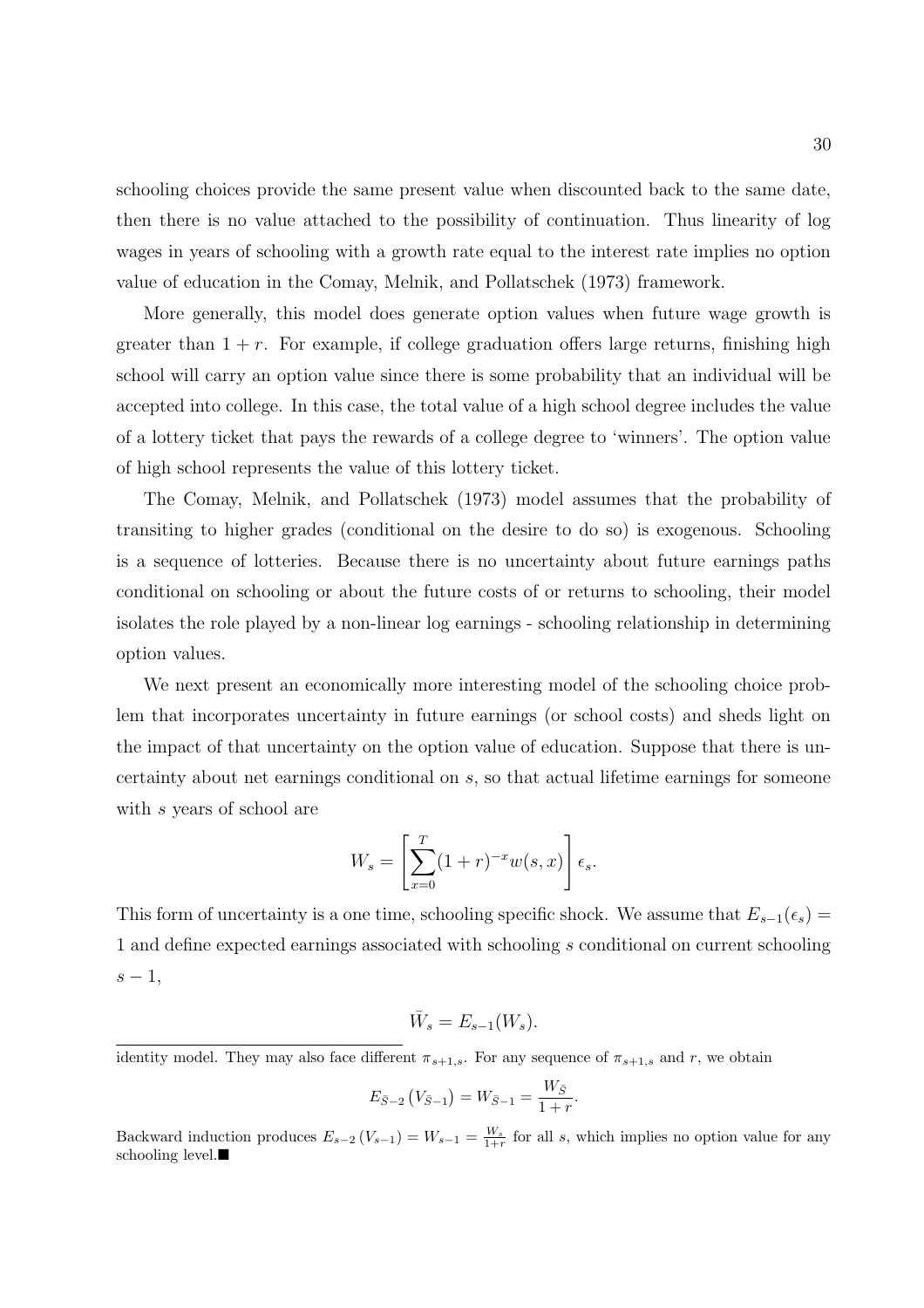schooling choices provide the same present value when discounted back to the same date, then there is no value attached to the possibility of continuation. Thus linearity of log wages in years of schooling with a growth rate equal to the interest rate implies no option value of education in the Comay, Melnik, and Pollatschek (1973) framework.

More generally, this model does generate option values when future wage growth is greater than $1 + r$. For example, if college graduation offers large returns, finishing high school will carry an option value since there is some probability that an individual will be accepted into college. In this case, the total value of a high school degree includes the value of a lottery ticket that pays the rewards of a college degree to 'winners'. The option value of high school represents the value of this lottery ticket.

The Comay, Melnik, and Pollatschek (1973) model assumes that the probability of transiting to higher grades (conditional on the desire to do so) is exogenous. Schooling is a sequence of lotteries. Because there is no uncertainty about future earnings paths conditional on schooling or about the future costs of or returns to schooling, their model isolates the role played by a non-linear log earnings - schooling relationship in determining option values.

We next present an economically more interesting model of the schooling choice problem that incorporates uncertainty in future earnings (or school costs) and sheds light on the impact of that uncertainty on the option value of education. Suppose that there is uncertainty about net earnings conditional on $s$, so that actual lifetime earnings for someone with $s$ years of school are

$$W_s = \left[ \sum_{x=0}^{T} (1+r)^{-x} w(s,x) \right] \epsilon_s.$$

This form of uncertainty is a one time, schooling specific shock. We assume that $E_{s-1}(\epsilon_s) = 1$ and define expected earnings associated with schooling $s$ conditional on current schooling $s - 1$,

$$\bar{W}_s = E_{s-1}(W_s).$$

---

identity model. They may also face different $\pi_{s+1,s}$. For any sequence of $\pi_{s+1,s}$ and $r$, we obtain

$$E_{\bar{S}-2}\left(V_{\bar{S}-1}\right) = W_{\bar{S}-1} = \frac{W_{\bar{S}}}{1+r}.$$

Backward induction produces $E_{s-2}\left(V_{s-1}\right) = W_{s-1} = \frac{W_s}{1+r}$ for all $s$, which implies no option value for any schooling level.■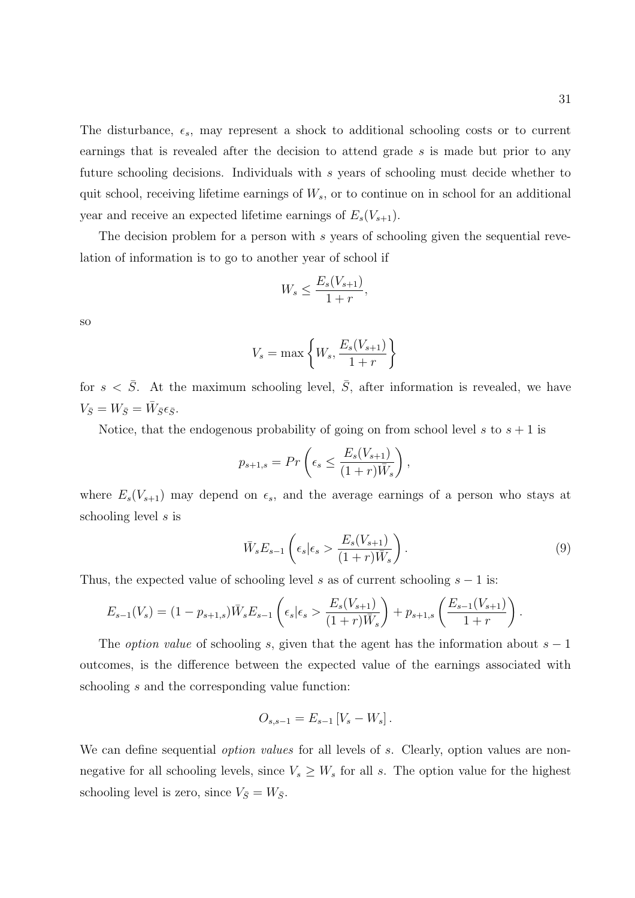The disturbance, $\epsilon_s$, may represent a shock to additional schooling costs or to current earnings that is revealed after the decision to attend grade $s$ is made but prior to any future schooling decisions. Individuals with $s$ years of schooling must decide whether to quit school, receiving lifetime earnings of $W_s$, or to continue on in school for an additional year and receive an expected lifetime earnings of $E_s(V_{s+1})$.

The decision problem for a person with $s$ years of schooling given the sequential revelation of information is to go to another year of school if

$$W_s \leq \frac{E_s(V_{s+1})}{1+r},$$

so

$$V_s = \max\left\{W_s, \frac{E_s(V_{s+1})}{1+r}\right\}$$

for $s < \bar{S}$. At the maximum schooling level, $\bar{S}$, after information is revealed, we have $V_{\bar{S}} = W_{\bar{S}} = \bar{W}_{\bar{S}}\epsilon_{\bar{S}}$.

Notice, that the endogenous probability of going on from school level $s$ to $s+1$ is

$$p_{s+1,s} = Pr\left(\epsilon_s \leq \frac{E_s(V_{s+1})}{(1+r)\bar{W}_s}\right),$$

where $E_s(V_{s+1})$ may depend on $\epsilon_s$, and the average earnings of a person who stays at schooling level $s$ is

$$\bar{W}_s E_{s-1}\left(\epsilon_s | \epsilon_s > \frac{E_s(V_{s+1})}{(1+r)\bar{W}_s}\right). \tag{9}$$

Thus, the expected value of schooling level $s$ as of current schooling $s-1$ is:

$$E_{s-1}(V_s) = (1-p_{s+1,s})\bar{W}_s E_{s-1}\left(\epsilon_s | \epsilon_s > \frac{E_s(V_{s+1})}{(1+r)\bar{W}_s}\right) + p_{s+1,s}\left(\frac{E_{s-1}(V_{s+1})}{1+r}\right).$$

The *option value* of schooling $s$, given that the agent has the information about $s-1$ outcomes, is the difference between the expected value of the earnings associated with schooling $s$ and the corresponding value function:

$$O_{s,s-1} = E_{s-1}\left[V_s - W_s\right].$$

We can define sequential *option values* for all levels of $s$. Clearly, option values are non-negative for all schooling levels, since $V_s \geq W_s$ for all $s$. The option value for the highest schooling level is zero, since $V_{\bar{S}} = W_{\bar{S}}$.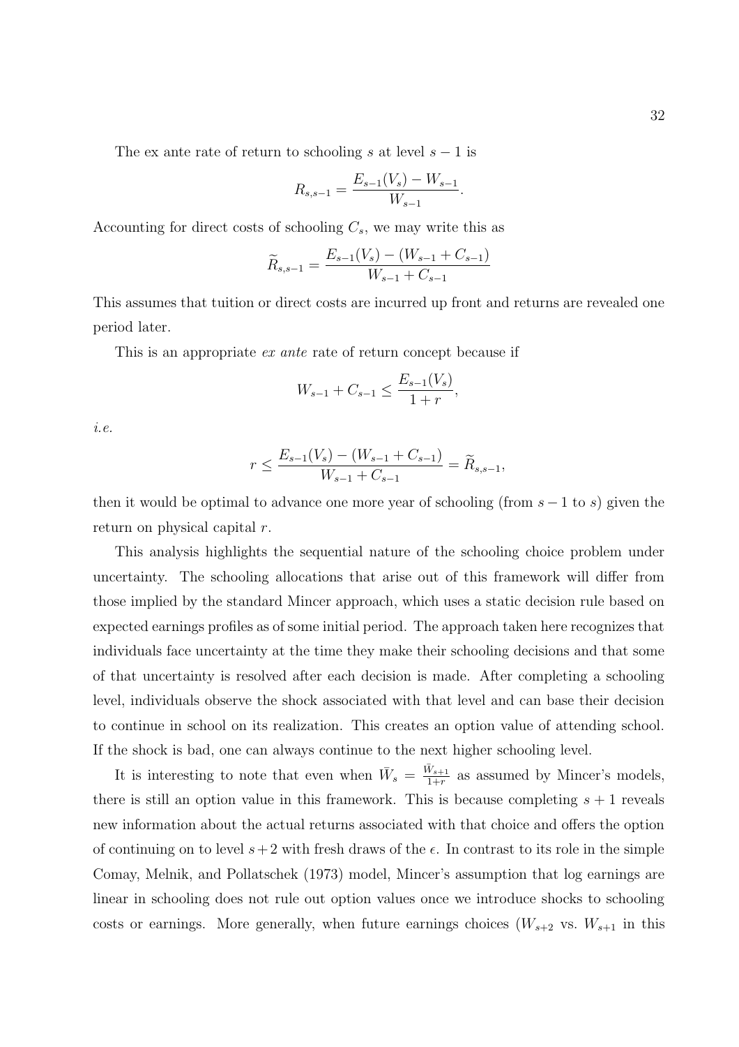The ex ante rate of return to schooling $s$ at level $s-1$ is

$$R_{s,s-1} = \frac{E_{s-1}(V_s) - W_{s-1}}{W_{s-1}}.$$

Accounting for direct costs of schooling $C_s$, we may write this as

$$\widetilde{R}_{s,s-1} = \frac{E_{s-1}(V_s) - (W_{s-1} + C_{s-1})}{W_{s-1} + C_{s-1}}$$

This assumes that tuition or direct costs are incurred up front and returns are revealed one period later.

This is an appropriate *ex ante* rate of return concept because if

$$W_{s-1} + C_{s-1} \leq \frac{E_{s-1}(V_s)}{1+r},$$

*i.e.*

$$r \leq \frac{E_{s-1}(V_s) - (W_{s-1} + C_{s-1})}{W_{s-1} + C_{s-1}} = \widetilde{R}_{s,s-1},$$

then it would be optimal to advance one more year of schooling (from $s-1$ to $s$) given the return on physical capital $r$.

This analysis highlights the sequential nature of the schooling choice problem under uncertainty. The schooling allocations that arise out of this framework will differ from those implied by the standard Mincer approach, which uses a static decision rule based on expected earnings profiles as of some initial period. The approach taken here recognizes that individuals face uncertainty at the time they make their schooling decisions and that some of that uncertainty is resolved after each decision is made. After completing a schooling level, individuals observe the shock associated with that level and can base their decision to continue in school on its realization. This creates an option value of attending school. If the shock is bad, one can always continue to the next higher schooling level.

It is interesting to note that even when $\bar{W}_s = \frac{\bar{W}_{s+1}}{1+r}$ as assumed by Mincer's models, there is still an option value in this framework. This is because completing $s+1$ reveals new information about the actual returns associated with that choice and offers the option of continuing on to level $s+2$ with fresh draws of the $\epsilon$. In contrast to its role in the simple Comay, Melnik, and Pollatschek (1973) model, Mincer's assumption that log earnings are linear in schooling does not rule out option values once we introduce shocks to schooling costs or earnings. More generally, when future earnings choices ($W_{s+2}$ vs. $W_{s+1}$ in this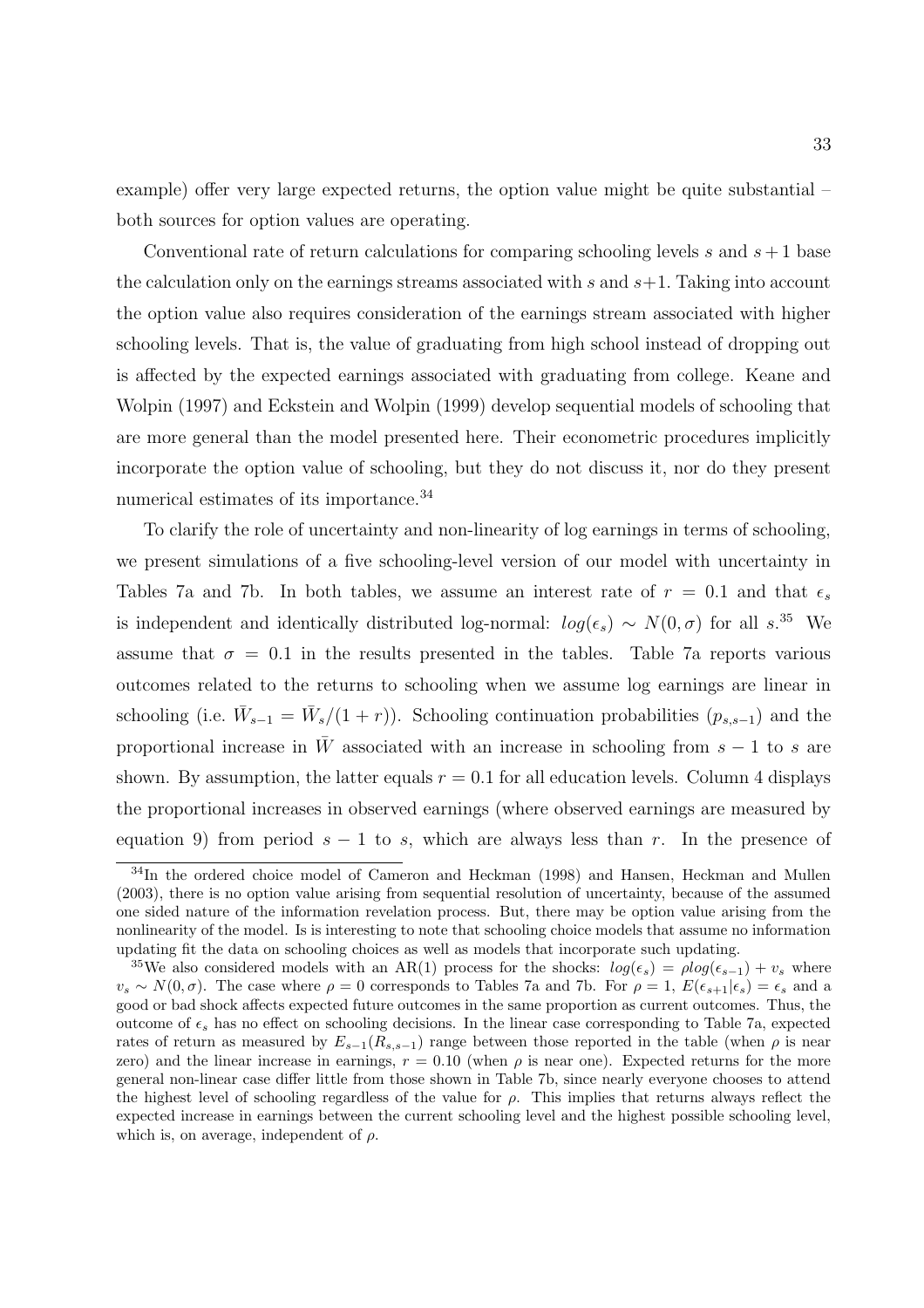example) offer very large expected returns, the option value might be quite substantial – both sources for option values are operating.

Conventional rate of return calculations for comparing schooling levels $s$ and $s+1$ base the calculation only on the earnings streams associated with $s$ and $s+1$. Taking into account the option value also requires consideration of the earnings stream associated with higher schooling levels. That is, the value of graduating from high school instead of dropping out is affected by the expected earnings associated with graduating from college. Keane and Wolpin (1997) and Eckstein and Wolpin (1999) develop sequential models of schooling that are more general than the model presented here. Their econometric procedures implicitly incorporate the option value of schooling, but they do not discuss it, nor do they present numerical estimates of its importance.[34]

To clarify the role of uncertainty and non-linearity of log earnings in terms of schooling, we present simulations of a five schooling-level version of our model with uncertainty in Tables 7a and 7b. In both tables, we assume an interest rate of $r = 0.1$ and that $\epsilon_s$ is independent and identically distributed log-normal: $log(\epsilon_s) \sim N(0, \sigma)$ for all $s$.[35] We assume that $\sigma = 0.1$ in the results presented in the tables. Table 7a reports various outcomes related to the returns to schooling when we assume log earnings are linear in schooling (i.e. $\bar{W}_{s-1} = \bar{W}_s/(1+r)$). Schooling continuation probabilities ($p_{s,s-1}$) and the proportional increase in $\bar{W}$ associated with an increase in schooling from $s-1$ to $s$ are shown. By assumption, the latter equals $r = 0.1$ for all education levels. Column 4 displays the proportional increases in observed earnings (where observed earnings are measured by equation 9) from period $s-1$ to $s$, which are always less than $r$. In the presence of

---

[34]In the ordered choice model of Cameron and Heckman (1998) and Hansen, Heckman and Mullen (2003), there is no option value arising from sequential resolution of uncertainty, because of the assumed one sided nature of the information revelation process. But, there may be option value arising from the nonlinearity of the model. Is is interesting to note that schooling choice models that assume no information updating fit the data on schooling choices as well as models that incorporate such updating.

[35]We also considered models with an AR(1) process for the shocks: $log(\epsilon_s) = \rho log(\epsilon_{s-1}) + v_s$ where $v_s \sim N(0, \sigma)$. The case where $\rho = 0$ corresponds to Tables 7a and 7b. For $\rho = 1$, $E(\epsilon_{s+1}|\epsilon_s) = \epsilon_s$ and a good or bad shock affects expected future outcomes in the same proportion as current outcomes. Thus, the outcome of $\epsilon_s$ has no effect on schooling decisions. In the linear case corresponding to Table 7a, expected rates of return as measured by $E_{s-1}(R_{s,s-1})$ range between those reported in the table (when $\rho$ is near zero) and the linear increase in earnings, $r = 0.10$ (when $\rho$ is near one). Expected returns for the more general non-linear case differ little from those shown in Table 7b, since nearly everyone chooses to attend the highest level of schooling regardless of the value for $\rho$. This implies that returns always reflect the expected increase in earnings between the current schooling level and the highest possible schooling level, which is, on average, independent of $\rho$.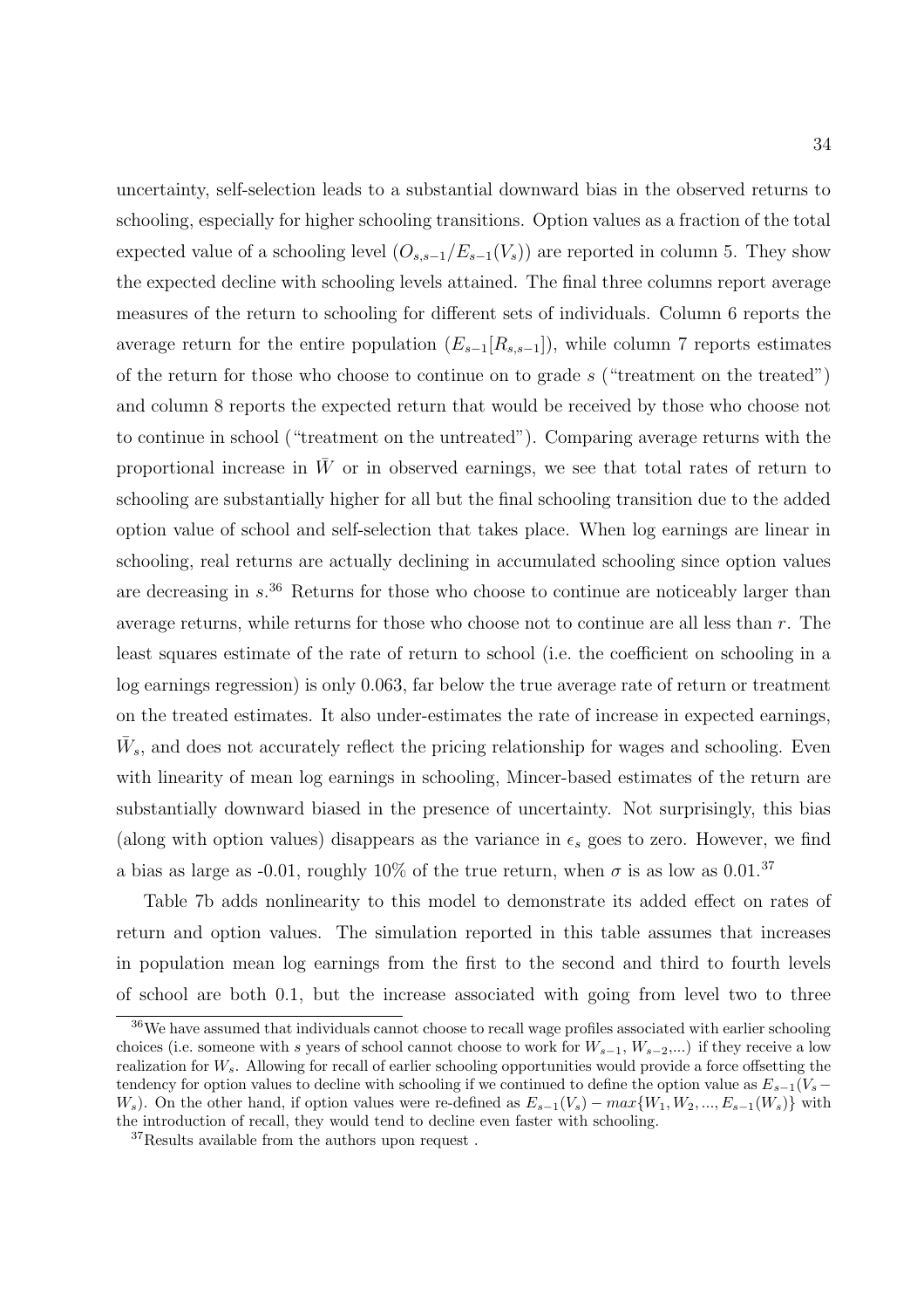uncertainty, self-selection leads to a substantial downward bias in the observed returns to schooling, especially for higher schooling transitions. Option values as a fraction of the total expected value of a schooling level ($O_{s,s-1}/E_{s-1}(V_s)$) are reported in column 5. They show the expected decline with schooling levels attained. The final three columns report average measures of the return to schooling for different sets of individuals. Column 6 reports the average return for the entire population ($E_{s-1}[R_{s,s-1}]$), while column 7 reports estimates of the return for those who choose to continue on to grade $s$ ("treatment on the treated") and column 8 reports the expected return that would be received by those who choose not to continue in school ("treatment on the untreated"). Comparing average returns with the proportional increase in $\bar{W}$ or in observed earnings, we see that total rates of return to schooling are substantially higher for all but the final schooling transition due to the added option value of school and self-selection that takes place. When log earnings are linear in schooling, real returns are actually declining in accumulated schooling since option values are decreasing in $s$.[36] Returns for those who choose to continue are noticeably larger than average returns, while returns for those who choose not to continue are all less than $r$. The least squares estimate of the rate of return to school (i.e. the coefficient on schooling in a log earnings regression) is only 0.063, far below the true average rate of return or treatment on the treated estimates. It also under-estimates the rate of increase in expected earnings, $\bar{W}_s$, and does not accurately reflect the pricing relationship for wages and schooling. Even with linearity of mean log earnings in schooling, Mincer-based estimates of the return are substantially downward biased in the presence of uncertainty. Not surprisingly, this bias (along with option values) disappears as the variance in $\epsilon_s$ goes to zero. However, we find a bias as large as -0.01, roughly 10% of the true return, when $\sigma$ is as low as 0.01.[37]

Table 7b adds nonlinearity to this model to demonstrate its added effect on rates of return and option values. The simulation reported in this table assumes that increases in population mean log earnings from the first to the second and third to fourth levels of school are both 0.1, but the increase associated with going from level two to three

[36] We have assumed that individuals cannot choose to recall wage profiles associated with earlier schooling choices (i.e. someone with $s$ years of school cannot choose to work for $W_{s-1}$, $W_{s-2}$,...) if they receive a low realization for $W_s$. Allowing for recall of earlier schooling opportunities would provide a force offsetting the tendency for option values to decline with schooling if we continued to define the option value as $E_{s-1}(V_s - W_s)$. On the other hand, if option values were re-defined as $E_{s-1}(V_s) - max\{W_1, W_2, ..., E_{s-1}(W_s)\}$ with the introduction of recall, they would tend to decline even faster with schooling.

[37] Results available from the authors upon request .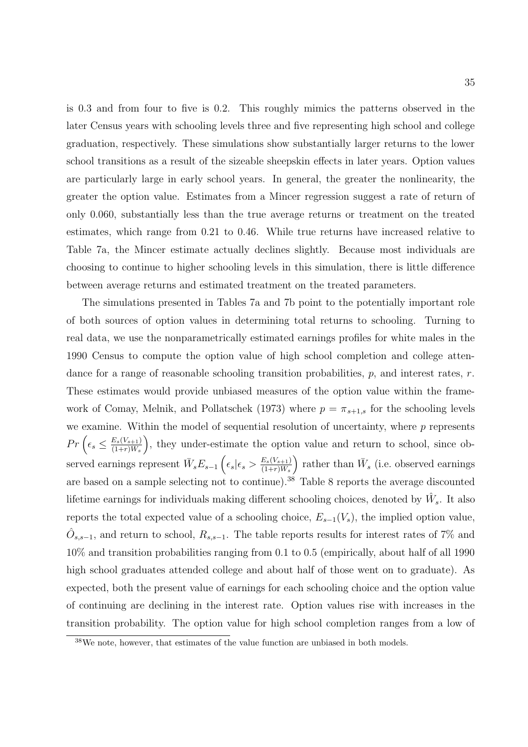is 0.3 and from four to five is 0.2. This roughly mimics the patterns observed in the later Census years with schooling levels three and five representing high school and college graduation, respectively. These simulations show substantially larger returns to the lower school transitions as a result of the sizeable sheepskin effects in later years. Option values are particularly large in early school years. In general, the greater the nonlinearity, the greater the option value. Estimates from a Mincer regression suggest a rate of return of only 0.060, substantially less than the true average returns or treatment on the treated estimates, which range from 0.21 to 0.46. While true returns have increased relative to Table 7a, the Mincer estimate actually declines slightly. Because most individuals are choosing to continue to higher schooling levels in this simulation, there is little difference between average returns and estimated treatment on the treated parameters.

The simulations presented in Tables 7a and 7b point to the potentially important role of both sources of option values in determining total returns to schooling. Turning to real data, we use the nonparametrically estimated earnings profiles for white males in the 1990 Census to compute the option value of high school completion and college attendance for a range of reasonable schooling transition probabilities, $p$, and interest rates, $r$. These estimates would provide unbiased measures of the option value within the framework of Comay, Melnik, and Pollatschek (1973) where $p = \pi_{s+1,s}$ for the schooling levels we examine. Within the model of sequential resolution of uncertainty, where $p$ represents $Pr\left(\epsilon_s \leq \frac{E_s(V_{s+1})}{(1+r)W_s}\right)$, they under-estimate the option value and return to school, since observed earnings represent $\bar{W}_s E_{s-1}\left(\epsilon_s | \epsilon_s > \frac{E_s(V_{s+1})}{(1+r)W_s}\right)$ rather than $\bar{W}_s$ (i.e. observed earnings are based on a sample selecting not to continue).[38] Table 8 reports the average discounted lifetime earnings for individuals making different schooling choices, denoted by $\hat{W}_s$. It also reports the total expected value of a schooling choice, $E_{s-1}(V_s)$, the implied option value, $\hat{O}_{s,s-1}$, and return to school, $R_{s,s-1}$. The table reports results for interest rates of 7% and 10% and transition probabilities ranging from 0.1 to 0.5 (empirically, about half of all 1990 high school graduates attended college and about half of those went on to graduate). As expected, both the present value of earnings for each schooling choice and the option value of continuing are declining in the interest rate. Option values rise with increases in the transition probability. The option value for high school completion ranges from a low of

[38] We note, however, that estimates of the value function are unbiased in both models.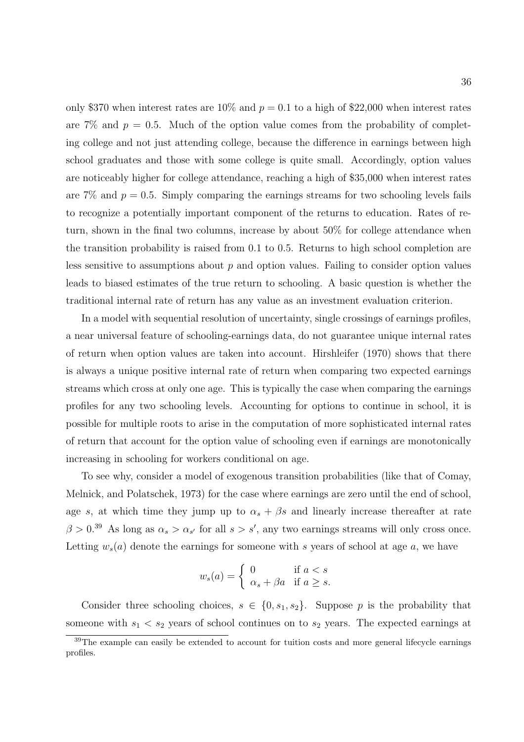only \$370 when interest rates are 10% and $p = 0.1$ to a high of \$22,000 when interest rates are 7% and $p = 0.5$. Much of the option value comes from the probability of completing college and not just attending college, because the difference in earnings between high school graduates and those with some college is quite small. Accordingly, option values are noticeably higher for college attendance, reaching a high of \$35,000 when interest rates are 7% and $p = 0.5$. Simply comparing the earnings streams for two schooling levels fails to recognize a potentially important component of the returns to education. Rates of return, shown in the final two columns, increase by about 50% for college attendance when the transition probability is raised from 0.1 to 0.5. Returns to high school completion are less sensitive to assumptions about $p$ and option values. Failing to consider option values leads to biased estimates of the true return to schooling. A basic question is whether the traditional internal rate of return has any value as an investment evaluation criterion.

In a model with sequential resolution of uncertainty, single crossings of earnings profiles, a near universal feature of schooling-earnings data, do not guarantee unique internal rates of return when option values are taken into account. Hirshleifer (1970) shows that there is always a unique positive internal rate of return when comparing two expected earnings streams which cross at only one age. This is typically the case when comparing the earnings profiles for any two schooling levels. Accounting for options to continue in school, it is possible for multiple roots to arise in the computation of more sophisticated internal rates of return that account for the option value of schooling even if earnings are monotonically increasing in schooling for workers conditional on age.

To see why, consider a model of exogenous transition probabilities (like that of Comay, Melnick, and Polatschek, 1973) for the case where earnings are zero until the end of school, age $s$, at which time they jump up to $\alpha_s + \beta s$ and linearly increase thereafter at rate $\beta > 0$.[39] As long as $\alpha_s > \alpha_{s'}$ for all $s > s'$, any two earnings streams will only cross once. Letting $w_s(a)$ denote the earnings for someone with $s$ years of school at age $a$, we have

$$w_s(a) = \begin{cases} 0 & \text{if } a < s \\ \alpha_s + \beta a & \text{if } a \geq s. \end{cases}$$

Consider three schooling choices, $s \in \{0, s_1, s_2\}$. Suppose $p$ is the probability that someone with $s_1 < s_2$ years of school continues on to $s_2$ years. The expected earnings at

[39] The example can easily be extended to account for tuition costs and more general lifecycle earnings profiles.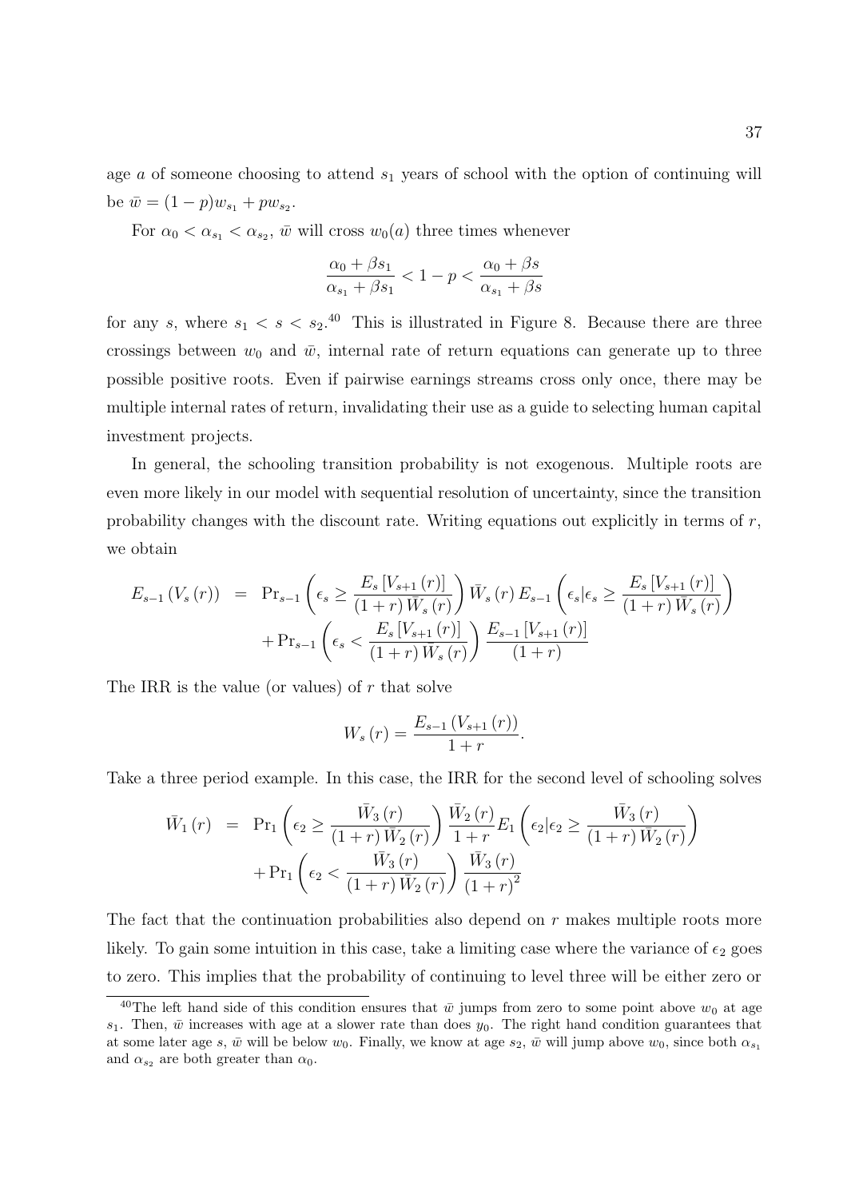age $a$ of someone choosing to attend $s_1$ years of school with the option of continuing will be $\bar{w} = (1-p)w_{s_1} + pw_{s_2}$.

For $\alpha_0 < \alpha_{s_1} < \alpha_{s_2}$, $\bar{w}$ will cross $w_0(a)$ three times whenever

$$\frac{\alpha_0 + \beta s_1}{\alpha_{s_1} + \beta s_1} < 1 - p < \frac{\alpha_0 + \beta s}{\alpha_{s_1} + \beta s}$$

for any $s$, where $s_1 < s < s_2$.[40] This is illustrated in Figure 8. Because there are three crossings between $w_0$ and $\bar{w}$, internal rate of return equations can generate up to three possible positive roots. Even if pairwise earnings streams cross only once, there may be multiple internal rates of return, invalidating their use as a guide to selecting human capital investment projects.

In general, the schooling transition probability is not exogenous. Multiple roots are even more likely in our model with sequential resolution of uncertainty, since the transition probability changes with the discount rate. Writing equations out explicitly in terms of $r$, we obtain

$$\begin{aligned} E_{s-1}\left(V_s\left(r\right)\right) &= \Pr_{s-1}\left(\epsilon_s \geq \frac{E_s\left[V_{s+1}\left(r\right)\right]}{\left(1+r\right)\bar{W}_s\left(r\right)}\right)\bar{W}_s\left(r\right)E_{s-1}\left(\epsilon_s | \epsilon_s \geq \frac{E_s\left[V_{s+1}\left(r\right)\right]}{\left(1+r\right)\bar{W}_s\left(r\right)}\right) \\ &\quad + \Pr_{s-1}\left(\epsilon_s < \frac{E_s\left[V_{s+1}\left(r\right)\right]}{\left(1+r\right)\bar{W}_s\left(r\right)}\right)\frac{E_{s-1}\left[V_{s+1}\left(r\right)\right]}{\left(1+r\right)} \end{aligned}$$

The IRR is the value (or values) of $r$ that solve

$$W_s\left(r\right) = \frac{E_{s-1}\left(V_{s+1}\left(r\right)\right)}{1+r}.$$

Take a three period example. In this case, the IRR for the second level of schooling solves

$$\begin{aligned} \bar{W}_1\left(r\right) &= \Pr_1\left(\epsilon_2 \geq \frac{\bar{W}_3\left(r\right)}{\left(1+r\right)\bar{W}_2\left(r\right)}\right)\frac{\bar{W}_2\left(r\right)}{1+r}E_1\left(\epsilon_2 | \epsilon_2 \geq \frac{\bar{W}_3\left(r\right)}{\left(1+r\right)\bar{W}_2\left(r\right)}\right) \\ &\quad + \Pr_1\left(\epsilon_2 < \frac{\bar{W}_3\left(r\right)}{\left(1+r\right)\bar{W}_2\left(r\right)}\right)\frac{\bar{W}_3\left(r\right)}{\left(1+r\right)^2} \end{aligned}$$

The fact that the continuation probabilities also depend on $r$ makes multiple roots more likely. To gain some intuition in this case, take a limiting case where the variance of $\epsilon_2$ goes to zero. This implies that the probability of continuing to level three will be either zero or

[40] The left hand side of this condition ensures that $\bar{w}$ jumps from zero to some point above $w_0$ at age $s_1$. Then, $\bar{w}$ increases with age at a slower rate than does $y_0$. The right hand condition guarantees that at some later age $s$, $\bar{w}$ will be below $w_0$. Finally, we know at age $s_2$, $\bar{w}$ will jump above $w_0$, since both $\alpha_{s_1}$ and $\alpha_{s_2}$ are both greater than $\alpha_0$.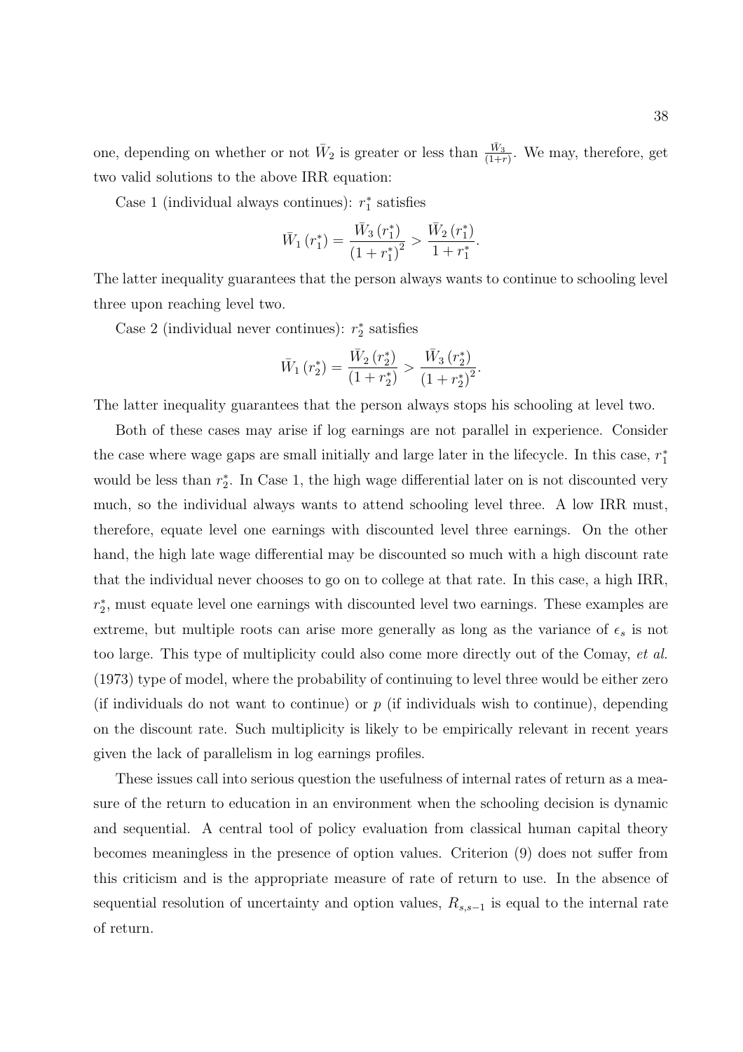one, depending on whether or not $\bar{W}_2$ is greater or less than $\frac{\bar{W}_3}{(1+r)}$. We may, therefore, get two valid solutions to the above IRR equation:

Case 1 (individual always continues): $r_1^*$ satisfies

$$\bar{W}_1\left(r_1^*\right) = \frac{\bar{W}_3\left(r_1^*\right)}{\left(1+r_1^*\right)^2} > \frac{\bar{W}_2\left(r_1^*\right)}{1+r_1^*}.$$

The latter inequality guarantees that the person always wants to continue to schooling level three upon reaching level two.

Case 2 (individual never continues): $r_2^*$ satisfies

$$\bar{W}_1\left(r_2^*\right) = \frac{\bar{W}_2\left(r_2^*\right)}{\left(1+r_2^*\right)} > \frac{\bar{W}_3\left(r_2^*\right)}{\left(1+r_2^*\right)^2}.$$

The latter inequality guarantees that the person always stops his schooling at level two.

Both of these cases may arise if log earnings are not parallel in experience. Consider the case where wage gaps are small initially and large later in the lifecycle. In this case, $r_1^*$ would be less than $r_2^*$. In Case 1, the high wage differential later on is not discounted very much, so the individual always wants to attend schooling level three. A low IRR must, therefore, equate level one earnings with discounted level three earnings. On the other hand, the high late wage differential may be discounted so much with a high discount rate that the individual never chooses to go on to college at that rate. In this case, a high IRR, $r_2^*$, must equate level one earnings with discounted level two earnings. These examples are extreme, but multiple roots can arise more generally as long as the variance of $\epsilon_s$ is not too large. This type of multiplicity could also come more directly out of the Comay, *et al.* (1973) type of model, where the probability of continuing to level three would be either zero (if individuals do not want to continue) or $p$ (if individuals wish to continue), depending on the discount rate. Such multiplicity is likely to be empirically relevant in recent years given the lack of parallelism in log earnings profiles.

These issues call into serious question the usefulness of internal rates of return as a measure of the return to education in an environment when the schooling decision is dynamic and sequential. A central tool of policy evaluation from classical human capital theory becomes meaningless in the presence of option values. Criterion (9) does not suffer from this criticism and is the appropriate measure of rate of return to use. In the absence of sequential resolution of uncertainty and option values, $R_{s,s-1}$ is equal to the internal rate of return.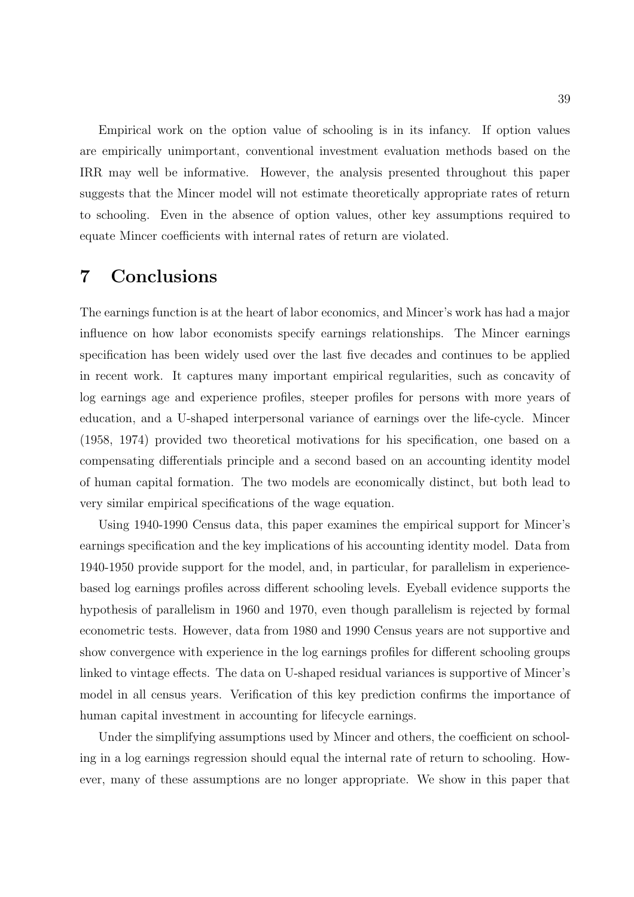Empirical work on the option value of schooling is in its infancy. If option values are empirically unimportant, conventional investment evaluation methods based on the IRR may well be informative. However, the analysis presented throughout this paper suggests that the Mincer model will not estimate theoretically appropriate rates of return to schooling. Even in the absence of option values, other key assumptions required to equate Mincer coefficients with internal rates of return are violated.

# 7 Conclusions

The earnings function is at the heart of labor economics, and Mincer's work has had a major influence on how labor economists specify earnings relationships. The Mincer earnings specification has been widely used over the last five decades and continues to be applied in recent work. It captures many important empirical regularities, such as concavity of log earnings age and experience profiles, steeper profiles for persons with more years of education, and a U-shaped interpersonal variance of earnings over the life-cycle. Mincer (1958, 1974) provided two theoretical motivations for his specification, one based on a compensating differentials principle and a second based on an accounting identity model of human capital formation. The two models are economically distinct, but both lead to very similar empirical specifications of the wage equation.

Using 1940-1990 Census data, this paper examines the empirical support for Mincer's earnings specification and the key implications of his accounting identity model. Data from 1940-1950 provide support for the model, and, in particular, for parallelism in experience-based log earnings profiles across different schooling levels. Eyeball evidence supports the hypothesis of parallelism in 1960 and 1970, even though parallelism is rejected by formal econometric tests. However, data from 1980 and 1990 Census years are not supportive and show convergence with experience in the log earnings profiles for different schooling groups linked to vintage effects. The data on U-shaped residual variances is supportive of Mincer's model in all census years. Verification of this key prediction confirms the importance of human capital investment in accounting for lifecycle earnings.

Under the simplifying assumptions used by Mincer and others, the coefficient on schooling in a log earnings regression should equal the internal rate of return to schooling. However, many of these assumptions are no longer appropriate. We show in this paper that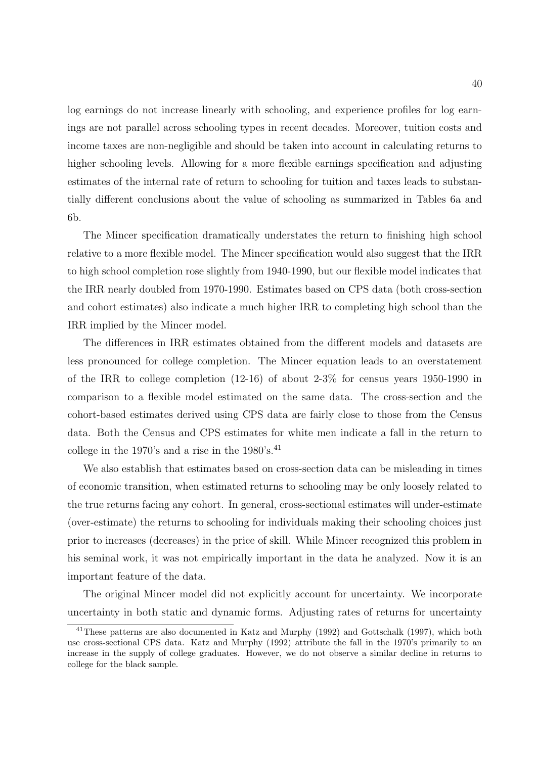log earnings do not increase linearly with schooling, and experience profiles for log earnings are not parallel across schooling types in recent decades. Moreover, tuition costs and income taxes are non-negligible and should be taken into account in calculating returns to higher schooling levels. Allowing for a more flexible earnings specification and adjusting estimates of the internal rate of return to schooling for tuition and taxes leads to substantially different conclusions about the value of schooling as summarized in Tables 6a and 6b.

The Mincer specification dramatically understates the return to finishing high school relative to a more flexible model. The Mincer specification would also suggest that the IRR to high school completion rose slightly from 1940-1990, but our flexible model indicates that the IRR nearly doubled from 1970-1990. Estimates based on CPS data (both cross-section and cohort estimates) also indicate a much higher IRR to completing high school than the IRR implied by the Mincer model.

The differences in IRR estimates obtained from the different models and datasets are less pronounced for college completion. The Mincer equation leads to an overstatement of the IRR to college completion (12-16) of about 2-3% for census years 1950-1990 in comparison to a flexible model estimated on the same data. The cross-section and the cohort-based estimates derived using CPS data are fairly close to those from the Census data. Both the Census and CPS estimates for white men indicate a fall in the return to college in the 1970's and a rise in the 1980's.[41]

We also establish that estimates based on cross-section data can be misleading in times of economic transition, when estimated returns to schooling may be only loosely related to the true returns facing any cohort. In general, cross-sectional estimates will under-estimate (over-estimate) the returns to schooling for individuals making their schooling choices just prior to increases (decreases) in the price of skill. While Mincer recognized this problem in his seminal work, it was not empirically important in the data he analyzed. Now it is an important feature of the data.

The original Mincer model did not explicitly account for uncertainty. We incorporate uncertainty in both static and dynamic forms. Adjusting rates of returns for uncertainty

[41] These patterns are also documented in Katz and Murphy (1992) and Gottschalk (1997), which both use cross-sectional CPS data. Katz and Murphy (1992) attribute the fall in the 1970's primarily to an increase in the supply of college graduates. However, we do not observe a similar decline in returns to college for the black sample.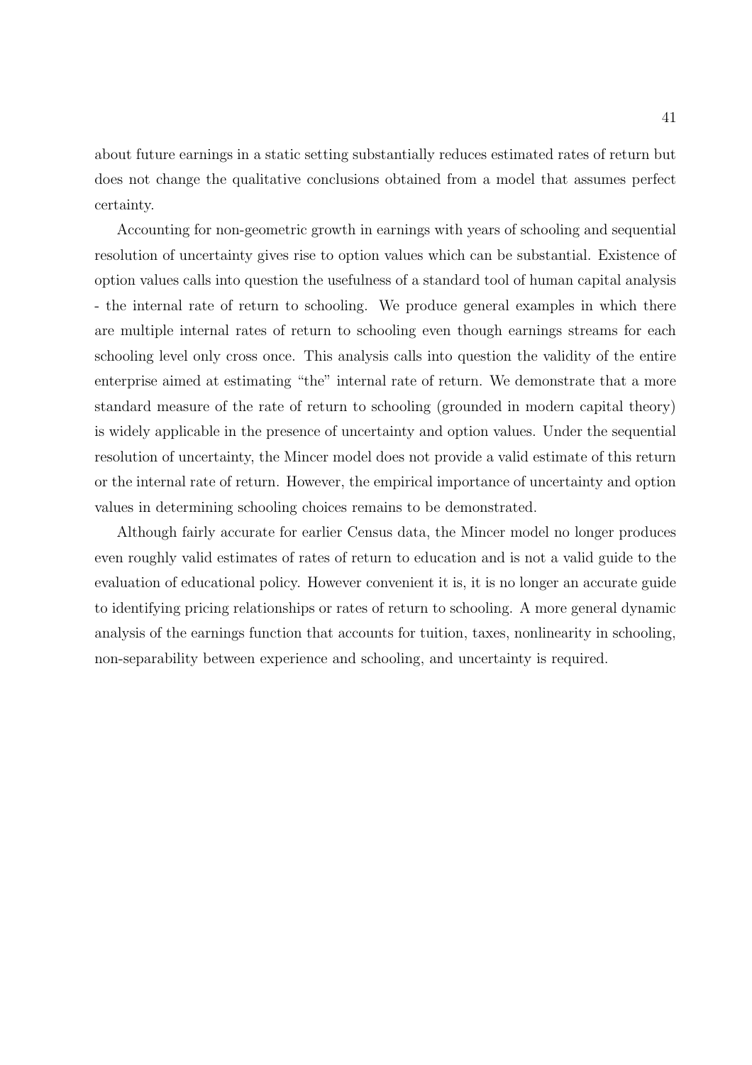about future earnings in a static setting substantially reduces estimated rates of return but does not change the qualitative conclusions obtained from a model that assumes perfect certainty.

Accounting for non-geometric growth in earnings with years of schooling and sequential resolution of uncertainty gives rise to option values which can be substantial. Existence of option values calls into question the usefulness of a standard tool of human capital analysis - the internal rate of return to schooling. We produce general examples in which there are multiple internal rates of return to schooling even though earnings streams for each schooling level only cross once. This analysis calls into question the validity of the entire enterprise aimed at estimating "the" internal rate of return. We demonstrate that a more standard measure of the rate of return to schooling (grounded in modern capital theory) is widely applicable in the presence of uncertainty and option values. Under the sequential resolution of uncertainty, the Mincer model does not provide a valid estimate of this return or the internal rate of return. However, the empirical importance of uncertainty and option values in determining schooling choices remains to be demonstrated.

Although fairly accurate for earlier Census data, the Mincer model no longer produces even roughly valid estimates of rates of return to education and is not a valid guide to the evaluation of educational policy. However convenient it is, it is no longer an accurate guide to identifying pricing relationships or rates of return to schooling. A more general dynamic analysis of the earnings function that accounts for tuition, taxes, nonlinearity in schooling, non-separability between experience and schooling, and uncertainty is required.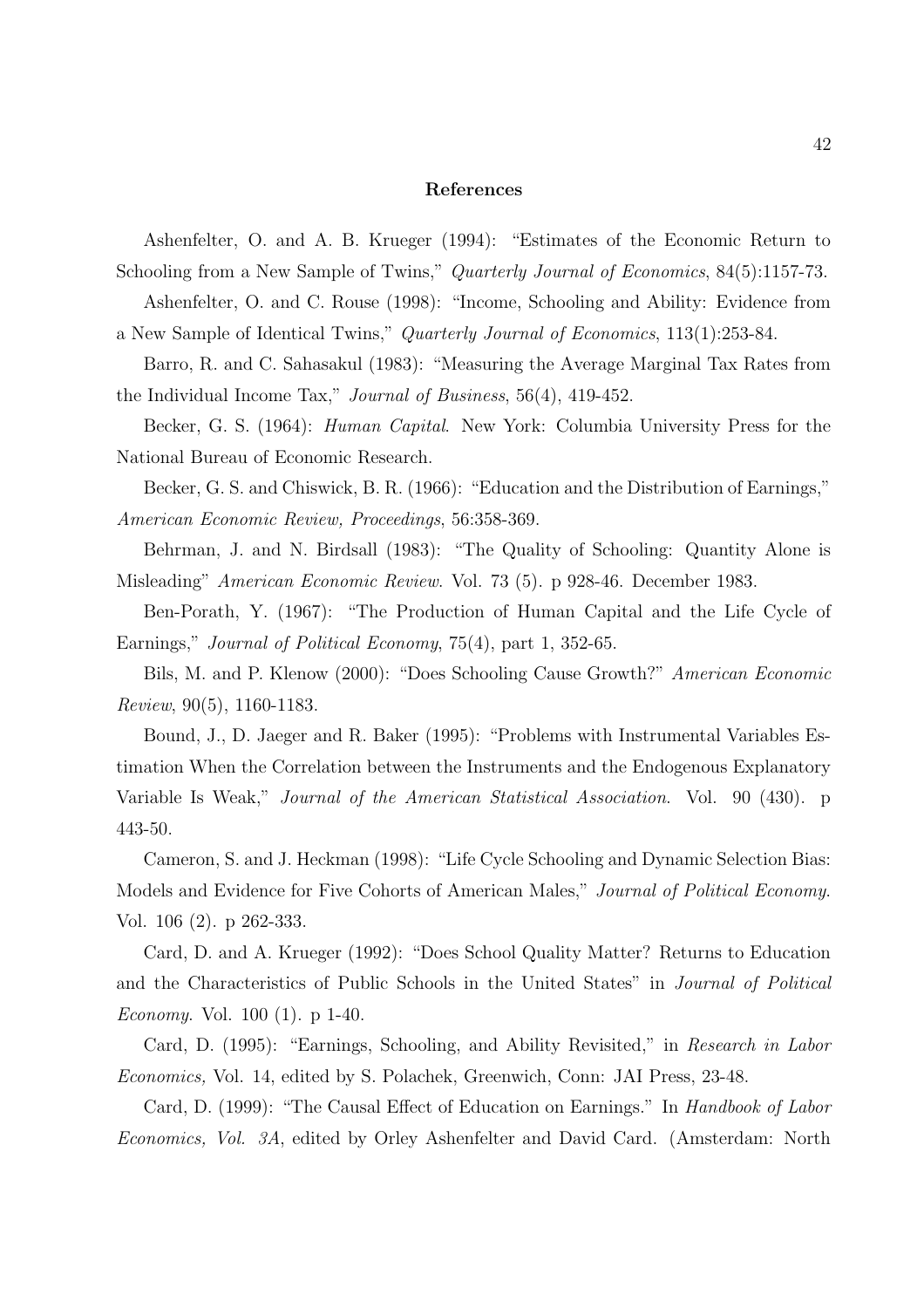## References

Ashenfelter, O. and A. B. Krueger (1994): "Estimates of the Economic Return to Schooling from a New Sample of Twins," *Quarterly Journal of Economics*, 84(5):1157-73.

Ashenfelter, O. and C. Rouse (1998): "Income, Schooling and Ability: Evidence from a New Sample of Identical Twins," *Quarterly Journal of Economics*, 113(1):253-84.

Barro, R. and C. Sahasakul (1983): "Measuring the Average Marginal Tax Rates from the Individual Income Tax," *Journal of Business*, 56(4), 419-452.

Becker, G. S. (1964): *Human Capital*. New York: Columbia University Press for the National Bureau of Economic Research.

Becker, G. S. and Chiswick, B. R. (1966): "Education and the Distribution of Earnings," *American Economic Review, Proceedings*, 56:358-369.

Behrman, J. and N. Birdsall (1983): "The Quality of Schooling: Quantity Alone is Misleading" *American Economic Review*. Vol. 73 (5). p 928-46. December 1983.

Ben-Porath, Y. (1967): "The Production of Human Capital and the Life Cycle of Earnings," *Journal of Political Economy*, 75(4), part 1, 352-65.

Bils, M. and P. Klenow (2000): "Does Schooling Cause Growth?" *American Economic Review*, 90(5), 1160-1183.

Bound, J., D. Jaeger and R. Baker (1995): "Problems with Instrumental Variables Estimation When the Correlation between the Instruments and the Endogenous Explanatory Variable Is Weak," *Journal of the American Statistical Association*. Vol. 90 (430). p 443-50.

Cameron, S. and J. Heckman (1998): "Life Cycle Schooling and Dynamic Selection Bias: Models and Evidence for Five Cohorts of American Males," *Journal of Political Economy*. Vol. 106 (2). p 262-333.

Card, D. and A. Krueger (1992): "Does School Quality Matter? Returns to Education and the Characteristics of Public Schools in the United States" in *Journal of Political Economy*. Vol. 100 (1). p 1-40.

Card, D. (1995): "Earnings, Schooling, and Ability Revisited," in *Research in Labor Economics,* Vol. 14, edited by S. Polachek, Greenwich, Conn: JAI Press, 23-48.

Card, D. (1999): "The Causal Effect of Education on Earnings." In *Handbook of Labor Economics, Vol. 3A*, edited by Orley Ashenfelter and David Card. (Amsterdam: North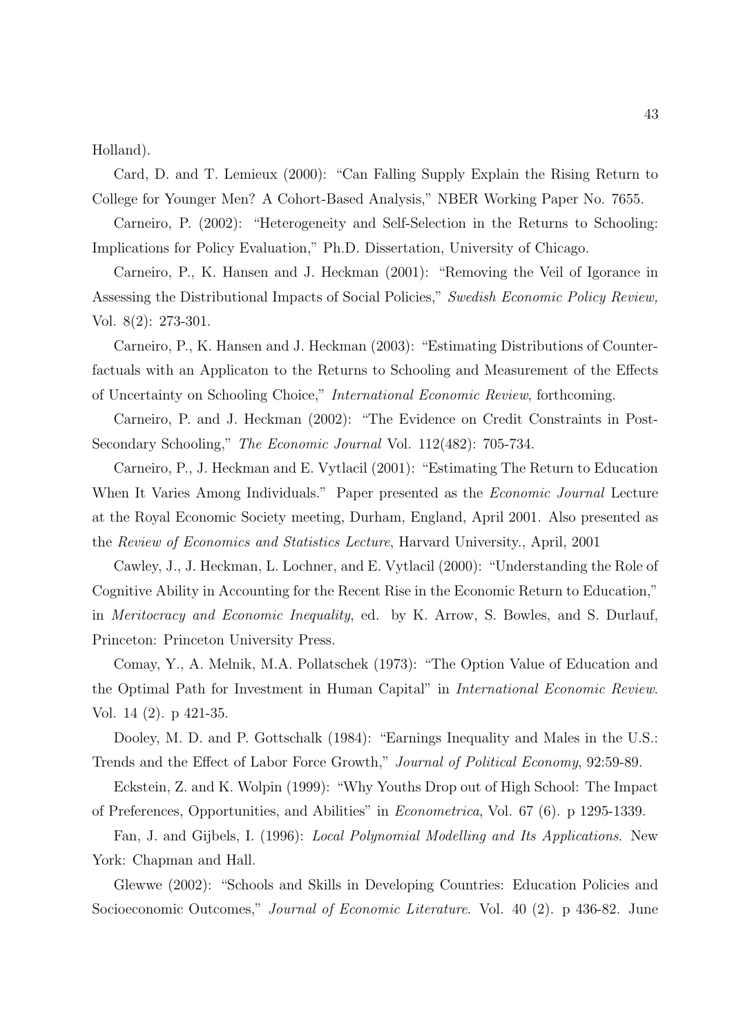Holland).

Card, D. and T. Lemieux (2000): "Can Falling Supply Explain the Rising Return to College for Younger Men? A Cohort-Based Analysis," NBER Working Paper No. 7655.

Carneiro, P. (2002): "Heterogeneity and Self-Selection in the Returns to Schooling: Implications for Policy Evaluation," Ph.D. Dissertation, University of Chicago.

Carneiro, P., K. Hansen and J. Heckman (2001): "Removing the Veil of Igorance in Assessing the Distributional Impacts of Social Policies," *Swedish Economic Policy Review,* Vol. 8(2): 273-301.

Carneiro, P., K. Hansen and J. Heckman (2003): "Estimating Distributions of Counterfactuals with an Applicaton to the Returns to Schooling and Measurement of the Effects of Uncertainty on Schooling Choice," *International Economic Review*, forthcoming.

Carneiro, P. and J. Heckman (2002): "The Evidence on Credit Constraints in Post-Secondary Schooling," *The Economic Journal* Vol. 112(482): 705-734.

Carneiro, P., J. Heckman and E. Vytlacil (2001): "Estimating The Return to Education When It Varies Among Individuals." Paper presented as the *Economic Journal* Lecture at the Royal Economic Society meeting, Durham, England, April 2001. Also presented as the *Review of Economics and Statistics Lecture*, Harvard University., April, 2001

Cawley, J., J. Heckman, L. Lochner, and E. Vytlacil (2000): "Understanding the Role of Cognitive Ability in Accounting for the Recent Rise in the Economic Return to Education," in *Meritocracy and Economic Inequality*, ed. by K. Arrow, S. Bowles, and S. Durlauf, Princeton: Princeton University Press.

Comay, Y., A. Melnik, M.A. Pollatschek (1973): "The Option Value of Education and the Optimal Path for Investment in Human Capital" in *International Economic Review*. Vol. 14 (2). p 421-35.

Dooley, M. D. and P. Gottschalk (1984): "Earnings Inequality and Males in the U.S.: Trends and the Effect of Labor Force Growth," *Journal of Political Economy*, 92:59-89.

Eckstein, Z. and K. Wolpin (1999): "Why Youths Drop out of High School: The Impact of Preferences, Opportunities, and Abilities" in *Econometrica*, Vol. 67 (6). p 1295-1339.

Fan, J. and Gijbels, I. (1996): *Local Polynomial Modelling and Its Applications*. New York: Chapman and Hall.

Glewwe (2002): "Schools and Skills in Developing Countries: Education Policies and Socioeconomic Outcomes," *Journal of Economic Literature*. Vol. 40 (2). p 436-82. June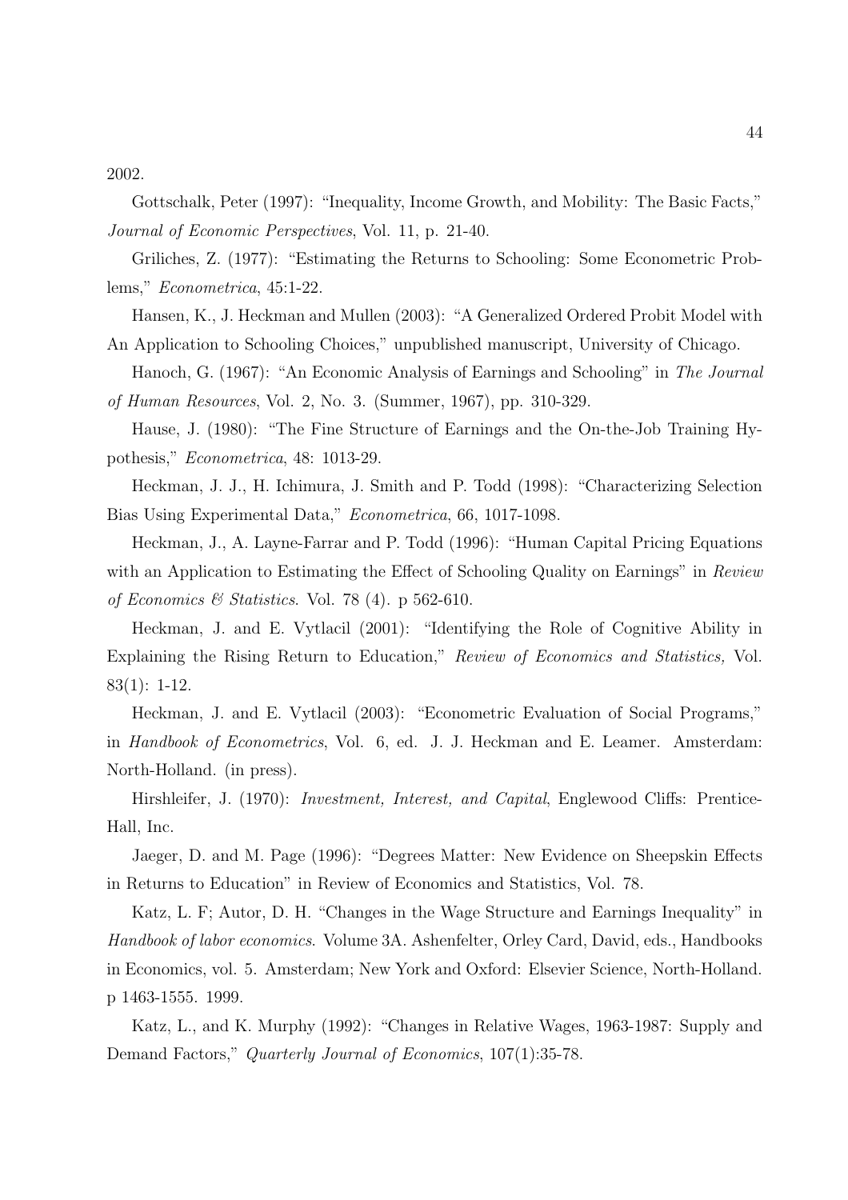2002.

Gottschalk, Peter (1997): "Inequality, Income Growth, and Mobility: The Basic Facts," *Journal of Economic Perspectives*, Vol. 11, p. 21-40.

Griliches, Z. (1977): "Estimating the Returns to Schooling: Some Econometric Problems," *Econometrica*, 45:1-22.

Hansen, K., J. Heckman and Mullen (2003): "A Generalized Ordered Probit Model with An Application to Schooling Choices," unpublished manuscript, University of Chicago.

Hanoch, G. (1967): "An Economic Analysis of Earnings and Schooling" in *The Journal of Human Resources*, Vol. 2, No. 3. (Summer, 1967), pp. 310-329.

Hause, J. (1980): "The Fine Structure of Earnings and the On-the-Job Training Hypothesis," *Econometrica*, 48: 1013-29.

Heckman, J. J., H. Ichimura, J. Smith and P. Todd (1998): "Characterizing Selection Bias Using Experimental Data," *Econometrica*, 66, 1017-1098.

Heckman, J., A. Layne-Farrar and P. Todd (1996): "Human Capital Pricing Equations with an Application to Estimating the Effect of Schooling Quality on Earnings" in *Review of Economics & Statistics*. Vol. 78 (4). p 562-610.

Heckman, J. and E. Vytlacil (2001): "Identifying the Role of Cognitive Ability in Explaining the Rising Return to Education," *Review of Economics and Statistics,* Vol. 83(1): 1-12.

Heckman, J. and E. Vytlacil (2003): "Econometric Evaluation of Social Programs," in *Handbook of Econometrics*, Vol. 6, ed. J. J. Heckman and E. Leamer. Amsterdam: North-Holland. (in press).

Hirshleifer, J. (1970): *Investment, Interest, and Capital*, Englewood Cliffs: Prentice-Hall, Inc.

Jaeger, D. and M. Page (1996): "Degrees Matter: New Evidence on Sheepskin Effects in Returns to Education" in Review of Economics and Statistics, Vol. 78.

Katz, L. F; Autor, D. H. "Changes in the Wage Structure and Earnings Inequality" in *Handbook of labor economics*. Volume 3A. Ashenfelter, Orley Card, David, eds., Handbooks in Economics, vol. 5. Amsterdam; New York and Oxford: Elsevier Science, North-Holland. p 1463-1555. 1999.

Katz, L., and K. Murphy (1992): "Changes in Relative Wages, 1963-1987: Supply and Demand Factors," *Quarterly Journal of Economics*, 107(1):35-78.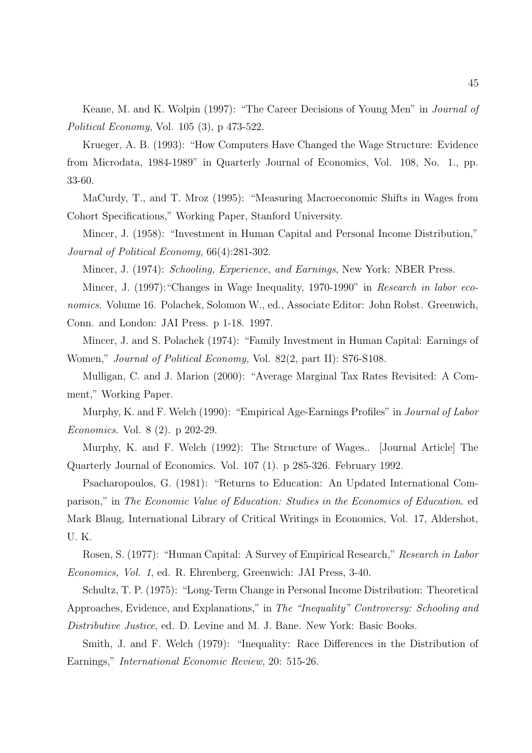Keane, M. and K. Wolpin (1997): "The Career Decisions of Young Men" in *Journal of Political Economy*, Vol. 105 (3), p 473-522.

Krueger, A. B. (1993): "How Computers Have Changed the Wage Structure: Evidence from Microdata, 1984-1989" in Quarterly Journal of Economics, Vol. 108, No. 1., pp. 33-60.

MaCurdy, T., and T. Mroz (1995): "Measuring Macroeconomic Shifts in Wages from Cohort Specifications," Working Paper, Stanford University.

Mincer, J. (1958): "Investment in Human Capital and Personal Income Distribution," *Journal of Political Economy*, 66(4):281-302.

Mincer, J. (1974): *Schooling, Experience, and Earnings*, New York: NBER Press.

Mincer, J. (1997):"Changes in Wage Inequality, 1970-1990" in *Research in labor economics*. Volume 16. Polachek, Solomon W., ed., Associate Editor: John Robst. Greenwich, Conn. and London: JAI Press. p 1-18. 1997.

Mincer, J. and S. Polachek (1974): "Family Investment in Human Capital: Earnings of Women," *Journal of Political Economy,* Vol. 82(2, part II): S76-S108.

Mulligan, C. and J. Marion (2000): "Average Marginal Tax Rates Revisited: A Comment," Working Paper.

Murphy, K. and F. Welch (1990): "Empirical Age-Earnings Profiles" in *Journal of Labor Economics*. Vol. 8 (2). p 202-29.

Murphy, K. and F. Welch (1992): The Structure of Wages.. [Journal Article] The Quarterly Journal of Economics. Vol. 107 (1). p 285-326. February 1992.

Psacharopoulos, G. (1981): "Returns to Education: An Updated International Comparison," in *The Economic Value of Education: Studies in the Economics of Education*. ed Mark Blaug, International Library of Critical Writings in Economics, Vol. 17, Aldershot, U. K.

Rosen, S. (1977): "Human Capital: A Survey of Empirical Research," *Research in Labor Economics, Vol. 1*, ed. R. Ehrenberg, Greenwich: JAI Press, 3-40.

Schultz, T. P. (1975): "Long-Term Change in Personal Income Distribution: Theoretical Approaches, Evidence, and Explanations," in *The "Inequality" Controversy: Schooling and Distributive Justice*, ed. D. Levine and M. J. Bane. New York: Basic Books.

Smith, J. and F. Welch (1979): "Inequality: Race Differences in the Distribution of Earnings," *International Economic Review*, 20: 515-26.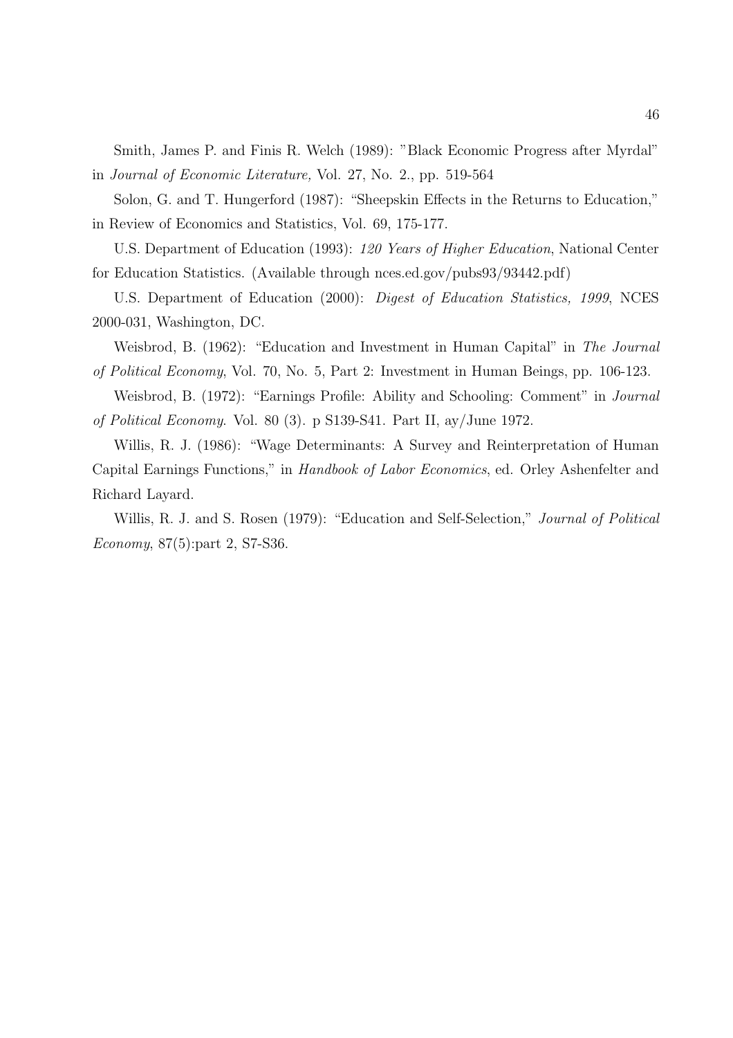Smith, James P. and Finis R. Welch (1989): "Black Economic Progress after Myrdal" in *Journal of Economic Literature,* Vol. 27, No. 2., pp. 519-564

Solon, G. and T. Hungerford (1987): "Sheepskin Effects in the Returns to Education," in Review of Economics and Statistics, Vol. 69, 175-177.

U.S. Department of Education (1993): *120 Years of Higher Education*, National Center for Education Statistics. (Available through nces.ed.gov/pubs93/93442.pdf)

U.S. Department of Education (2000): *Digest of Education Statistics, 1999*, NCES 2000-031, Washington, DC.

Weisbrod, B. (1962): "Education and Investment in Human Capital" in *The Journal of Political Economy*, Vol. 70, No. 5, Part 2: Investment in Human Beings, pp. 106-123.

Weisbrod, B. (1972): "Earnings Profile: Ability and Schooling: Comment" in *Journal of Political Economy*. Vol. 80 (3). p S139-S41. Part II, ay/June 1972.

Willis, R. J. (1986): "Wage Determinants: A Survey and Reinterpretation of Human Capital Earnings Functions," in *Handbook of Labor Economics*, ed. Orley Ashenfelter and Richard Layard.

Willis, R. J. and S. Rosen (1979): "Education and Self-Selection," *Journal of Political Economy*, 87(5):part 2, S7-S36.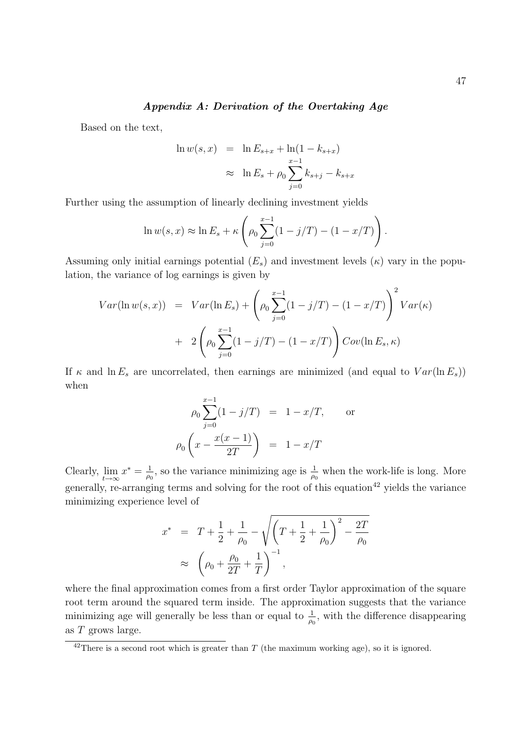### *Appendix A: Derivation of the Overtaking Age*

Based on the text,

$$\begin{aligned}
\ln w(s,x) &= \ln E_{s+x} + \ln(1-k_{s+x}) \\
&\approx \ln E_s + \rho_0 \sum_{j=0}^{x-1} k_{s+j} - k_{s+x}
\end{aligned}$$

Further using the assumption of linearly declining investment yields

$$\ln w(s,x) \approx \ln E_s + \kappa \left( \rho_0 \sum_{j=0}^{x-1} (1 - j/T) - (1 - x/T) \right).$$

Assuming only initial earnings potential ($E_s$) and investment levels ($\kappa$) vary in the population, the variance of log earnings is given by

$$\begin{aligned}
Var(\ln w(s,x)) &= Var(\ln E_s) + \left( \rho_0 \sum_{j=0}^{x-1} (1 - j/T) - (1 - x/T) \right)^2 Var(\kappa) \\
&+ \; 2 \left( \rho_0 \sum_{j=0}^{x-1} (1 - j/T) - (1 - x/T) \right) Cov(\ln E_s, \kappa)
\end{aligned}$$

If $\kappa$ and $\ln E_s$ are uncorrelated, then earnings are minimized (and equal to $Var(\ln E_s)$) when

$$\begin{aligned}
\rho_0 \sum_{j=0}^{x-1} (1 - j/T) &= 1 - x/T, \qquad \text{or} \\
\rho_0 \left( x - \frac{x(x-1)}{2T} \right) &= 1 - x/T
\end{aligned}$$

Clearly, $\lim_{t \to \infty} x^* = \frac{1}{\rho_0}$, so the variance minimizing age is $\frac{1}{\rho_0}$ when the work-life is long. More generally, re-arranging terms and solving for the root of this equation[42] yields the variance minimizing experience level of

$$\begin{aligned}
x^* &= T + \frac{1}{2} + \frac{1}{\rho_0} - \sqrt{\left( T + \frac{1}{2} + \frac{1}{\rho_0} \right)^2 - \frac{2T}{\rho_0}} \\
&\approx \left( \rho_0 + \frac{\rho_0}{2T} + \frac{1}{T} \right)^{-1},
\end{aligned}$$

where the final approximation comes from a first order Taylor approximation of the square root term around the squared term inside. The approximation suggests that the variance minimizing age will generally be less than or equal to $\frac{1}{\rho_0}$, with the difference disappearing as $T$ grows large.

[42] There is a second root which is greater than $T$ (the maximum working age), so it is ignored.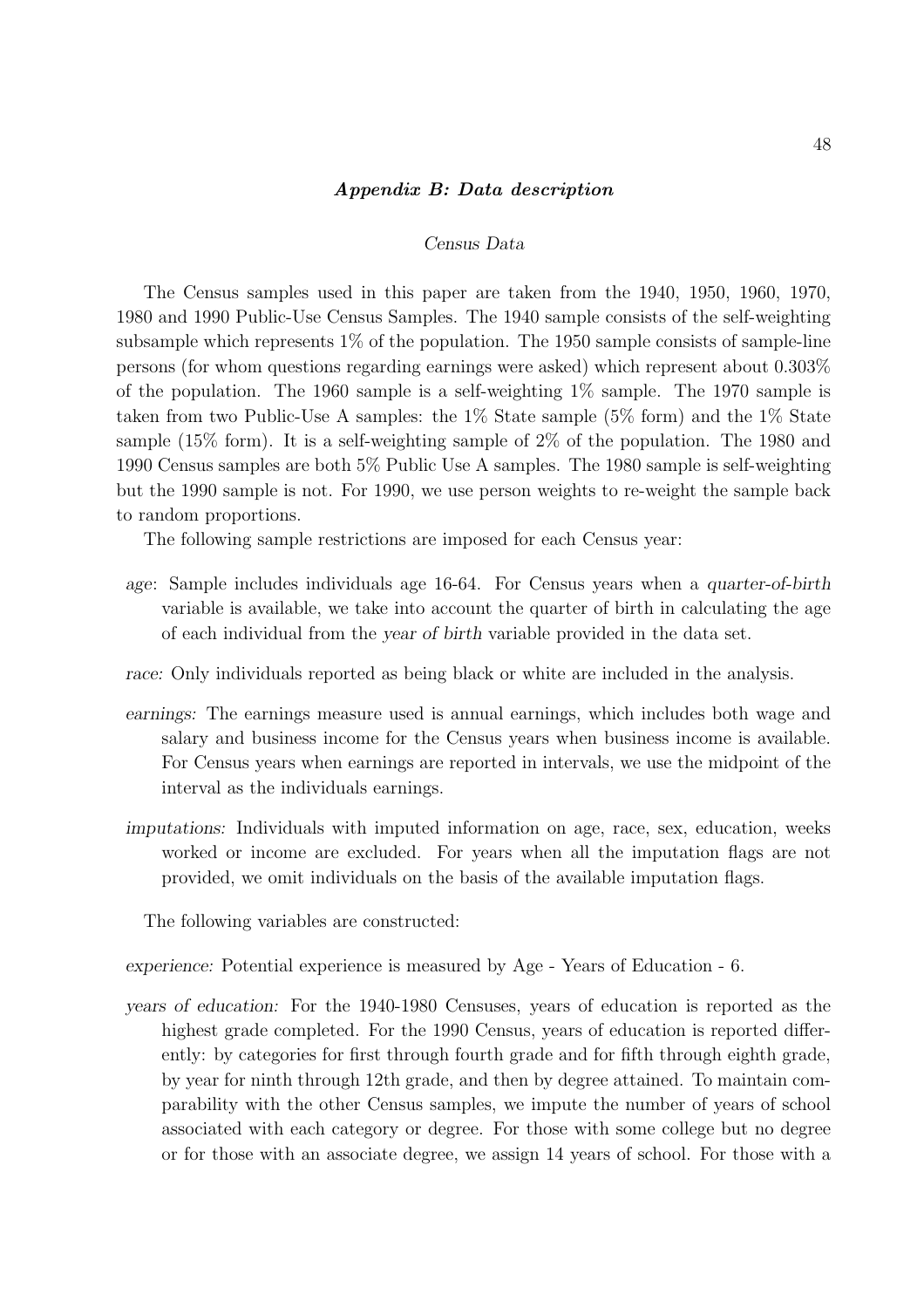## *Appendix B: Data description*

### *Census Data*

The Census samples used in this paper are taken from the 1940, 1950, 1960, 1970, 1980 and 1990 Public-Use Census Samples. The 1940 sample consists of the self-weighting subsample which represents 1% of the population. The 1950 sample consists of sample-line persons (for whom questions regarding earnings were asked) which represent about 0.303% of the population. The 1960 sample is a self-weighting 1% sample. The 1970 sample is taken from two Public-Use A samples: the 1% State sample (5% form) and the 1% State sample (15% form). It is a self-weighting sample of 2% of the population. The 1980 and 1990 Census samples are both 5% Public Use A samples. The 1980 sample is self-weighting but the 1990 sample is not. For 1990, we use person weights to re-weight the sample back to random proportions.

The following sample restrictions are imposed for each Census year:

- *age*: Sample includes individuals age 16-64. For Census years when a *quarter-of-birth* variable is available, we take into account the quarter of birth in calculating the age of each individual from the *year of birth* variable provided in the data set.
- *race:* Only individuals reported as being black or white are included in the analysis.
- *earnings:* The earnings measure used is annual earnings, which includes both wage and salary and business income for the Census years when business income is available. For Census years when earnings are reported in intervals, we use the midpoint of the interval as the individuals earnings.
- *imputations:* Individuals with imputed information on age, race, sex, education, weeks worked or income are excluded. For years when all the imputation flags are not provided, we omit individuals on the basis of the available imputation flags.

The following variables are constructed:

- *experience:* Potential experience is measured by Age - Years of Education - 6.
- *years of education:* For the 1940-1980 Censuses, years of education is reported as the highest grade completed. For the 1990 Census, years of education is reported differently: by categories for first through fourth grade and for fifth through eighth grade, by year for ninth through 12th grade, and then by degree attained. To maintain comparability with the other Census samples, we impute the number of years of school associated with each category or degree. For those with some college but no degree or for those with an associate degree, we assign 14 years of school. For those with a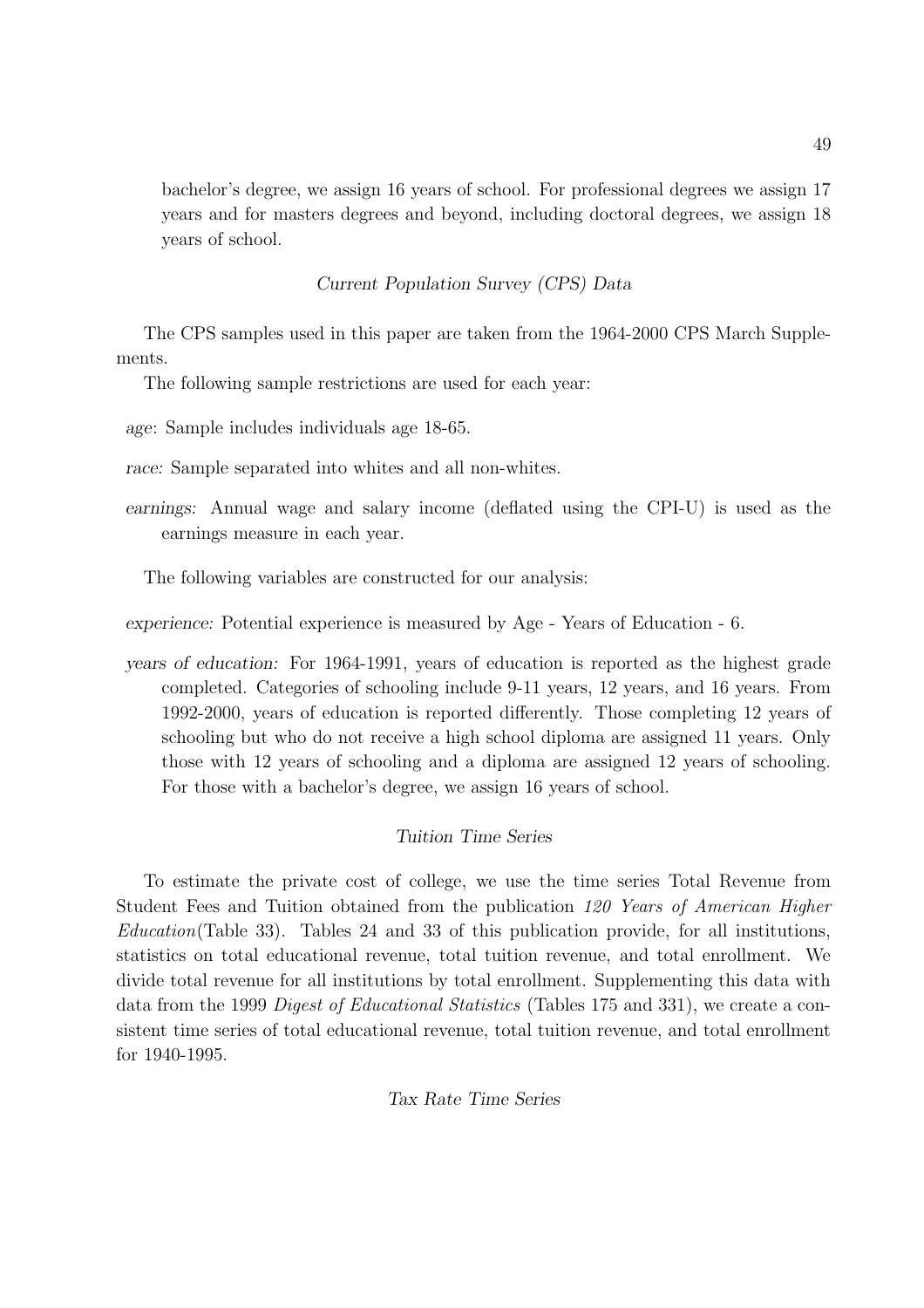bachelor's degree, we assign 16 years of school. For professional degrees we assign 17 years and for masters degrees and beyond, including doctoral degrees, we assign 18 years of school.

### *Current Population Survey (CPS) Data*

The CPS samples used in this paper are taken from the 1964-2000 CPS March Supplements.

The following sample restrictions are used for each year:

*age*: Sample includes individuals age 18-65.

*race:* Sample separated into whites and all non-whites.

*earnings:* Annual wage and salary income (deflated using the CPI-U) is used as the earnings measure in each year.

The following variables are constructed for our analysis:

*experience:* Potential experience is measured by Age - Years of Education - 6.

*years of education:* For 1964-1991, years of education is reported as the highest grade completed. Categories of schooling include 9-11 years, 12 years, and 16 years. From 1992-2000, years of education is reported differently. Those completing 12 years of schooling but who do not receive a high school diploma are assigned 11 years. Only those with 12 years of schooling and a diploma are assigned 12 years of schooling. For those with a bachelor's degree, we assign 16 years of school.

### *Tuition Time Series*

To estimate the private cost of college, we use the time series Total Revenue from Student Fees and Tuition obtained from the publication *120 Years of American Higher Education*(Table 33). Tables 24 and 33 of this publication provide, for all institutions, statistics on total educational revenue, total tuition revenue, and total enrollment. We divide total revenue for all institutions by total enrollment. Supplementing this data with data from the 1999 *Digest of Educational Statistics* (Tables 175 and 331), we create a consistent time series of total educational revenue, total tuition revenue, and total enrollment for 1940-1995.

### *Tax Rate Time Series*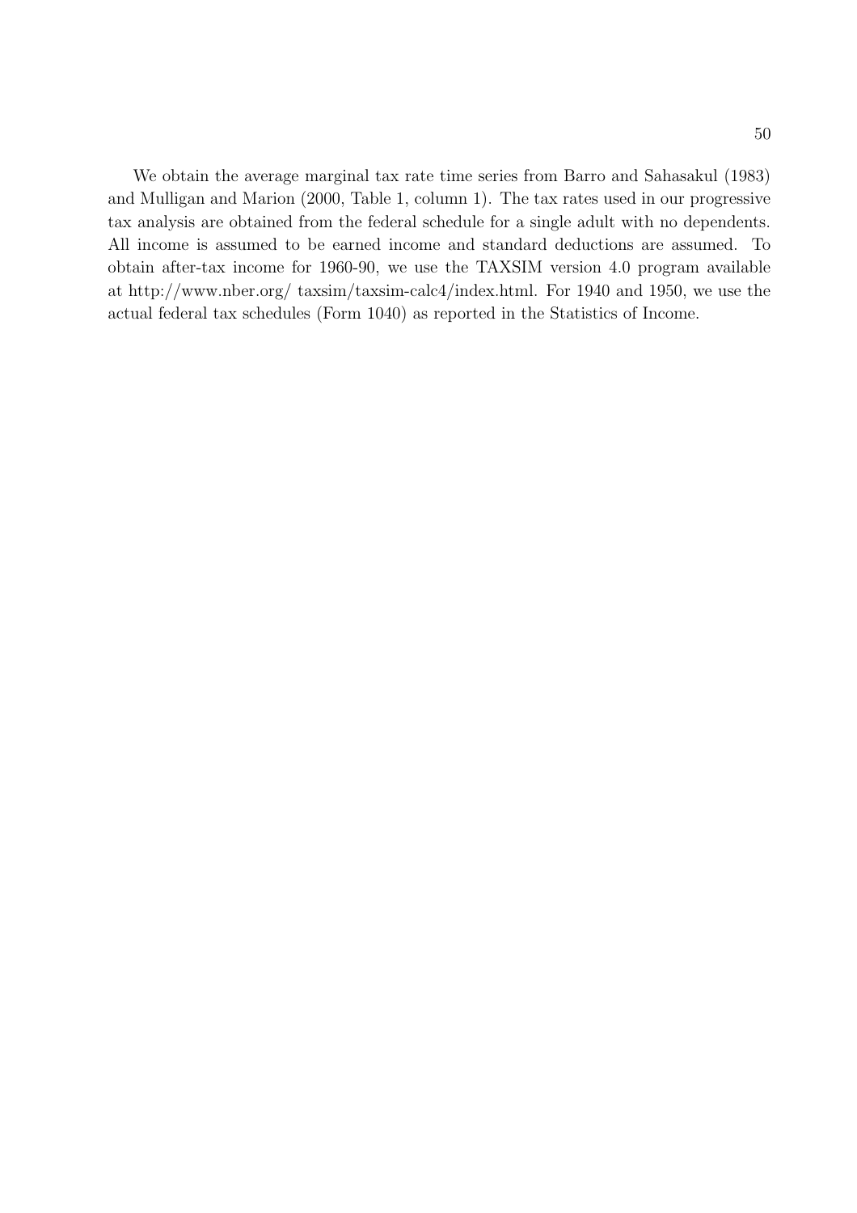We obtain the average marginal tax rate time series from Barro and Sahasakul (1983) and Mulligan and Marion (2000, Table 1, column 1). The tax rates used in our progressive tax analysis are obtained from the federal schedule for a single adult with no dependents. All income is assumed to be earned income and standard deductions are assumed. To obtain after-tax income for 1960-90, we use the TAXSIM version 4.0 program available at http://www.nber.org/ taxsim/taxsim-calc4/index.html. For 1940 and 1950, we use the actual federal tax schedules (Form 1040) as reported in the Statistics of Income.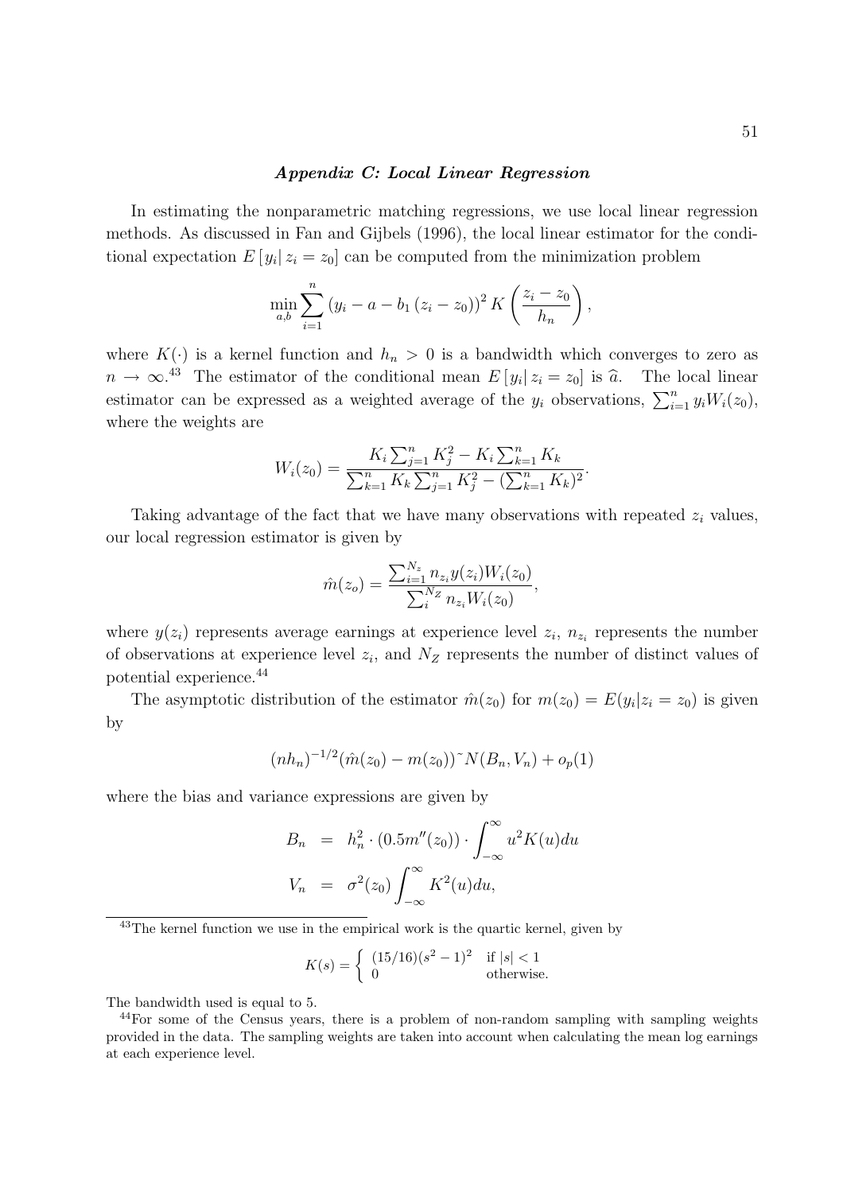### *Appendix C: Local Linear Regression*

In estimating the nonparametric matching regressions, we use local linear regression methods. As discussed in Fan and Gijbels (1996), the local linear estimator for the conditional expectation $E[y_i|\, z_i = z_0]$ can be computed from the minimization problem

$$\min_{a,b} \sum_{i=1}^{n} \left(y_i - a - b_1 \left(z_i - z_0\right)\right)^2 K\left(\frac{z_i - z_0}{h_n}\right),$$

where $K(\cdot)$ is a kernel function and $h_n > 0$ is a bandwidth which converges to zero as $n \to \infty$.[43] The estimator of the conditional mean $E[y_i|\, z_i = z_0]$ is $\widehat{a}$. The local linear estimator can be expressed as a weighted average of the $y_i$ observations, $\sum_{i=1}^{n} y_i W_i(z_0)$, where the weights are

$$W_i(z_0) = \frac{K_i \sum_{j=1}^{n} K_j^2 - K_i \sum_{k=1}^{n} K_k}{\sum_{k=1}^{n} K_k \sum_{j=1}^{n} K_j^2 - (\sum_{k=1}^{n} K_k)^2}.$$

Taking advantage of the fact that we have many observations with repeated $z_i$ values, our local regression estimator is given by

$$\hat{m}(z_o) = \frac{\sum_{i=1}^{N_z} n_{z_i} y(z_i) W_i(z_0)}{\sum_{i}^{N_Z} n_{z_i} W_i(z_0)},$$

where $y(z_i)$ represents average earnings at experience level $z_i$, $n_{z_i}$ represents the number of observations at experience level $z_i$, and $N_Z$ represents the number of distinct values of potential experience.[44]

The asymptotic distribution of the estimator $\hat{m}(z_0)$ for $m(z_0) = E(y_i|z_i = z_0)$ is given by

$$(nh_n)^{-1/2}(\hat{m}(z_0) - m(z_0))\tilde{\ } N(B_n, V_n) + o_p(1)$$

where the bias and variance expressions are given by

$$\begin{aligned} B_n &= h_n^2 \cdot (0.5m''(z_0)) \cdot \int_{-\infty}^{\infty} u^2 K(u) du \\ V_n &= \sigma^2(z_0) \int_{-\infty}^{\infty} K^2(u) du, \end{aligned}$$

---

[43] The kernel function we use in the empirical work is the quartic kernel, given by

$$K(s) = \begin{cases} (15/16)(s^2 - 1)^2 & \text{if } |s| < 1 \\ 0 & \text{otherwise.} \end{cases}$$

The bandwidth used is equal to 5.

[44] For some of the Census years, there is a problem of non-random sampling with sampling weights provided in the data. The sampling weights are taken into account when calculating the mean log earnings at each experience level.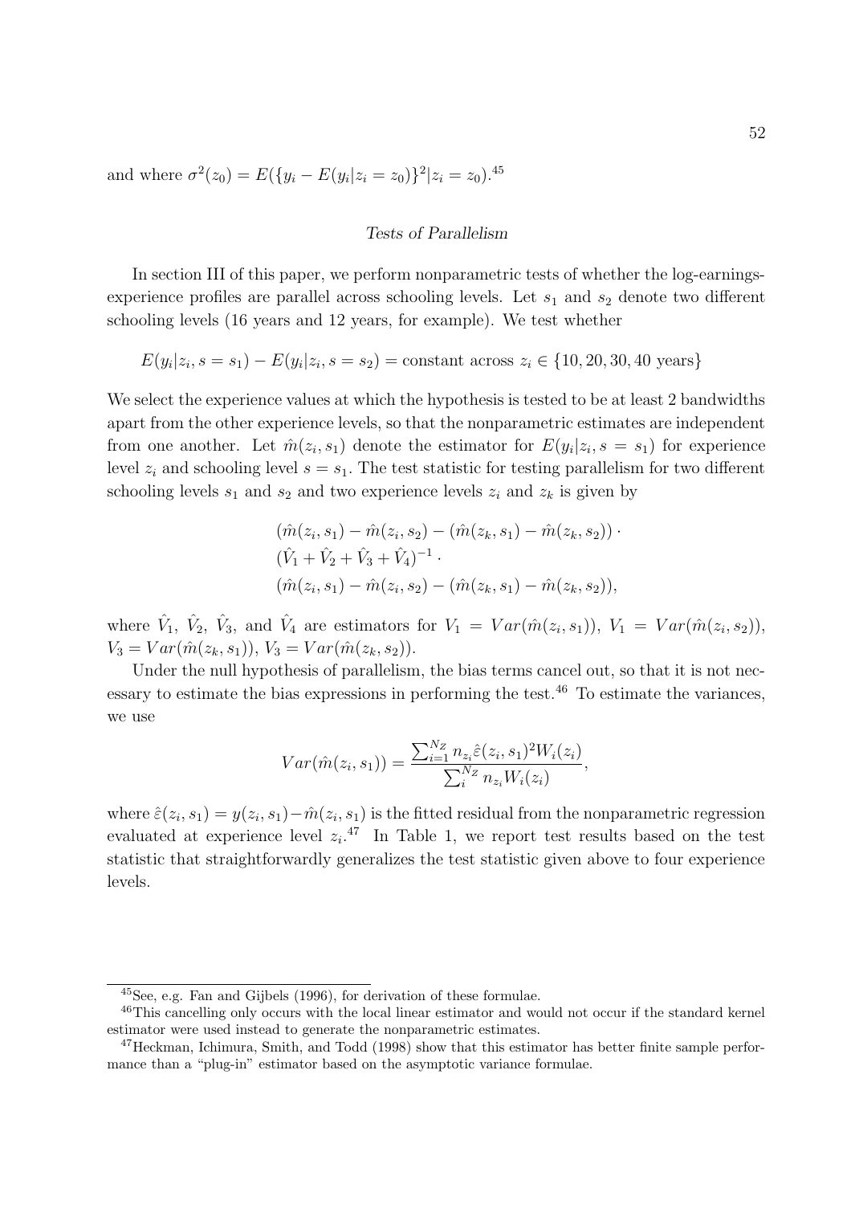and where $\sigma^2(z_0) = E(\{y_i - E(y_i|z_i = z_0)\}^2|z_i = z_0)$.[45]

### *Tests of Parallelism*

In section III of this paper, we perform nonparametric tests of whether the log-earnings-experience profiles are parallel across schooling levels. Let $s_1$ and $s_2$ denote two different schooling levels (16 years and 12 years, for example). We test whether

$$E(y_i|z_i, s = s_1) - E(y_i|z_i, s = s_2) = \text{constant across } z_i \in \{10, 20, 30, 40 \text{ years}\}$$

We select the experience values at which the hypothesis is tested to be at least 2 bandwidths apart from the other experience levels, so that the nonparametric estimates are independent from one another. Let $\hat{m}(z_i, s_1)$ denote the estimator for $E(y_i|z_i, s = s_1)$ for experience level $z_i$ and schooling level $s = s_1$. The test statistic for testing parallelism for two different schooling levels $s_1$ and $s_2$ and two experience levels $z_i$ and $z_k$ is given by

$$\begin{aligned}
&(\hat{m}(z_i, s_1) - \hat{m}(z_i, s_2) - (\hat{m}(z_k, s_1) - \hat{m}(z_k, s_2)) \cdot \\
&(\hat{V}_1 + \hat{V}_2 + \hat{V}_3 + \hat{V}_4)^{-1} \cdot \\
&(\hat{m}(z_i, s_1) - \hat{m}(z_i, s_2) - (\hat{m}(z_k, s_1) - \hat{m}(z_k, s_2)),
\end{aligned}$$

where $\hat{V}_1$, $\hat{V}_2$, $\hat{V}_3$, and $\hat{V}_4$ are estimators for $V_1 = Var(\hat{m}(z_i, s_1))$, $V_1 = Var(\hat{m}(z_i, s_2))$, $V_3 = Var(\hat{m}(z_k, s_1))$, $V_3 = Var(\hat{m}(z_k, s_2))$.

Under the null hypothesis of parallelism, the bias terms cancel out, so that it is not necessary to estimate the bias expressions in performing the test.[46] To estimate the variances, we use

$$Var(\hat{m}(z_i, s_1)) = \frac{\sum_{i=1}^{N_Z} n_{z_i} \hat{\varepsilon}(z_i, s_1)^2 W_i(z_i)}{\sum_{i}^{N_Z} n_{z_i} W_i(z_i)},$$

where $\hat{\varepsilon}(z_i, s_1) = y(z_i, s_1) - \hat{m}(z_i, s_1)$ is the fitted residual from the nonparametric regression evaluated at experience level $z_i$.[47] In Table 1, we report test results based on the test statistic that straightforwardly generalizes the test statistic given above to four experience levels.

---

[45] See, e.g. Fan and Gijbels (1996), for derivation of these formulae.

[46] This cancelling only occurs with the local linear estimator and would not occur if the standard kernel estimator were used instead to generate the nonparametric estimates.

[47] Heckman, Ichimura, Smith, and Todd (1998) show that this estimator has better finite sample performance than a "plug-in" estimator based on the asymptotic variance formulae.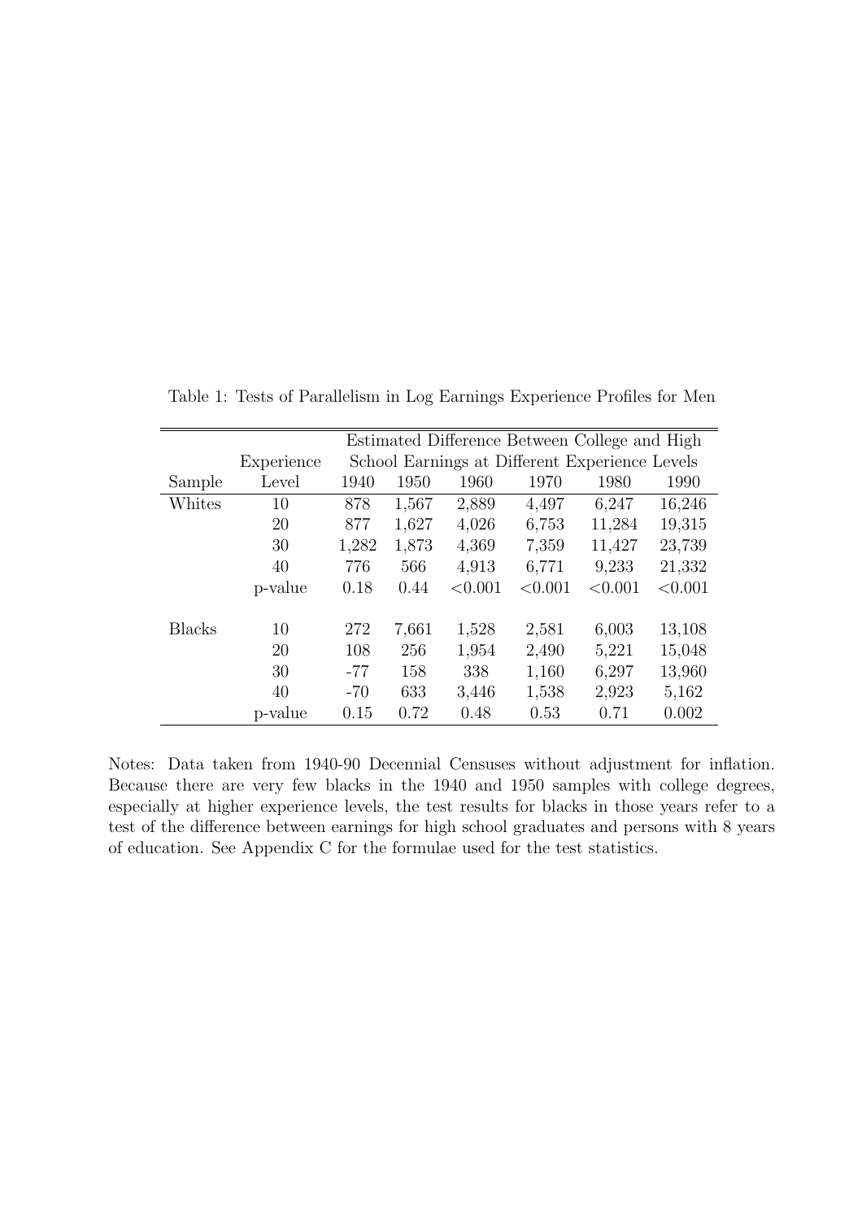Table 1: Tests of Parallelism in Log Earnings Experience Profiles for Men

| Sample | Experience Level | Estimated Difference Between College and High School Earnings at Different Experience Levels | | | | | |
|---|---|---|---|---|---|---|---|
| | | 1940 | 1950 | 1960 | 1970 | 1980 | 1990 |
| Whites | 10 | 878 | 1,567 | 2,889 | 4,497 | 6,247 | 16,246 |
| | 20 | 877 | 1,627 | 4,026 | 6,753 | 11,284 | 19,315 |
| | 30 | 1,282 | 1,873 | 4,369 | 7,359 | 11,427 | 23,739 |
| | 40 | 776 | 566 | 4,913 | 6,771 | 9,233 | 21,332 |
| | p-value | 0.18 | 0.44 | <0.001 | <0.001 | <0.001 | <0.001 |
| Blacks | 10 | 272 | 7,661 | 1,528 | 2,581 | 6,003 | 13,108 |
| | 20 | 108 | 256 | 1,954 | 2,490 | 5,221 | 15,048 |
| | 30 | -77 | 158 | 338 | 1,160 | 6,297 | 13,960 |
| | 40 | -70 | 633 | 3,446 | 1,538 | 2,923 | 5,162 |
| | p-value | 0.15 | 0.72 | 0.48 | 0.53 | 0.71 | 0.002 |

Notes: Data taken from 1940-90 Decennial Censuses without adjustment for inflation. Because there are very few blacks in the 1940 and 1950 samples with college degrees, especially at higher experience levels, the test results for blacks in those years refer to a test of the difference between earnings for high school graduates and persons with 8 years of education. See Appendix C for the formulae used for the test statistics.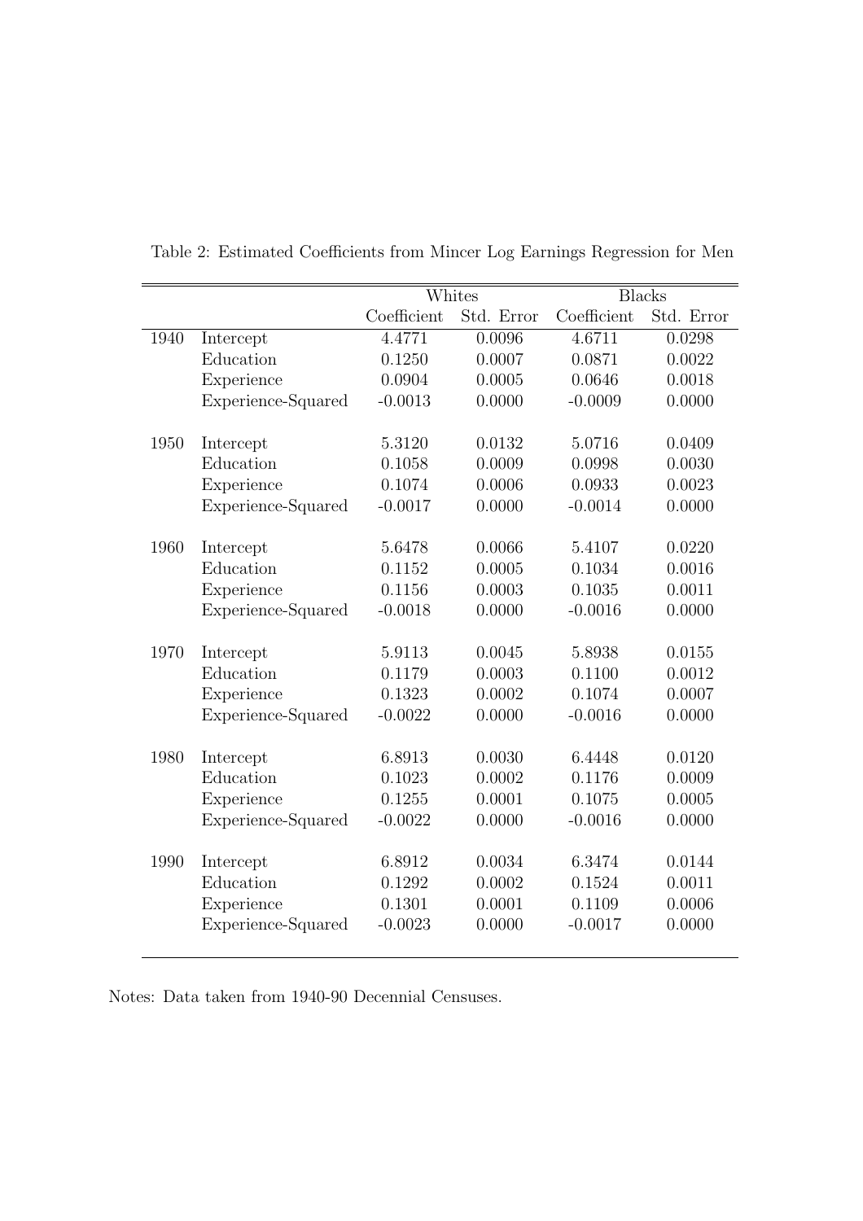Table 2: Estimated Coefficients from Mincer Log Earnings Regression for Men

| | | Whites | | Blacks | |
|---|---|---|---|---|---|
| | | Coefficient | Std. Error | Coefficient | Std. Error |
| 1940 | Intercept | 4.4771 | 0.0096 | 4.6711 | 0.0298 |
| | Education | 0.1250 | 0.0007 | 0.0871 | 0.0022 |
| | Experience | 0.0904 | 0.0005 | 0.0646 | 0.0018 |
| | Experience-Squared | -0.0013 | 0.0000 | -0.0009 | 0.0000 |
| 1950 | Intercept | 5.3120 | 0.0132 | 5.0716 | 0.0409 |
| | Education | 0.1058 | 0.0009 | 0.0998 | 0.0030 |
| | Experience | 0.1074 | 0.0006 | 0.0933 | 0.0023 |
| | Experience-Squared | -0.0017 | 0.0000 | -0.0014 | 0.0000 |
| 1960 | Intercept | 5.6478 | 0.0066 | 5.4107 | 0.0220 |
| | Education | 0.1152 | 0.0005 | 0.1034 | 0.0016 |
| | Experience | 0.1156 | 0.0003 | 0.1035 | 0.0011 |
| | Experience-Squared | -0.0018 | 0.0000 | -0.0016 | 0.0000 |
| 1970 | Intercept | 5.9113 | 0.0045 | 5.8938 | 0.0155 |
| | Education | 0.1179 | 0.0003 | 0.1100 | 0.0012 |
| | Experience | 0.1323 | 0.0002 | 0.1074 | 0.0007 |
| | Experience-Squared | -0.0022 | 0.0000 | -0.0016 | 0.0000 |
| 1980 | Intercept | 6.8913 | 0.0030 | 6.4448 | 0.0120 |
| | Education | 0.1023 | 0.0002 | 0.1176 | 0.0009 |
| | Experience | 0.1255 | 0.0001 | 0.1075 | 0.0005 |
| | Experience-Squared | -0.0022 | 0.0000 | -0.0016 | 0.0000 |
| 1990 | Intercept | 6.8912 | 0.0034 | 6.3474 | 0.0144 |
| | Education | 0.1292 | 0.0002 | 0.1524 | 0.0011 |
| | Experience | 0.1301 | 0.0001 | 0.1109 | 0.0006 |
| | Experience-Squared | -0.0023 | 0.0000 | -0.0017 | 0.0000 |

Notes: Data taken from 1940-90 Decennial Censuses.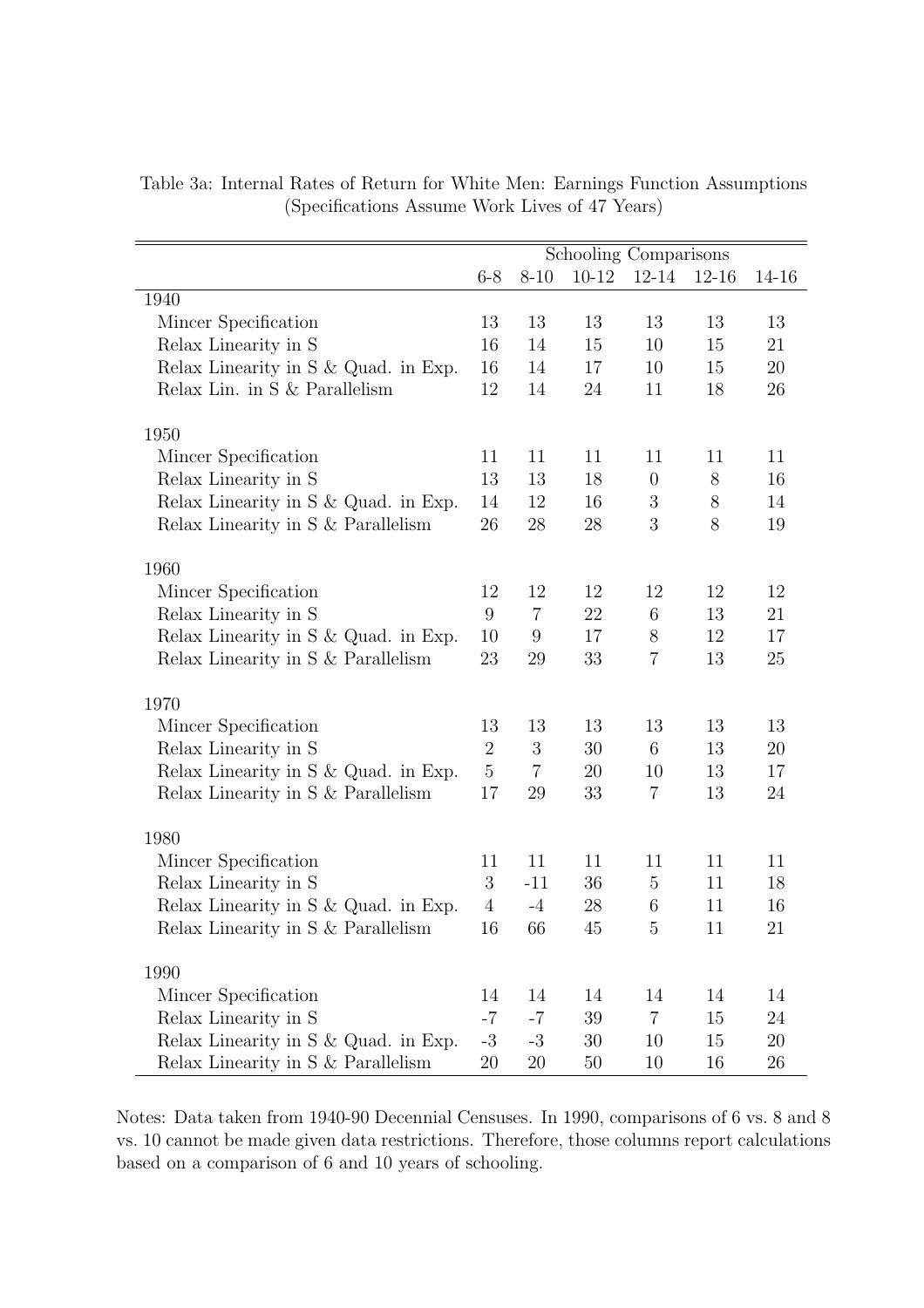Table 3a: Internal Rates of Return for White Men: Earnings Function Assumptions (Specifications Assume Work Lives of 47 Years)

| | Schooling Comparisons | | | | | |
|---|---|---|---|---|---|---|
| | 6-8 | 8-10 | 10-12 | 12-14 | 12-16 | 14-16 |
| 1940 | | | | | | |
| Mincer Specification | 13 | 13 | 13 | 13 | 13 | 13 |
| Relax Linearity in S | 16 | 14 | 15 | 10 | 15 | 21 |
| Relax Linearity in S & Quad. in Exp. | 16 | 14 | 17 | 10 | 15 | 20 |
| Relax Lin. in S & Parallelism | 12 | 14 | 24 | 11 | 18 | 26 |
| 1950 | | | | | | |
| Mincer Specification | 11 | 11 | 11 | 11 | 11 | 11 |
| Relax Linearity in S | 13 | 13 | 18 | 0 | 8 | 16 |
| Relax Linearity in S & Quad. in Exp. | 14 | 12 | 16 | 3 | 8 | 14 |
| Relax Linearity in S & Parallelism | 26 | 28 | 28 | 3 | 8 | 19 |
| 1960 | | | | | | |
| Mincer Specification | 12 | 12 | 12 | 12 | 12 | 12 |
| Relax Linearity in S | 9 | 7 | 22 | 6 | 13 | 21 |
| Relax Linearity in S & Quad. in Exp. | 10 | 9 | 17 | 8 | 12 | 17 |
| Relax Linearity in S & Parallelism | 23 | 29 | 33 | 7 | 13 | 25 |
| 1970 | | | | | | |
| Mincer Specification | 13 | 13 | 13 | 13 | 13 | 13 |
| Relax Linearity in S | 2 | 3 | 30 | 6 | 13 | 20 |
| Relax Linearity in S & Quad. in Exp. | 5 | 7 | 20 | 10 | 13 | 17 |
| Relax Linearity in S & Parallelism | 17 | 29 | 33 | 7 | 13 | 24 |
| 1980 | | | | | | |
| Mincer Specification | 11 | 11 | 11 | 11 | 11 | 11 |
| Relax Linearity in S | 3 | -11 | 36 | 5 | 11 | 18 |
| Relax Linearity in S & Quad. in Exp. | 4 | -4 | 28 | 6 | 11 | 16 |
| Relax Linearity in S & Parallelism | 16 | 66 | 45 | 5 | 11 | 21 |
| 1990 | | | | | | |
| Mincer Specification | 14 | 14 | 14 | 14 | 14 | 14 |
| Relax Linearity in S | -7 | -7 | 39 | 7 | 15 | 24 |
| Relax Linearity in S & Quad. in Exp. | -3 | -3 | 30 | 10 | 15 | 20 |
| Relax Linearity in S & Parallelism | 20 | 20 | 50 | 10 | 16 | 26 |

Notes: Data taken from 1940-90 Decennial Censuses. In 1990, comparisons of 6 vs. 8 and 8 vs. 10 cannot be made given data restrictions. Therefore, those columns report calculations based on a comparison of 6 and 10 years of schooling.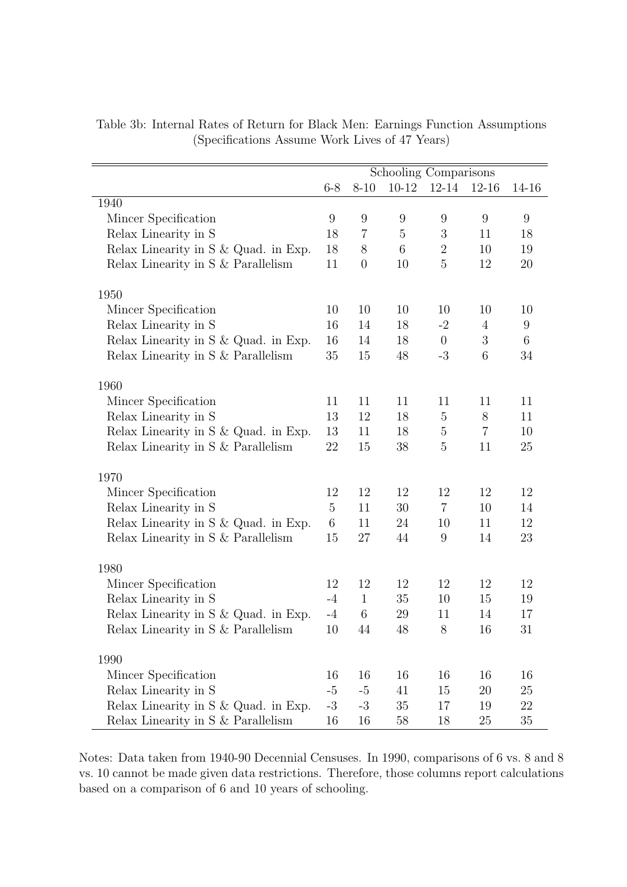Table 3b: Internal Rates of Return for Black Men: Earnings Function Assumptions
(Specifications Assume Work Lives of 47 Years)

| | Schooling Comparisons | | | | | |
|---|---|---|---|---|---|---|
| | 6-8 | 8-10 | 10-12 | 12-14 | 12-16 | 14-16 |
| 1940 | | | | | | |
| Mincer Specification | 9 | 9 | 9 | 9 | 9 | 9 |
| Relax Linearity in S | 18 | 7 | 5 | 3 | 11 | 18 |
| Relax Linearity in S & Quad. in Exp. | 18 | 8 | 6 | 2 | 10 | 19 |
| Relax Linearity in S & Parallelism | 11 | 0 | 10 | 5 | 12 | 20 |
| 1950 | | | | | | |
| Mincer Specification | 10 | 10 | 10 | 10 | 10 | 10 |
| Relax Linearity in S | 16 | 14 | 18 | -2 | 4 | 9 |
| Relax Linearity in S & Quad. in Exp. | 16 | 14 | 18 | 0 | 3 | 6 |
| Relax Linearity in S & Parallelism | 35 | 15 | 48 | -3 | 6 | 34 |
| 1960 | | | | | | |
| Mincer Specification | 11 | 11 | 11 | 11 | 11 | 11 |
| Relax Linearity in S | 13 | 12 | 18 | 5 | 8 | 11 |
| Relax Linearity in S & Quad. in Exp. | 13 | 11 | 18 | 5 | 7 | 10 |
| Relax Linearity in S & Parallelism | 22 | 15 | 38 | 5 | 11 | 25 |
| 1970 | | | | | | |
| Mincer Specification | 12 | 12 | 12 | 12 | 12 | 12 |
| Relax Linearity in S | 5 | 11 | 30 | 7 | 10 | 14 |
| Relax Linearity in S & Quad. in Exp. | 6 | 11 | 24 | 10 | 11 | 12 |
| Relax Linearity in S & Parallelism | 15 | 27 | 44 | 9 | 14 | 23 |
| 1980 | | | | | | |
| Mincer Specification | 12 | 12 | 12 | 12 | 12 | 12 |
| Relax Linearity in S | -4 | 1 | 35 | 10 | 15 | 19 |
| Relax Linearity in S & Quad. in Exp. | -4 | 6 | 29 | 11 | 14 | 17 |
| Relax Linearity in S & Parallelism | 10 | 44 | 48 | 8 | 16 | 31 |
| 1990 | | | | | | |
| Mincer Specification | 16 | 16 | 16 | 16 | 16 | 16 |
| Relax Linearity in S | -5 | -5 | 41 | 15 | 20 | 25 |
| Relax Linearity in S & Quad. in Exp. | -3 | -3 | 35 | 17 | 19 | 22 |
| Relax Linearity in S & Parallelism | 16 | 16 | 58 | 18 | 25 | 35 |

Notes: Data taken from 1940-90 Decennial Censuses. In 1990, comparisons of 6 vs. 8 and 8 vs. 10 cannot be made given data restrictions. Therefore, those columns report calculations based on a comparison of 6 and 10 years of schooling.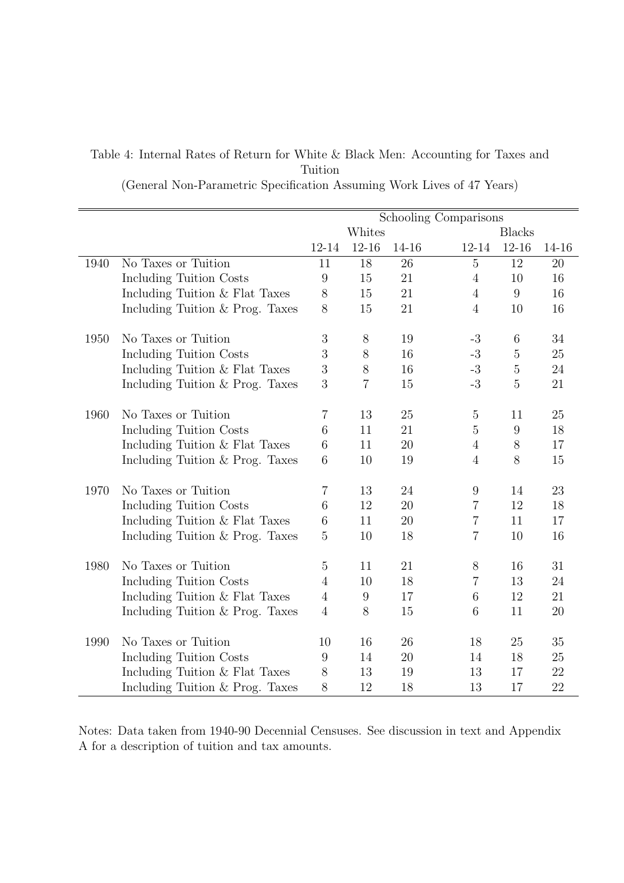Table 4: Internal Rates of Return for White & Black Men: Accounting for Taxes and Tuition
(General Non-Parametric Specification Assuming Work Lives of 47 Years)

| | | Schooling Comparisons | | | | | |
|---|---|---|---|---|---|---|---|
| | | Whites | | | Blacks | | |
| | | 12-14 | 12-16 | 14-16 | 12-14 | 12-16 | 14-16 |
| 1940 | No Taxes or Tuition | 11 | 18 | 26 | 5 | 12 | 20 |
| | Including Tuition Costs | 9 | 15 | 21 | 4 | 10 | 16 |
| | Including Tuition & Flat Taxes | 8 | 15 | 21 | 4 | 9 | 16 |
| | Including Tuition & Prog. Taxes | 8 | 15 | 21 | 4 | 10 | 16 |
| 1950 | No Taxes or Tuition | 3 | 8 | 19 | -3 | 6 | 34 |
| | Including Tuition Costs | 3 | 8 | 16 | -3 | 5 | 25 |
| | Including Tuition & Flat Taxes | 3 | 8 | 16 | -3 | 5 | 24 |
| | Including Tuition & Prog. Taxes | 3 | 7 | 15 | -3 | 5 | 21 |
| 1960 | No Taxes or Tuition | 7 | 13 | 25 | 5 | 11 | 25 |
| | Including Tuition Costs | 6 | 11 | 21 | 5 | 9 | 18 |
| | Including Tuition & Flat Taxes | 6 | 11 | 20 | 4 | 8 | 17 |
| | Including Tuition & Prog. Taxes | 6 | 10 | 19 | 4 | 8 | 15 |
| 1970 | No Taxes or Tuition | 7 | 13 | 24 | 9 | 14 | 23 |
| | Including Tuition Costs | 6 | 12 | 20 | 7 | 12 | 18 |
| | Including Tuition & Flat Taxes | 6 | 11 | 20 | 7 | 11 | 17 |
| | Including Tuition & Prog. Taxes | 5 | 10 | 18 | 7 | 10 | 16 |
| 1980 | No Taxes or Tuition | 5 | 11 | 21 | 8 | 16 | 31 |
| | Including Tuition Costs | 4 | 10 | 18 | 7 | 13 | 24 |
| | Including Tuition & Flat Taxes | 4 | 9 | 17 | 6 | 12 | 21 |
| | Including Tuition & Prog. Taxes | 4 | 8 | 15 | 6 | 11 | 20 |
| 1990 | No Taxes or Tuition | 10 | 16 | 26 | 18 | 25 | 35 |
| | Including Tuition Costs | 9 | 14 | 20 | 14 | 18 | 25 |
| | Including Tuition & Flat Taxes | 8 | 13 | 19 | 13 | 17 | 22 |
| | Including Tuition & Prog. Taxes | 8 | 12 | 18 | 13 | 17 | 22 |

Notes: Data taken from 1940-90 Decennial Censuses. See discussion in text and Appendix A for a description of tuition and tax amounts.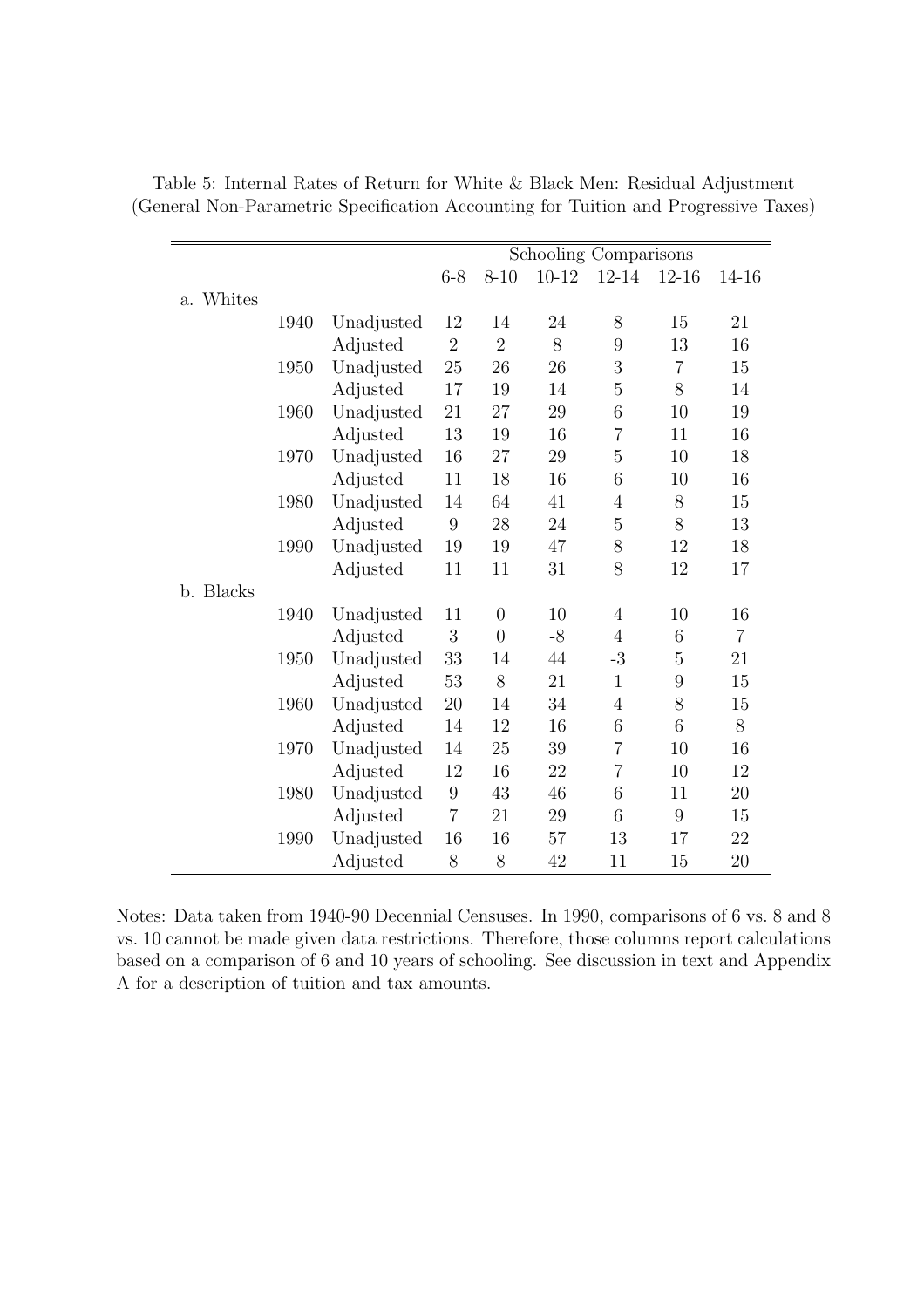Table 5: Internal Rates of Return for White & Black Men: Residual Adjustment
(General Non-Parametric Specification Accounting for Tuition and Progressive Taxes)

| | | | Schooling Comparisons | | | | | |
|---|---|---|---|---|---|---|---|---|
| | | | 6-8 | 8-10 | 10-12 | 12-14 | 12-16 | 14-16 |
| a. Whites | | | | | | | | |
| | 1940 | Unadjusted | 12 | 14 | 24 | 8 | 15 | 21 |
| | | Adjusted | 2 | 2 | 8 | 9 | 13 | 16 |
| | 1950 | Unadjusted | 25 | 26 | 26 | 3 | 7 | 15 |
| | | Adjusted | 17 | 19 | 14 | 5 | 8 | 14 |
| | 1960 | Unadjusted | 21 | 27 | 29 | 6 | 10 | 19 |
| | | Adjusted | 13 | 19 | 16 | 7 | 11 | 16 |
| | 1970 | Unadjusted | 16 | 27 | 29 | 5 | 10 | 18 |
| | | Adjusted | 11 | 18 | 16 | 6 | 10 | 16 |
| | 1980 | Unadjusted | 14 | 64 | 41 | 4 | 8 | 15 |
| | | Adjusted | 9 | 28 | 24 | 5 | 8 | 13 |
| | 1990 | Unadjusted | 19 | 19 | 47 | 8 | 12 | 18 |
| | | Adjusted | 11 | 11 | 31 | 8 | 12 | 17 |
| b. Blacks | | | | | | | | |
| | 1940 | Unadjusted | 11 | 0 | 10 | 4 | 10 | 16 |
| | | Adjusted | 3 | 0 | -8 | 4 | 6 | 7 |
| | 1950 | Unadjusted | 33 | 14 | 44 | -3 | 5 | 21 |
| | | Adjusted | 53 | 8 | 21 | 1 | 9 | 15 |
| | 1960 | Unadjusted | 20 | 14 | 34 | 4 | 8 | 15 |
| | | Adjusted | 14 | 12 | 16 | 6 | 6 | 8 |
| | 1970 | Unadjusted | 14 | 25 | 39 | 7 | 10 | 16 |
| | | Adjusted | 12 | 16 | 22 | 7 | 10 | 12 |
| | 1980 | Unadjusted | 9 | 43 | 46 | 6 | 11 | 20 |
| | | Adjusted | 7 | 21 | 29 | 6 | 9 | 15 |
| | 1990 | Unadjusted | 16 | 16 | 57 | 13 | 17 | 22 |
| | | Adjusted | 8 | 8 | 42 | 11 | 15 | 20 |

Notes: Data taken from 1940-90 Decennial Censuses. In 1990, comparisons of 6 vs. 8 and 8 vs. 10 cannot be made given data restrictions. Therefore, those columns report calculations based on a comparison of 6 and 10 years of schooling. See discussion in text and Appendix A for a description of tuition and tax amounts.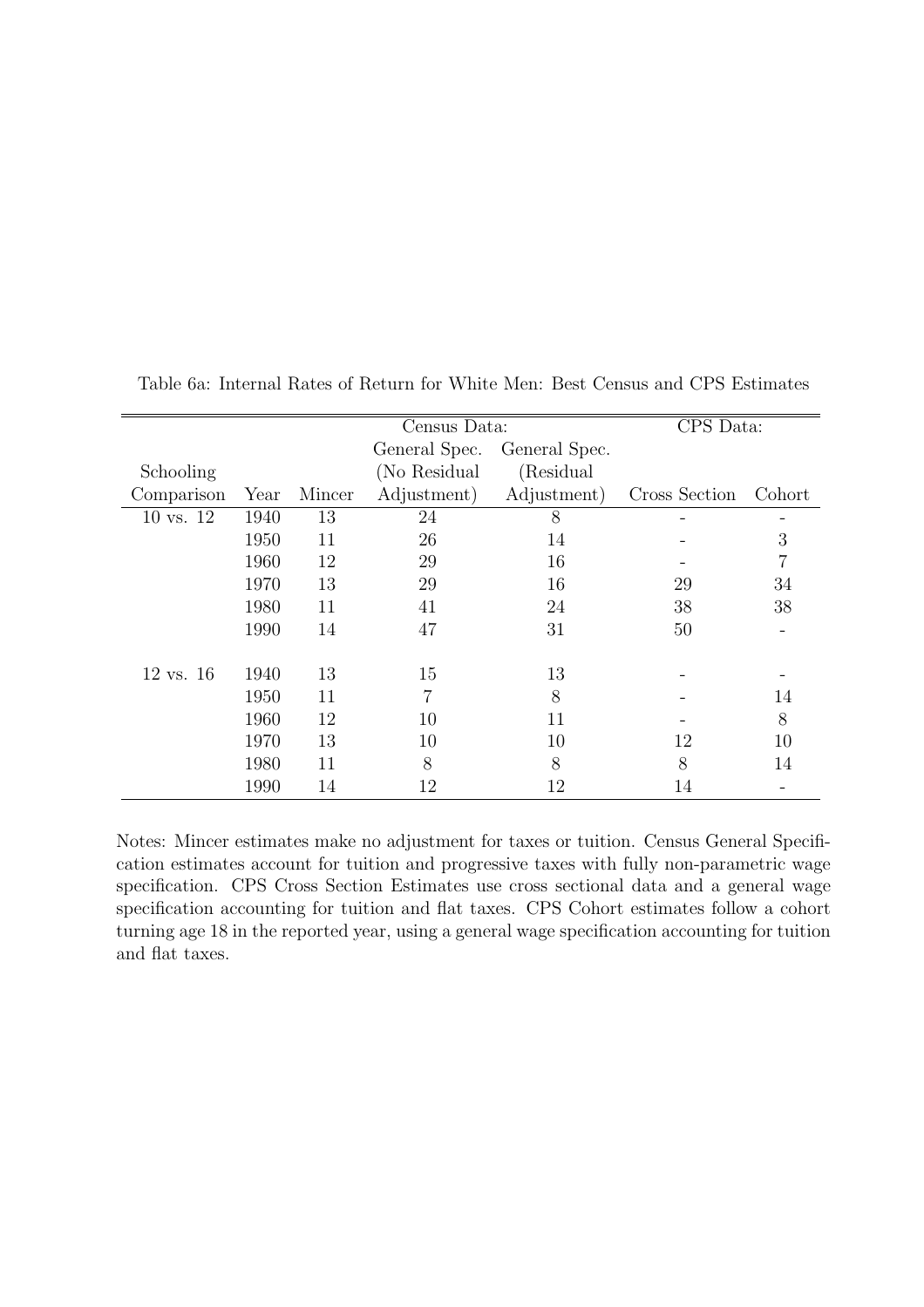Table 6a: Internal Rates of Return for White Men: Best Census and CPS Estimates

| Schooling Comparison | Year | Mincer | Census Data: General Spec. (No Residual Adjustment) | Census Data: General Spec. (Residual Adjustment) | CPS Data: Cross Section | CPS Data: Cohort |
|---|---|---|---|---|---|---|
| 10 vs. 12 | 1940 | 13 | 24 | 8 | - | - |
| | 1950 | 11 | 26 | 14 | - | 3 |
| | 1960 | 12 | 29 | 16 | - | 7 |
| | 1970 | 13 | 29 | 16 | 29 | 34 |
| | 1980 | 11 | 41 | 24 | 38 | 38 |
| | 1990 | 14 | 47 | 31 | 50 | - |
| 12 vs. 16 | 1940 | 13 | 15 | 13 | - | - |
| | 1950 | 11 | 7 | 8 | - | 14 |
| | 1960 | 12 | 10 | 11 | - | 8 |
| | 1970 | 13 | 10 | 10 | 12 | 10 |
| | 1980 | 11 | 8 | 8 | 8 | 14 |
| | 1990 | 14 | 12 | 12 | 14 | - |

Notes: Mincer estimates make no adjustment for taxes or tuition. Census General Specification estimates account for tuition and progressive taxes with fully non-parametric wage specification. CPS Cross Section Estimates use cross sectional data and a general wage specification accounting for tuition and flat taxes. CPS Cohort estimates follow a cohort turning age 18 in the reported year, using a general wage specification accounting for tuition and flat taxes.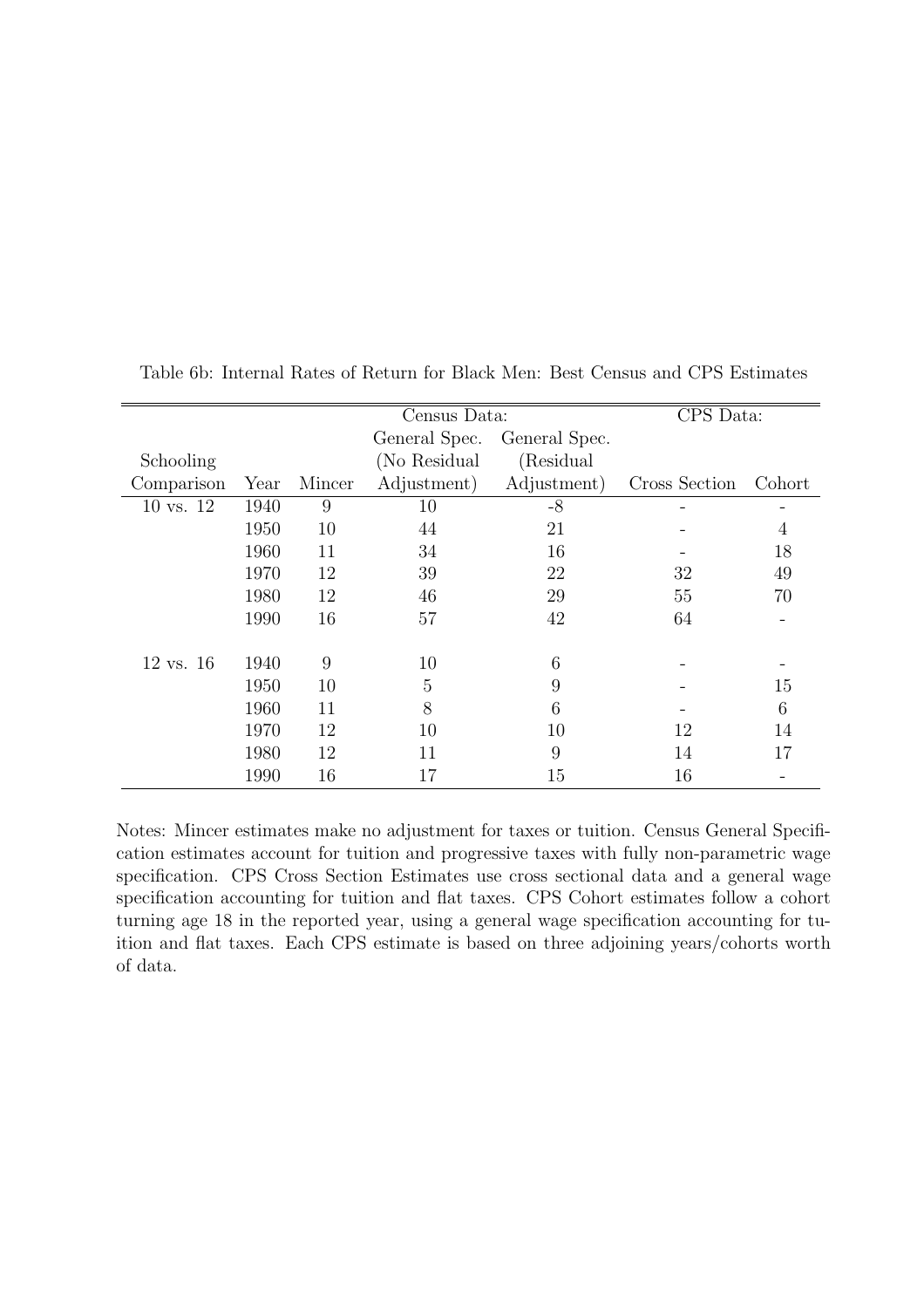Table 6b: Internal Rates of Return for Black Men: Best Census and CPS Estimates

| Schooling Comparison | Year | Mincer | Census Data: General Spec. (No Residual Adjustment) | Census Data: General Spec. (Residual Adjustment) | CPS Data: Cross Section | CPS Data: Cohort |
|---|---|---|---|---|---|---|
| 10 vs. 12 | 1940 | 9 | 10 | -8 | - | - |
| | 1950 | 10 | 44 | 21 | - | 4 |
| | 1960 | 11 | 34 | 16 | - | 18 |
| | 1970 | 12 | 39 | 22 | 32 | 49 |
| | 1980 | 12 | 46 | 29 | 55 | 70 |
| | 1990 | 16 | 57 | 42 | 64 | - |
| 12 vs. 16 | 1940 | 9 | 10 | 6 | - | - |
| | 1950 | 10 | 5 | 9 | - | 15 |
| | 1960 | 11 | 8 | 6 | - | 6 |
| | 1970 | 12 | 10 | 10 | 12 | 14 |
| | 1980 | 12 | 11 | 9 | 14 | 17 |
| | 1990 | 16 | 17 | 15 | 16 | - |

Notes: Mincer estimates make no adjustment for taxes or tuition. Census General Specification estimates account for tuition and progressive taxes with fully non-parametric wage specification. CPS Cross Section Estimates use cross sectional data and a general wage specification accounting for tuition and flat taxes. CPS Cohort estimates follow a cohort turning age 18 in the reported year, using a general wage specification accounting for tuition and flat taxes. Each CPS estimate is based on three adjoining years/cohorts worth of data.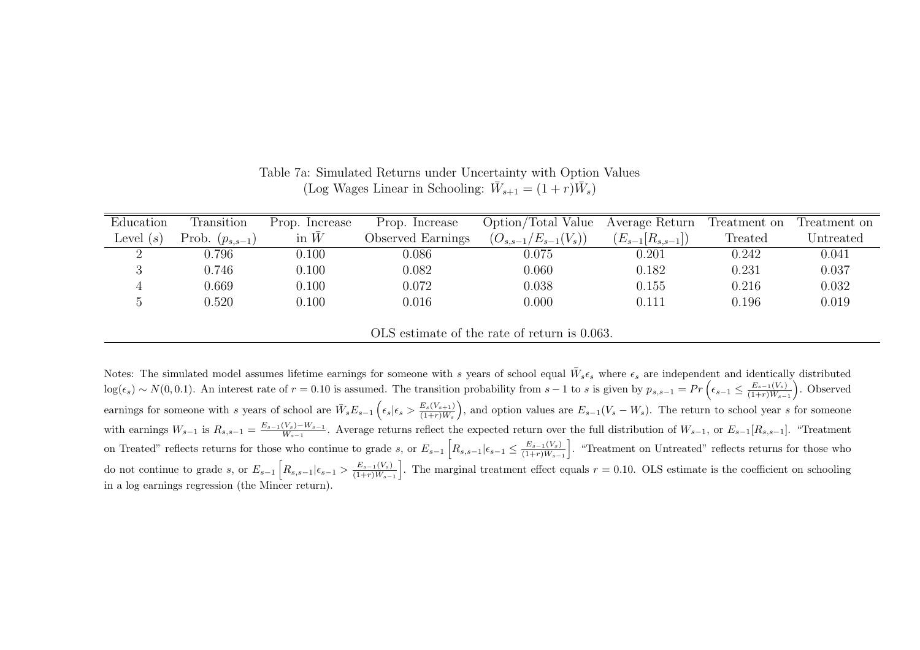Table 7a: Simulated Returns under Uncertainty with Option Values
(Log Wages Linear in Schooling: $\bar{W}_{s+1} = (1+r)\bar{W}_s$)

| Education Level ($s$) | Transition Prob. ($p_{s,s-1}$) | Prop. Increase in $\bar{W}$ | Prop. Increase Observed Earnings | Option/Total Value ($O_{s,s-1}/E_{s-1}(V_s)$) | Average Return ($E_{s-1}[R_{s,s-1}]$) | Treatment on Treated | Treatment on Untreated |
|---|---|---|---|---|---|---|---|
| 2 | 0.796 | 0.100 | 0.086 | 0.075 | 0.201 | 0.242 | 0.041 |
| 3 | 0.746 | 0.100 | 0.082 | 0.060 | 0.182 | 0.231 | 0.037 |
| 4 | 0.669 | 0.100 | 0.072 | 0.038 | 0.155 | 0.216 | 0.032 |
| 5 | 0.520 | 0.100 | 0.016 | 0.000 | 0.111 | 0.196 | 0.019 |

OLS estimate of the rate of return is 0.063.

Notes: The simulated model assumes lifetime earnings for someone with $s$ years of school equal $\bar{W}_s \epsilon_s$ where $\epsilon_s$ are independent and identically distributed $\log(\epsilon_s) \sim N(0, 0.1)$. An interest rate of $r = 0.10$ is assumed. The transition probability from $s-1$ to $s$ is given by $p_{s,s-1} = Pr\left(\epsilon_{s-1} \leq \frac{E_{s-1}(V_s)}{(1+r)W_{s-1}}\right)$. Observed earnings for someone with $s$ years of school are $\bar{W}_s E_{s-1}\left(\epsilon_s | \epsilon_s > \frac{E_s(V_{s+1})}{(1+r)W_s}\right)$, and option values are $E_{s-1}(V_s - W_s)$. The return to school year $s$ for someone with earnings $W_{s-1}$ is $R_{s,s-1} = \frac{E_{s-1}(V_s) - W_{s-1}}{W_{s-1}}$. Average returns reflect the expected return over the full distribution of $W_{s-1}$, or $E_{s-1}[R_{s,s-1}]$. "Treatment on Treated" reflects returns for those who continue to grade $s$, or $E_{s-1}\left[R_{s,s-1} | \epsilon_{s-1} \leq \frac{E_{s-1}(V_s)}{(1+r)W_{s-1}}\right]$. "Treatment on Untreated" reflects returns for those who do not continue to grade $s$, or $E_{s-1}\left[R_{s,s-1} | \epsilon_{s-1} > \frac{E_{s-1}(V_s)}{(1+r)W_{s-1}}\right]$. The marginal treatment effect equals $r = 0.10$. OLS estimate is the coefficient on schooling in a log earnings regression (the Mincer return).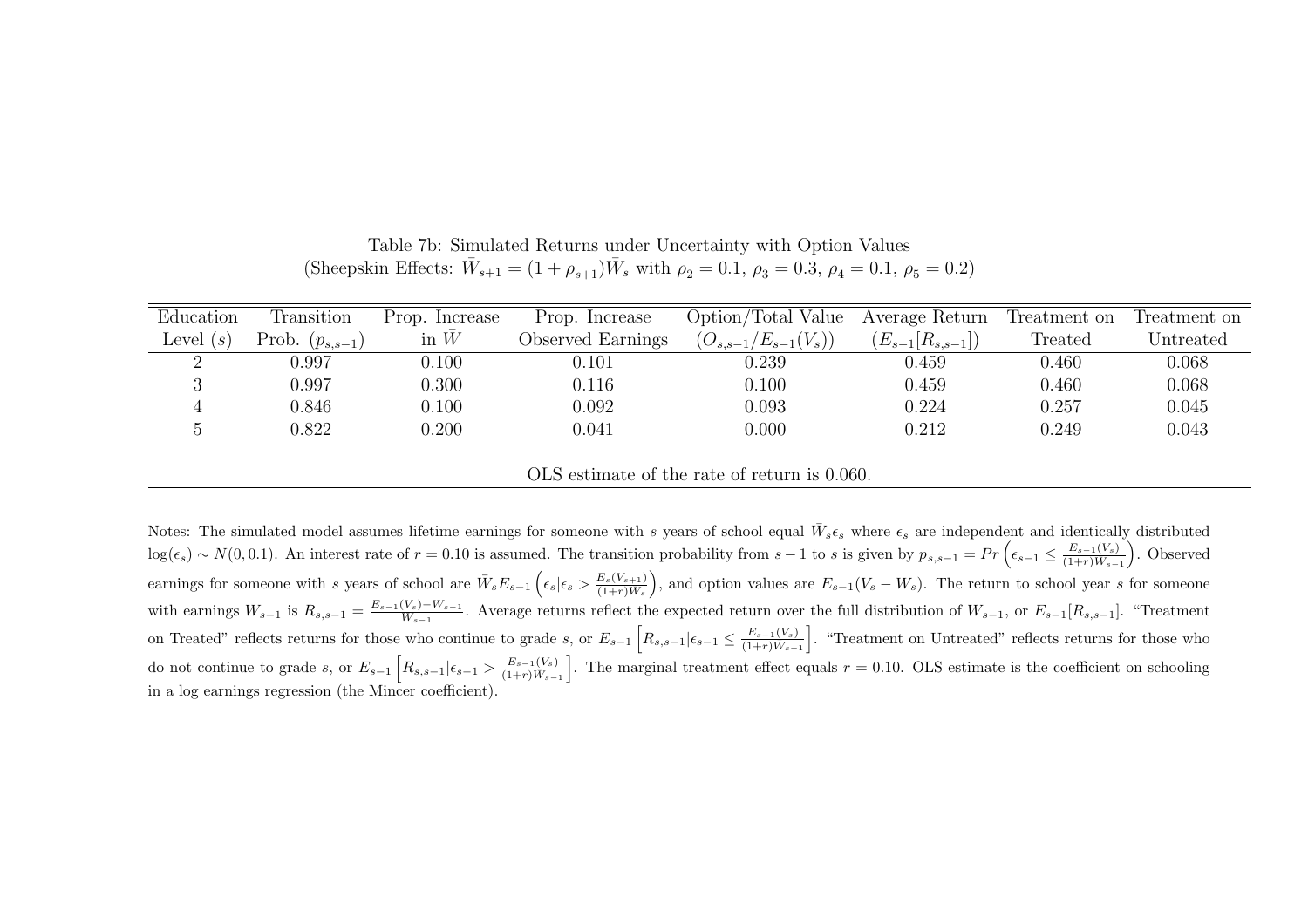Table 7b: Simulated Returns under Uncertainty with Option Values
(Sheepskin Effects: $\bar{W}_{s+1} = (1+\rho_{s+1})\bar{W}_s$ with $\rho_2 = 0.1$, $\rho_3 = 0.3$, $\rho_4 = 0.1$, $\rho_5 = 0.2$)

| Education Level ($s$) | Transition Prob. ($p_{s,s-1}$) | Prop. Increase in $\bar{W}$ | Prop. Increase Observed Earnings | Option/Total Value ($O_{s,s-1}/E_{s-1}(V_s)$) | Average Return ($E_{s-1}[R_{s,s-1}]$) | Treatment on Treated | Treatment on Untreated |
|---|---|---|---|---|---|---|---|
| 2 | 0.997 | 0.100 | 0.101 | 0.239 | 0.459 | 0.460 | 0.068 |
| 3 | 0.997 | 0.300 | 0.116 | 0.100 | 0.459 | 0.460 | 0.068 |
| 4 | 0.846 | 0.100 | 0.092 | 0.093 | 0.224 | 0.257 | 0.045 |
| 5 | 0.822 | 0.200 | 0.041 | 0.000 | 0.212 | 0.249 | 0.043 |

OLS estimate of the rate of return is 0.060.

Notes: The simulated model assumes lifetime earnings for someone with $s$ years of school equal $\bar{W}_s \epsilon_s$ where $\epsilon_s$ are independent and identically distributed $\log(\epsilon_s) \sim N(0, 0.1)$. An interest rate of $r = 0.10$ is assumed. The transition probability from $s-1$ to $s$ is given by $p_{s,s-1} = Pr\left(\epsilon_{s-1} \leq \frac{E_{s-1}(V_s)}{(1+r)W_{s-1}}\right)$. Observed earnings for someone with $s$ years of school are $\bar{W}_s E_{s-1}\left(\epsilon_s | \epsilon_s > \frac{E_s(V_{s+1})}{(1+r)W_s}\right)$, and option values are $E_{s-1}(V_s - W_s)$. The return to school year $s$ for someone with earnings $W_{s-1}$ is $R_{s,s-1} = \frac{E_{s-1}(V_s) - W_{s-1}}{W_{s-1}}$. Average returns reflect the expected return over the full distribution of $W_{s-1}$, or $E_{s-1}[R_{s,s-1}]$. "Treatment on Treated" reflects returns for those who continue to grade $s$, or $E_{s-1}\left[R_{s,s-1} | \epsilon_{s-1} \leq \frac{E_{s-1}(V_s)}{(1+r)W_{s-1}}\right]$. "Treatment on Untreated" reflects returns for those who do not continue to grade $s$, or $E_{s-1}\left[R_{s,s-1} | \epsilon_{s-1} > \frac{E_{s-1}(V_s)}{(1+r)W_{s-1}}\right]$. The marginal treatment effect equals $r = 0.10$. OLS estimate is the coefficient on schooling in a log earnings regression (the Mincer coefficient).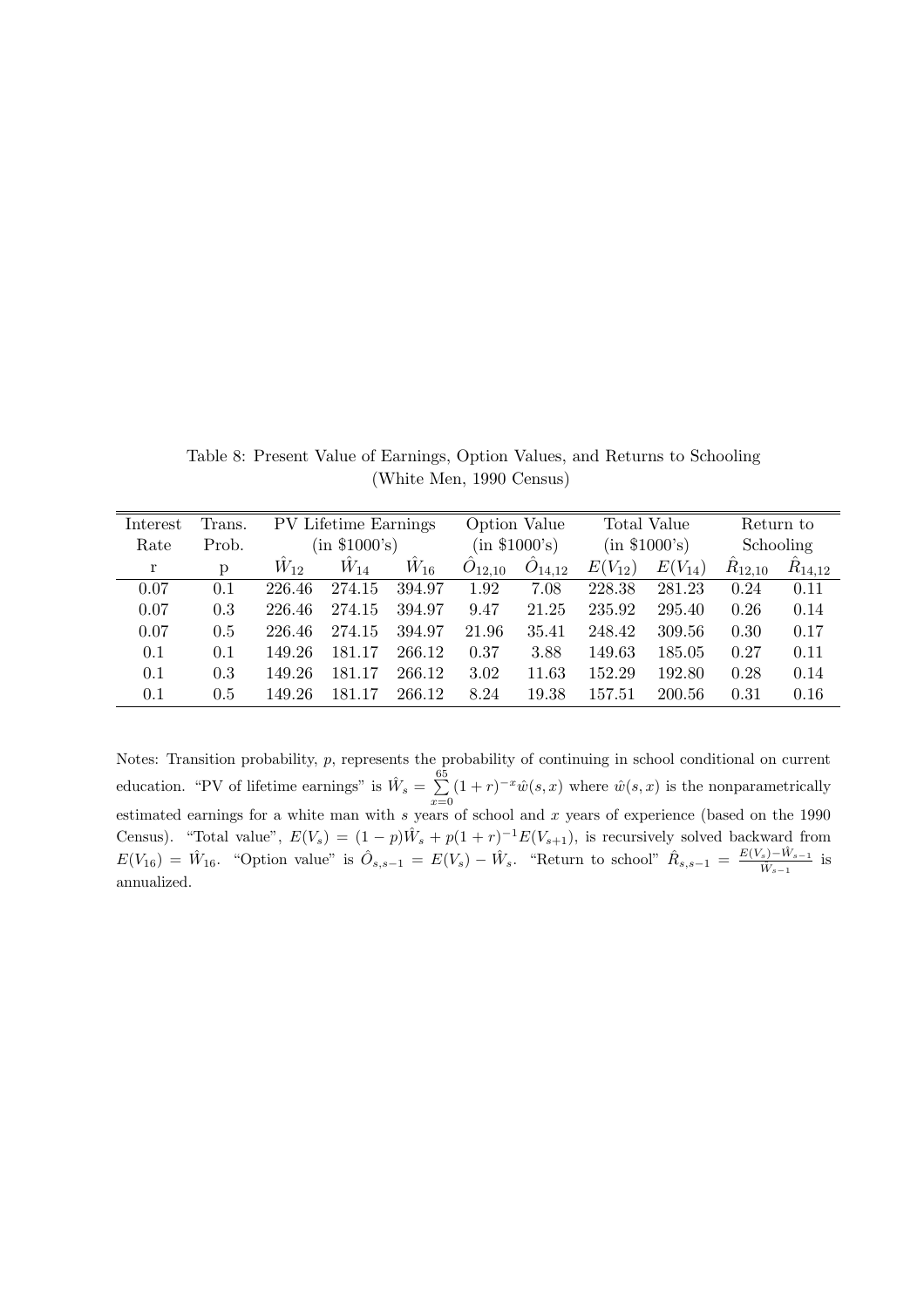Table 8: Present Value of Earnings, Option Values, and Returns to Schooling (White Men, 1990 Census)

| Interest Rate | Trans. Prob. | PV Lifetime Earnings (in \$1000's) | | | Option Value (in \$1000's) | | Total Value (in \$1000's) | | Return to Schooling | |
|---|---|---|---|---|---|---|---|---|---|---|
| r | p | $\hat{W}_{12}$ | $\hat{W}_{14}$ | $\hat{W}_{16}$ | $\hat{O}_{12,10}$ | $\hat{O}_{14,12}$ | $E(V_{12})$ | $E(V_{14})$ | $\hat{R}_{12,10}$ | $\hat{R}_{14,12}$ |
| 0.07 | 0.1 | 226.46 | 274.15 | 394.97 | 1.92 | 7.08 | 228.38 | 281.23 | 0.24 | 0.11 |
| 0.07 | 0.3 | 226.46 | 274.15 | 394.97 | 9.47 | 21.25 | 235.92 | 295.40 | 0.26 | 0.14 |
| 0.07 | 0.5 | 226.46 | 274.15 | 394.97 | 21.96 | 35.41 | 248.42 | 309.56 | 0.30 | 0.17 |
| 0.1 | 0.1 | 149.26 | 181.17 | 266.12 | 0.37 | 3.88 | 149.63 | 185.05 | 0.27 | 0.11 |
| 0.1 | 0.3 | 149.26 | 181.17 | 266.12 | 3.02 | 11.63 | 152.29 | 192.80 | 0.28 | 0.14 |
| 0.1 | 0.5 | 149.26 | 181.17 | 266.12 | 8.24 | 19.38 | 157.51 | 200.56 | 0.31 | 0.16 |

Notes: Transition probability, $p$, represents the probability of continuing in school conditional on current education. "PV of lifetime earnings" is $\hat{W}_s = \sum_{x=0}^{65} (1+r)^{-x}\hat{w}(s,x)$ where $\hat{w}(s,x)$ is the nonparametrically estimated earnings for a white man with $s$ years of school and $x$ years of experience (based on the 1990 Census). "Total value", $E(V_s) = (1-p)\hat{W}_s + p(1+r)^{-1}E(V_{s+1})$, is recursively solved backward from $E(V_{16}) = \hat{W}_{16}$. "Option value" is $\hat{O}_{s,s-1} = E(V_s) - \hat{W}_s$. "Return to school" $\hat{R}_{s,s-1} = \frac{E(V_s) - \hat{W}_{s-1}}{\hat{W}_{s-1}}$ is annualized.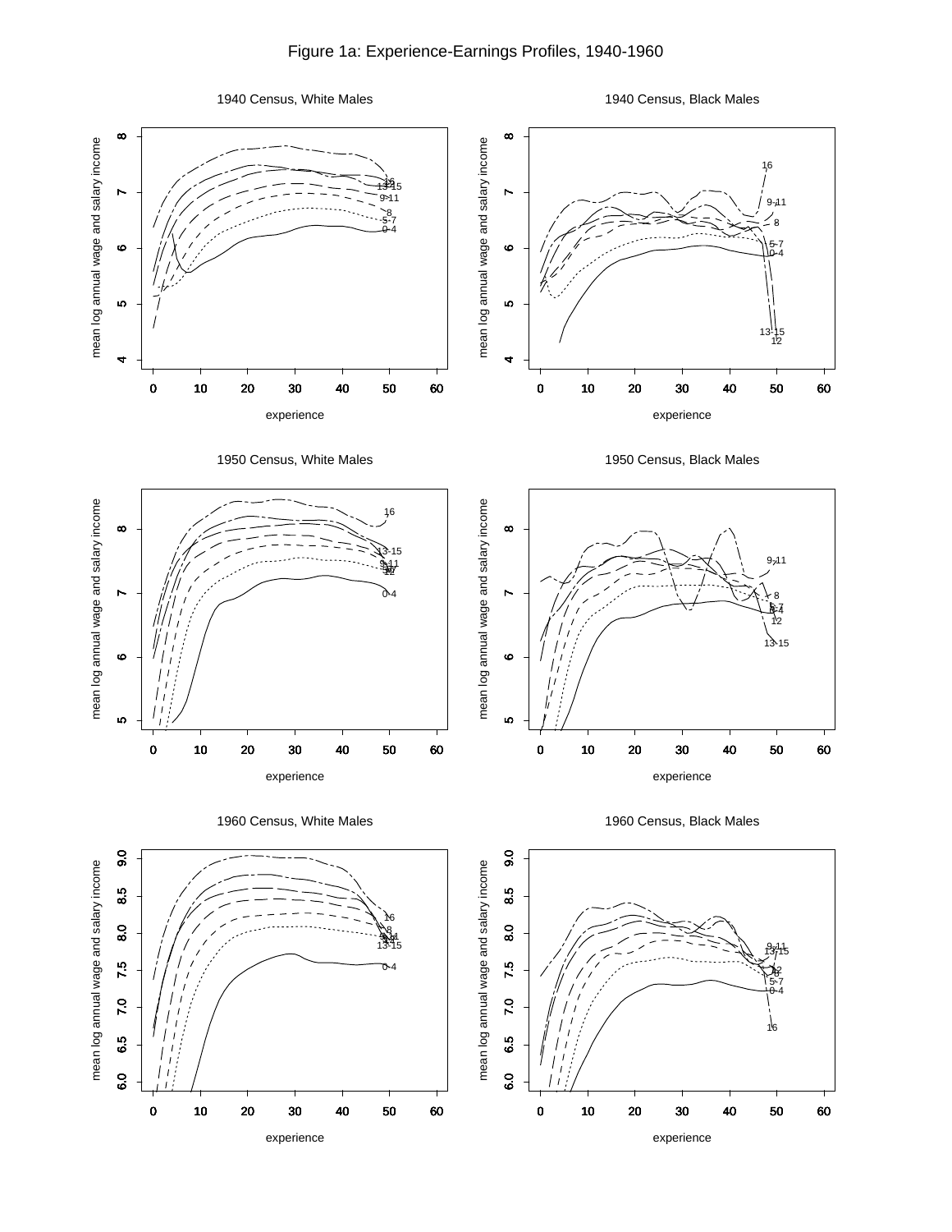# Figure 1a: Experience-Earnings Profiles, 1940-1960

1940 Census, White Males

1940 Census, Black Males

1950 Census, White Males

1950 Census, Black Males

1960 Census, White Males

1960 Census, Black Males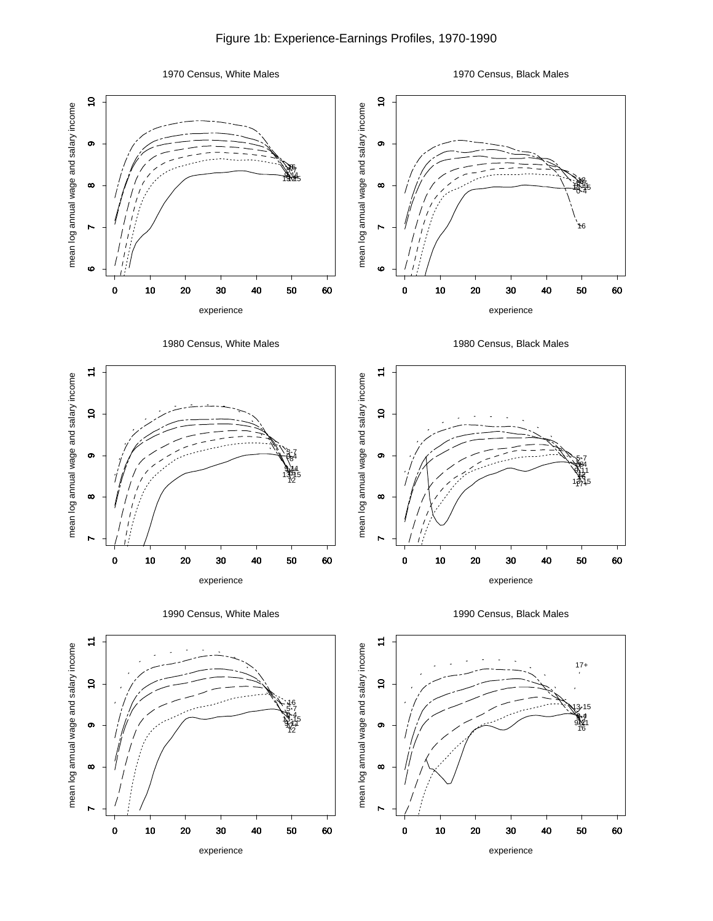Figure 1b: Experience-Earnings Profiles, 1970-1990

1970 Census, White Males

1970 Census, Black Males

1980 Census, White Males

1980 Census, Black Males

1990 Census, White Males

1990 Census, Black Males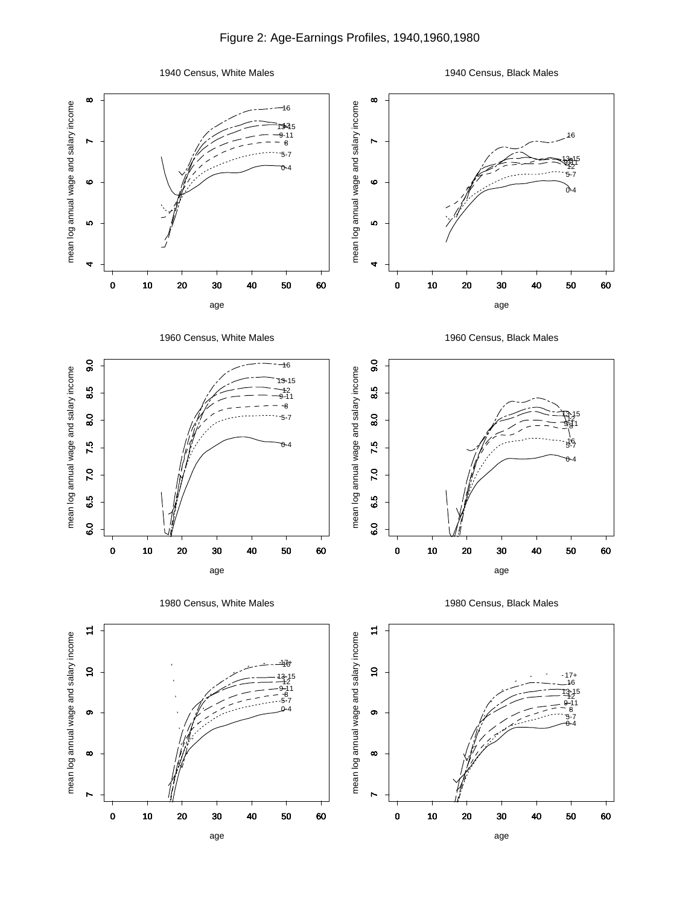# Figure 2: Age-Earnings Profiles, 1940,1960,1980

1940 Census, White Males

1940 Census, Black Males

1960 Census, White Males

1960 Census, Black Males

1980 Census, White Males

1980 Census, Black Males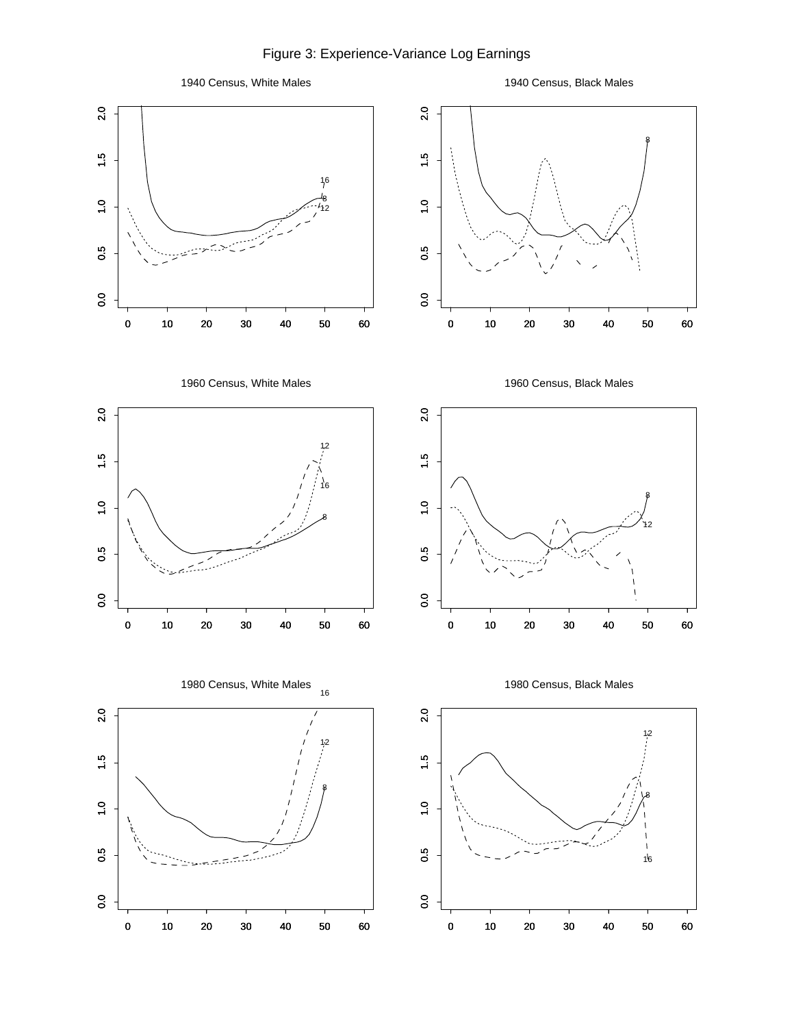# Figure 3: Experience-Variance Log Earnings

1940 Census, White Males

1940 Census, Black Males

1960 Census, White Males

1960 Census, Black Males

1980 Census, White Males

1980 Census, Black Males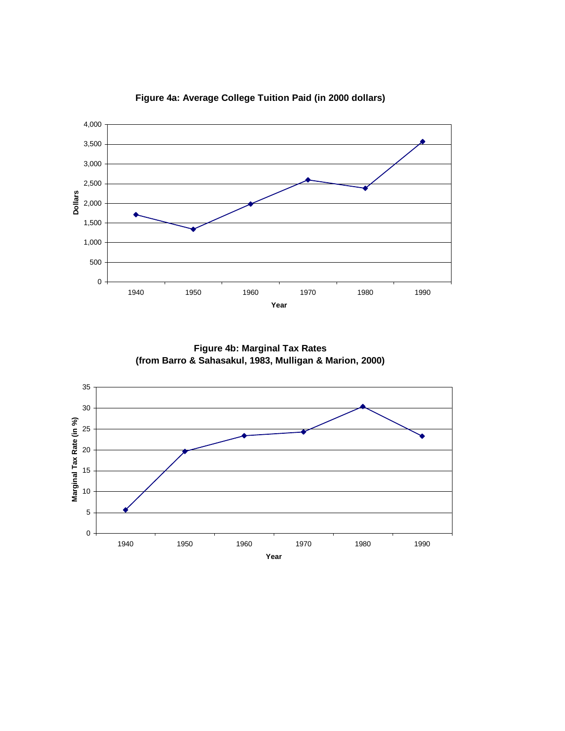**Figure 4a: Average College Tuition Paid (in 2000 dollars)**

**Figure 4b: Marginal Tax Rates (from Barro & Sahasakul, 1983, Mulligan & Marion, 2000)**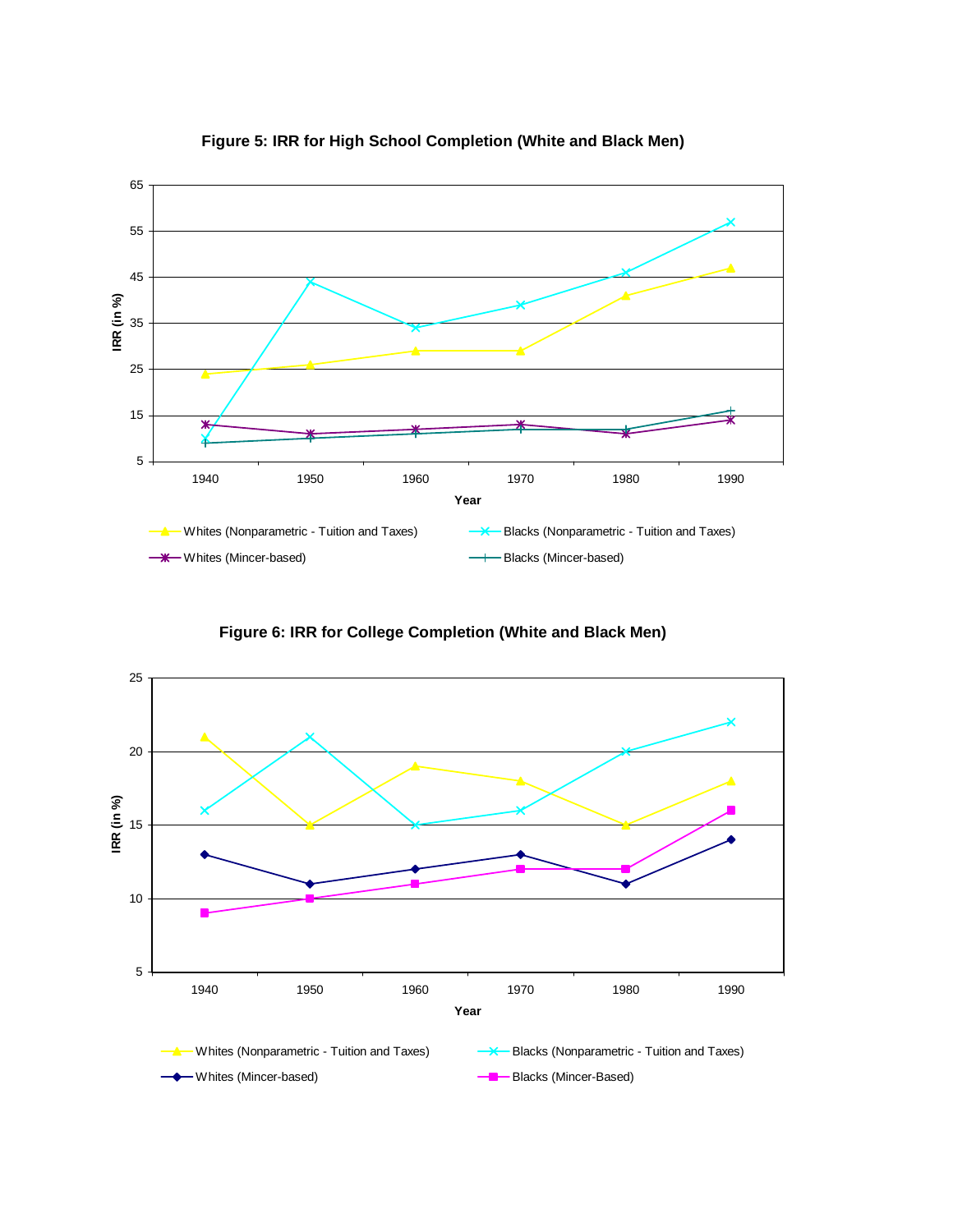**Figure 5: IRR for High School Completion (White and Black Men)**

**Figure 6: IRR for College Completion (White and Black Men)**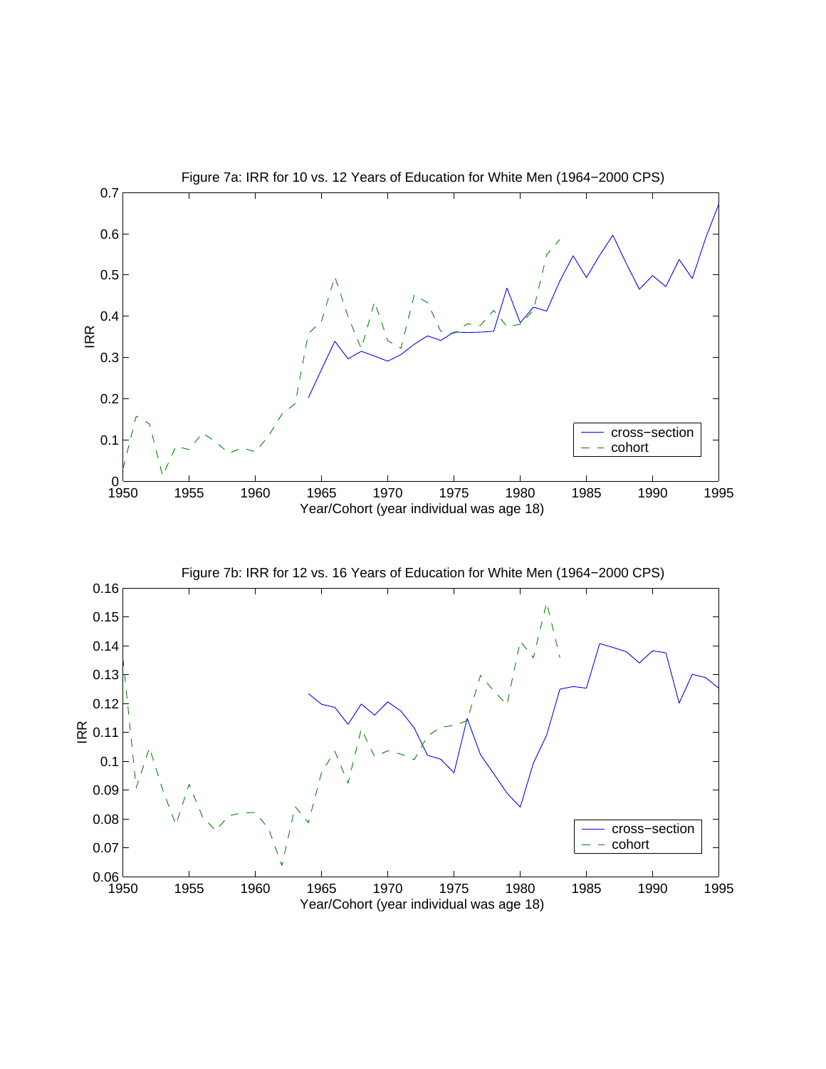Figure 7a: IRR for 10 vs. 12 Years of Education for White Men (1964−2000 CPS)

Figure 7b: IRR for 12 vs. 16 Years of Education for White Men (1964−2000 CPS)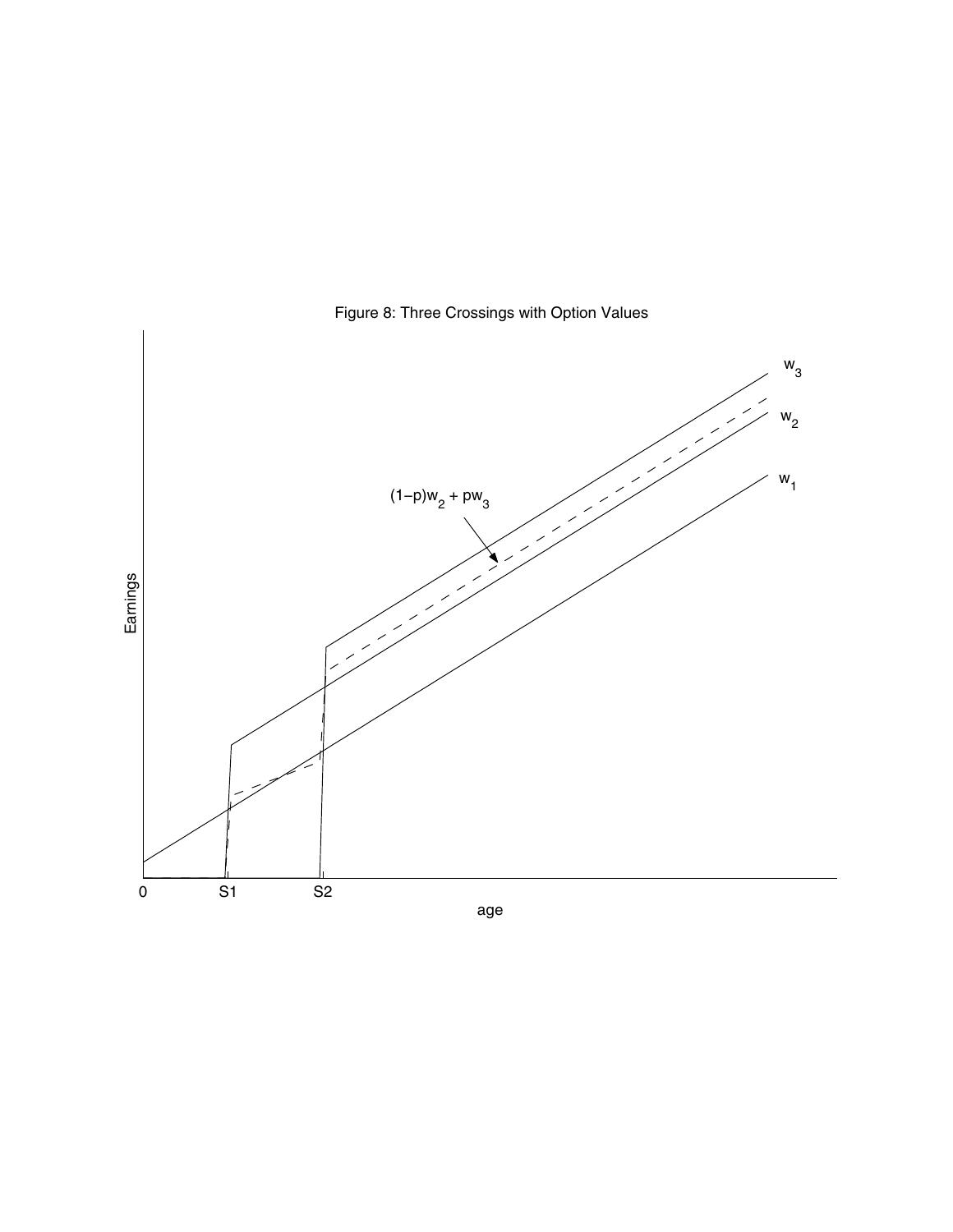Figure 8: Three Crossings with Option Values

Earnings

$w_3$

$w_2$

$w_1$

$(1-p)w_2 + pw_3$

0

S1

S2

age